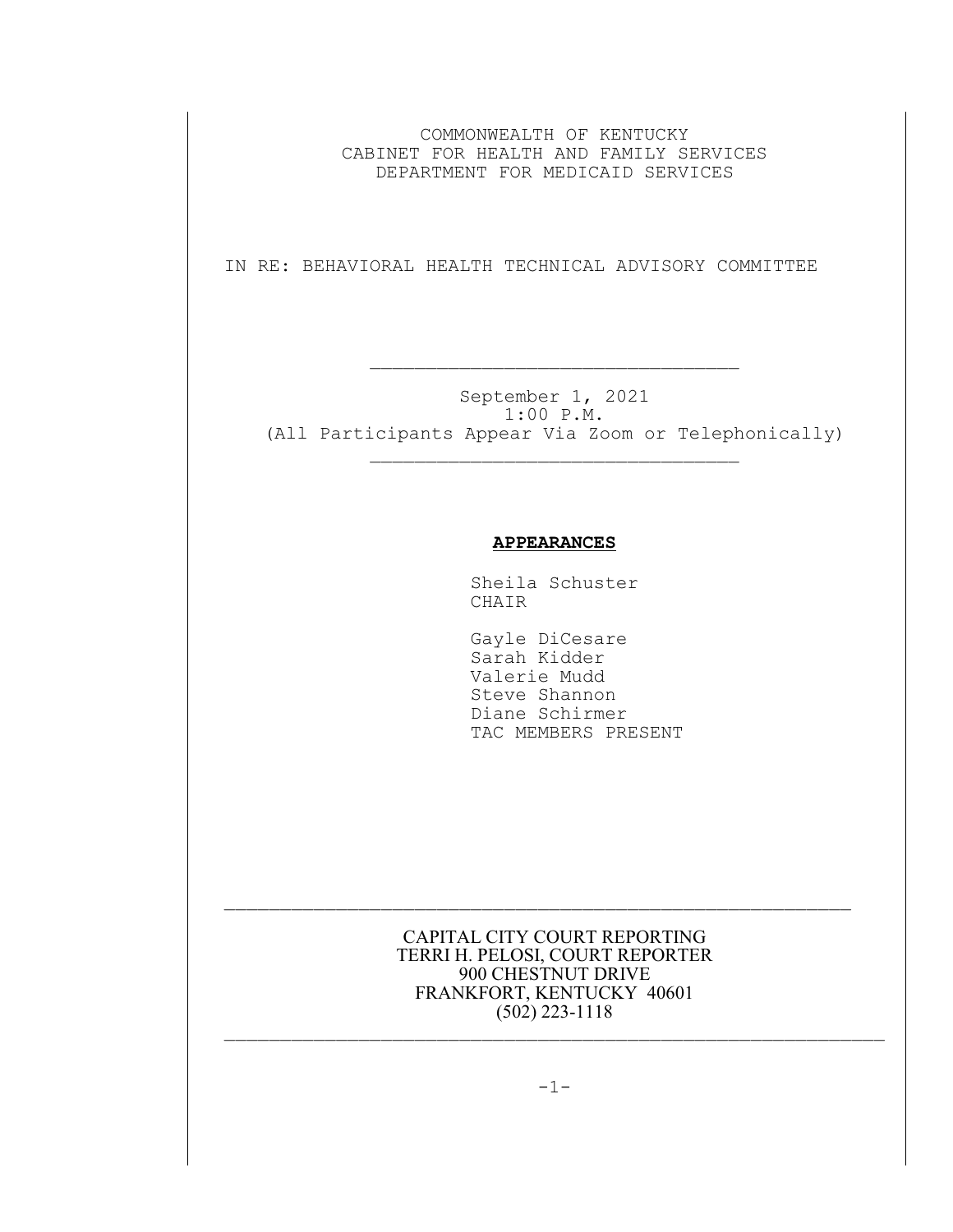COMMONWEALTH OF KENTUCKY
CABINET FOR HEALTH AND FAMILY SERVICES
DEPARTMENT FOR MEDICAID SERVICES

IN RE: BEHAVIORAL HEALTH TECHNICAL ADVISORY COMMITTEE

---

September 1, 2021
1:00 P.M.
(All Participants Appear Via Zoom or Telephonically)

---

## APPEARANCES

Sheila Schuster
CHAIR

Gayle DiCesare
Sarah Kidder
Valerie Mudd
Steve Shannon
Diane Schirmer
TAC MEMBERS PRESENT

---

CAPITAL CITY COURT REPORTING
TERRI H. PELOSI, COURT REPORTER
900 CHESTNUT DRIVE
FRANKFORT, KENTUCKY 40601
(502) 223-1118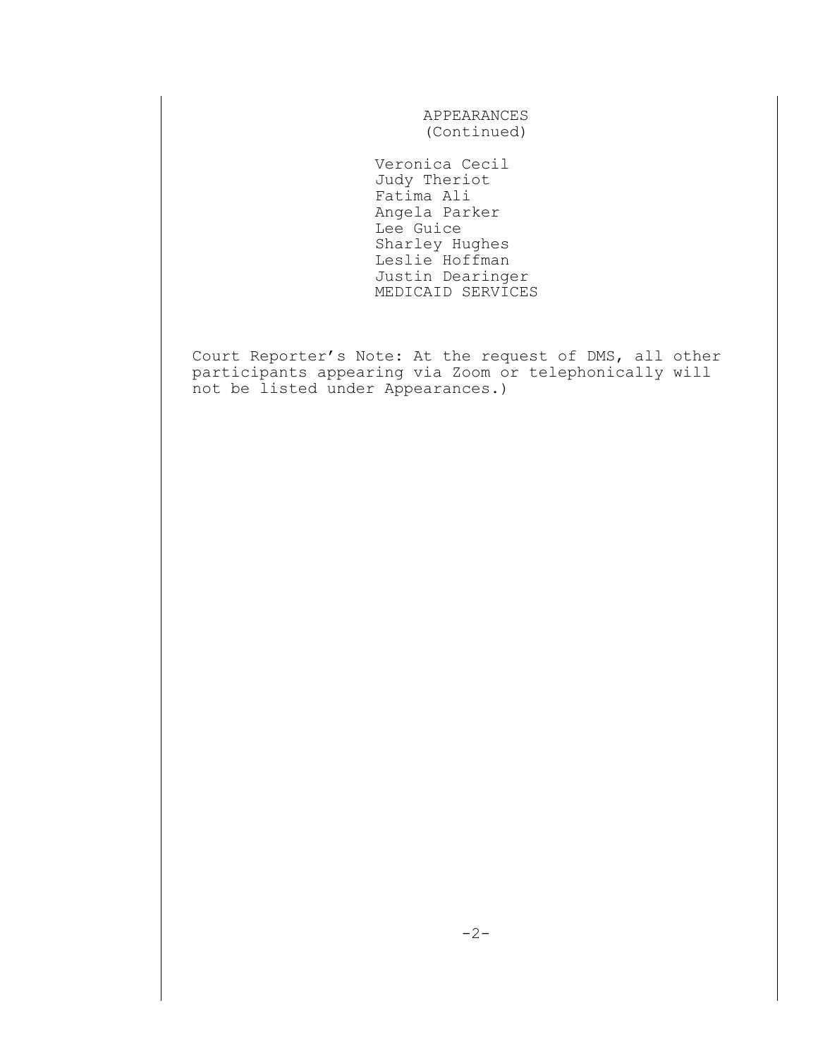# APPEARANCES
(Continued)

Veronica Cecil
Judy Theriot
Fatima Ali
Angela Parker
Lee Guice
Sharley Hughes
Leslie Hoffman
Justin Dearinger
MEDICAID SERVICES

Court Reporter's Note: At the request of DMS, all other participants appearing via Zoom or telephonically will not be listed under Appearances.)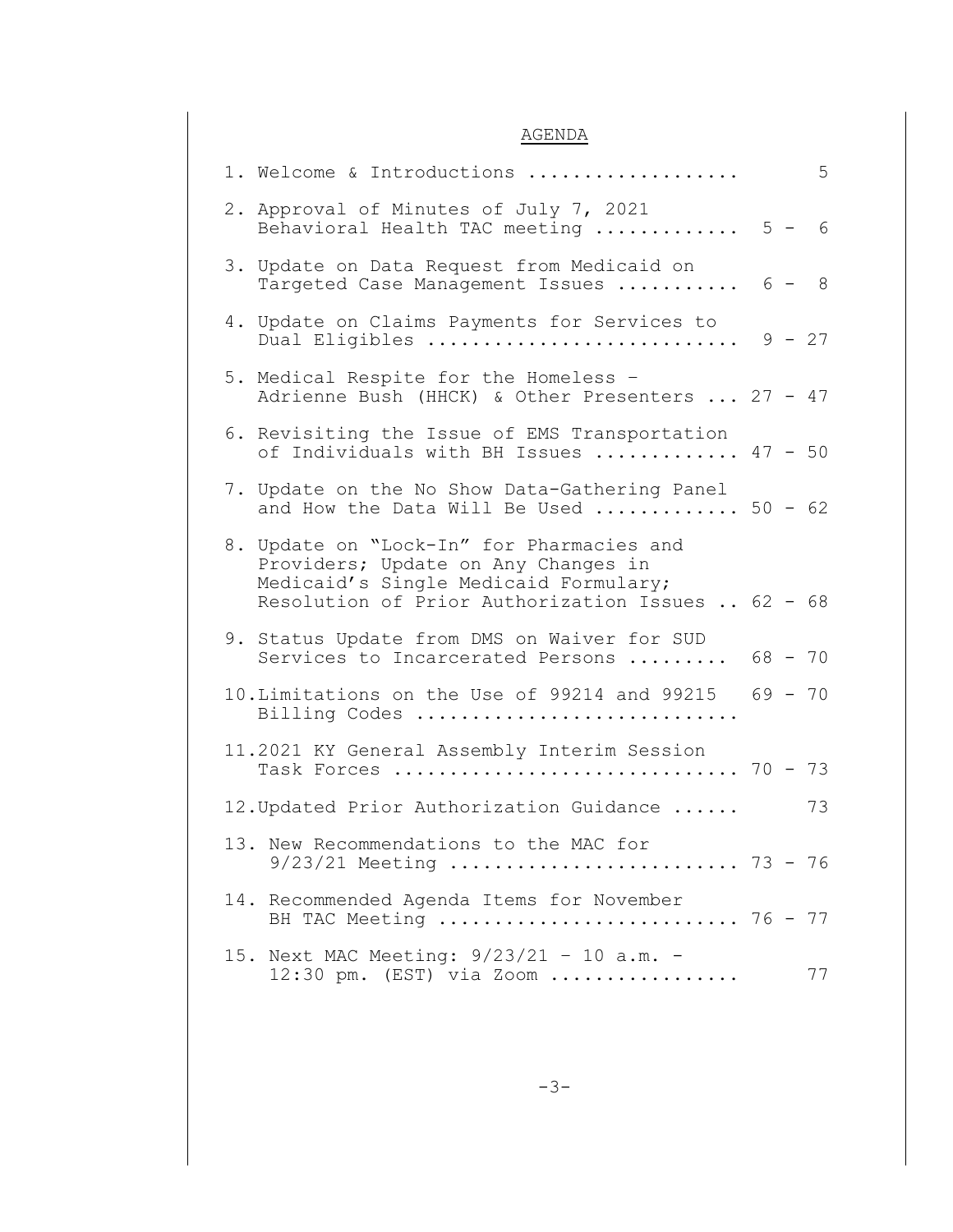# AGENDA

| | |
|---|---|
| 1. Welcome & Introductions | 5 |
| 2. Approval of Minutes of July 7, 2021 Behavioral Health TAC meeting | 5 - 6 |
| 3. Update on Data Request from Medicaid on Targeted Case Management Issues | 6 - 8 |
| 4. Update on Claims Payments for Services to Dual Eligibles | 9 - 27 |
| 5. Medical Respite for the Homeless – Adrienne Bush (HHCK) & Other Presenters | 27 - 47 |
| 6. Revisiting the Issue of EMS Transportation of Individuals with BH Issues | 47 - 50 |
| 7. Update on the No Show Data-Gathering Panel and How the Data Will Be Used | 50 - 62 |
| 8. Update on "Lock-In" for Pharmacies and Providers; Update on Any Changes in Medicaid's Single Medicaid Formulary; Resolution of Prior Authorization Issues | 62 - 68 |
| 9. Status Update from DMS on Waiver for SUD Services to Incarcerated Persons | 68 - 70 |
| 10. Limitations on the Use of 99214 and 99215 Billing Codes | 69 - 70 |
| 11. 2021 KY General Assembly Interim Session Task Forces | 70 - 73 |
| 12. Updated Prior Authorization Guidance | 73 |
| 13. New Recommendations to the MAC for 9/23/21 Meeting | 73 - 76 |
| 14. Recommended Agenda Items for November BH TAC Meeting | 76 - 77 |
| 15. Next MAC Meeting: 9/23/21 – 10 a.m. - 12:30 pm. (EST) via Zoom | 77 |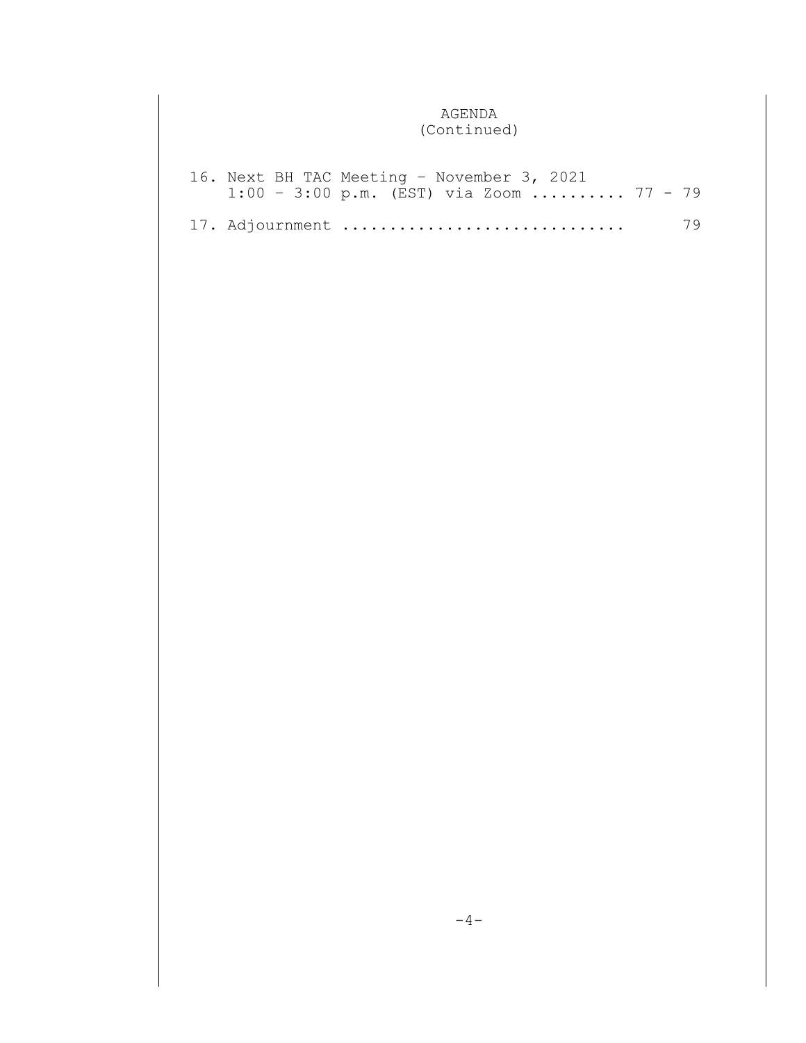# AGENDA
(Continued)

16. Next BH TAC Meeting - November 3, 2021
    1:00 - 3:00 p.m. (EST) via Zoom .......... 77 - 79

17. Adjournment .............................. 79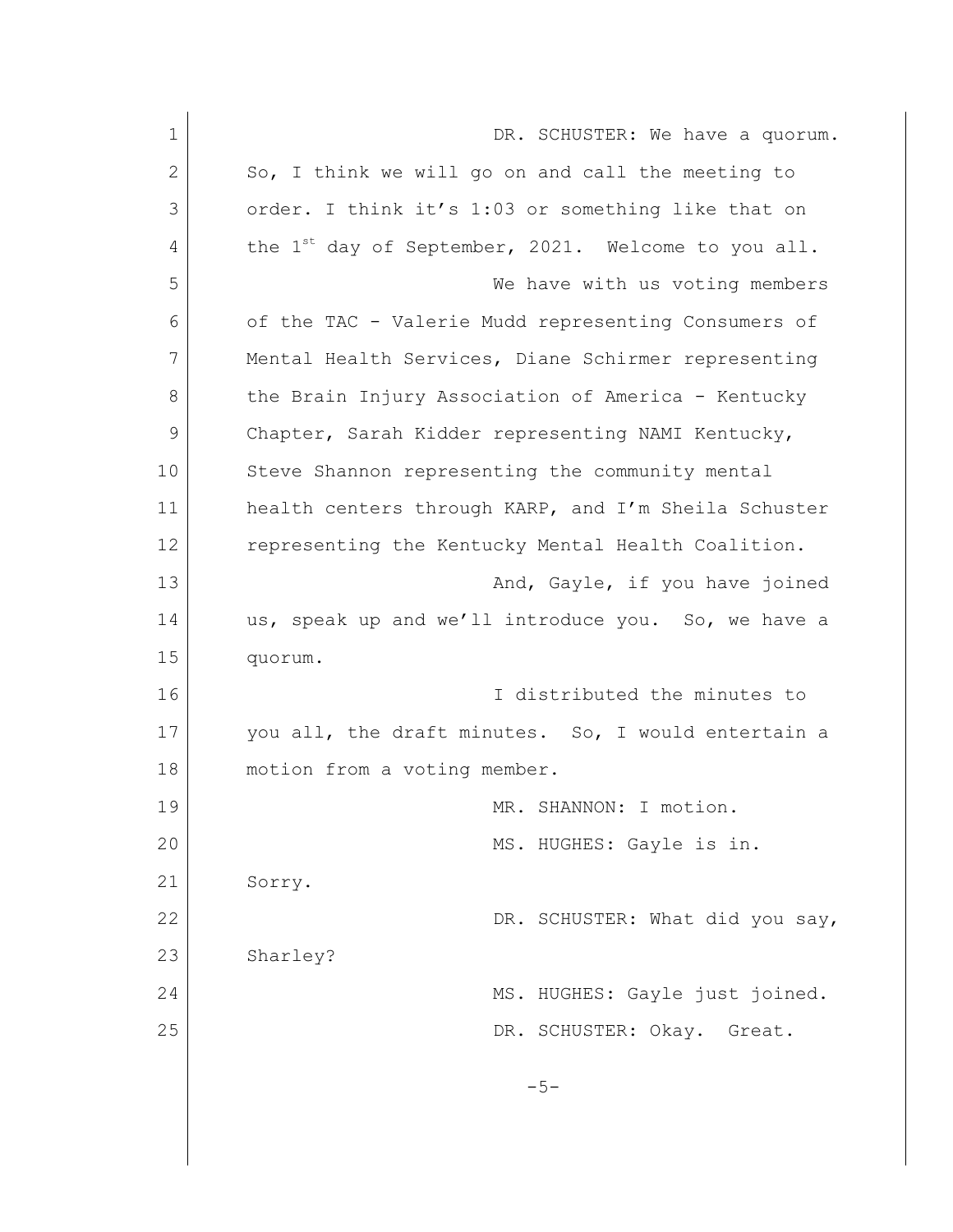DR. SCHUSTER: We have a quorum. So, I think we will go on and call the meeting to order. I think it's 1:03 or something like that on the 1st day of September, 2021. Welcome to you all.

We have with us voting members of the TAC - Valerie Mudd representing Consumers of Mental Health Services, Diane Schirmer representing the Brain Injury Association of America - Kentucky Chapter, Sarah Kidder representing NAMI Kentucky, Steve Shannon representing the community mental health centers through KARP, and I'm Sheila Schuster representing the Kentucky Mental Health Coalition.

And, Gayle, if you have joined us, speak up and we'll introduce you. So, we have a quorum.

I distributed the minutes to you all, the draft minutes. So, I would entertain a motion from a voting member.

MR. SHANNON: I motion.

MS. HUGHES: Gayle is in. Sorry.

DR. SCHUSTER: What did you say, Sharley?

MS. HUGHES: Gayle just joined.

DR. SCHUSTER: Okay. Great.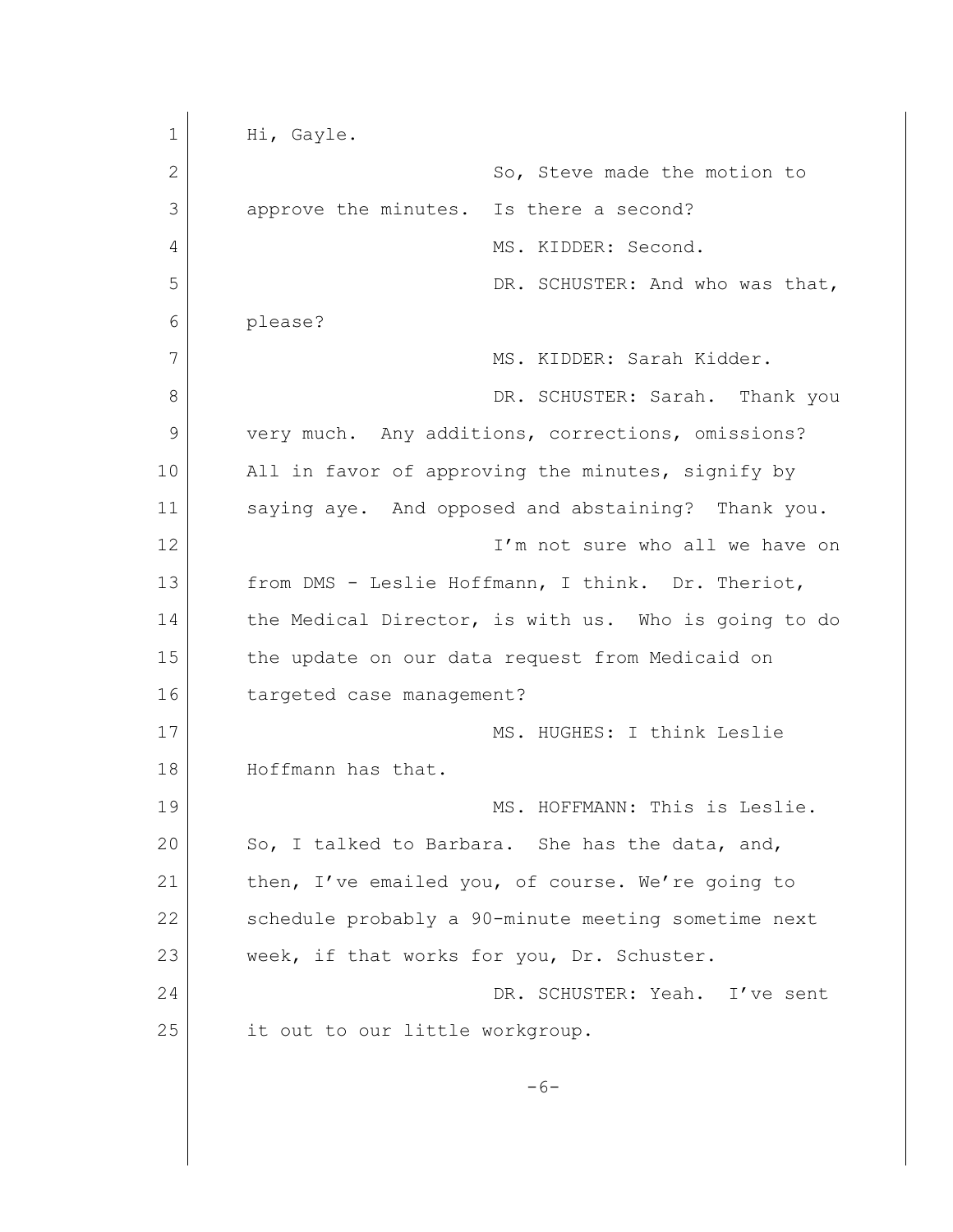Hi, Gayle.

So, Steve made the motion to approve the minutes. Is there a second?

MS. KIDDER: Second.

DR. SCHUSTER: And who was that, please?

MS. KIDDER: Sarah Kidder.

DR. SCHUSTER: Sarah. Thank you very much. Any additions, corrections, omissions? All in favor of approving the minutes, signify by saying aye. And opposed and abstaining? Thank you.

I'm not sure who all we have on from DMS - Leslie Hoffmann, I think. Dr. Theriot, the Medical Director, is with us. Who is going to do the update on our data request from Medicaid on targeted case management?

MS. HUGHES: I think Leslie Hoffmann has that.

MS. HOFFMANN: This is Leslie. So, I talked to Barbara. She has the data, and, then, I've emailed you, of course. We're going to schedule probably a 90-minute meeting sometime next week, if that works for you, Dr. Schuster.

DR. SCHUSTER: Yeah. I've sent it out to our little workgroup.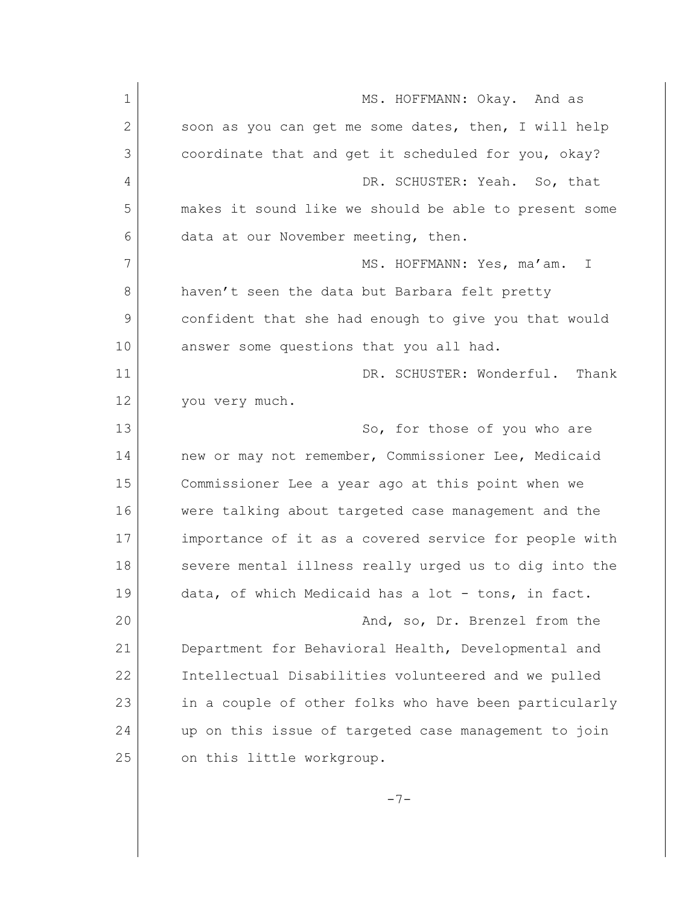MS. HOFFMANN: Okay. And as soon as you can get me some dates, then, I will help coordinate that and get it scheduled for you, okay?

DR. SCHUSTER: Yeah. So, that makes it sound like we should be able to present some data at our November meeting, then.

MS. HOFFMANN: Yes, ma'am. I haven't seen the data but Barbara felt pretty confident that she had enough to give you that would answer some questions that you all had.

DR. SCHUSTER: Wonderful. Thank you very much.

So, for those of you who are new or may not remember, Commissioner Lee, Medicaid Commissioner Lee a year ago at this point when we were talking about targeted case management and the importance of it as a covered service for people with severe mental illness really urged us to dig into the data, of which Medicaid has a lot - tons, in fact.

And, so, Dr. Brenzel from the Department for Behavioral Health, Developmental and Intellectual Disabilities volunteered and we pulled in a couple of other folks who have been particularly up on this issue of targeted case management to join on this little workgroup.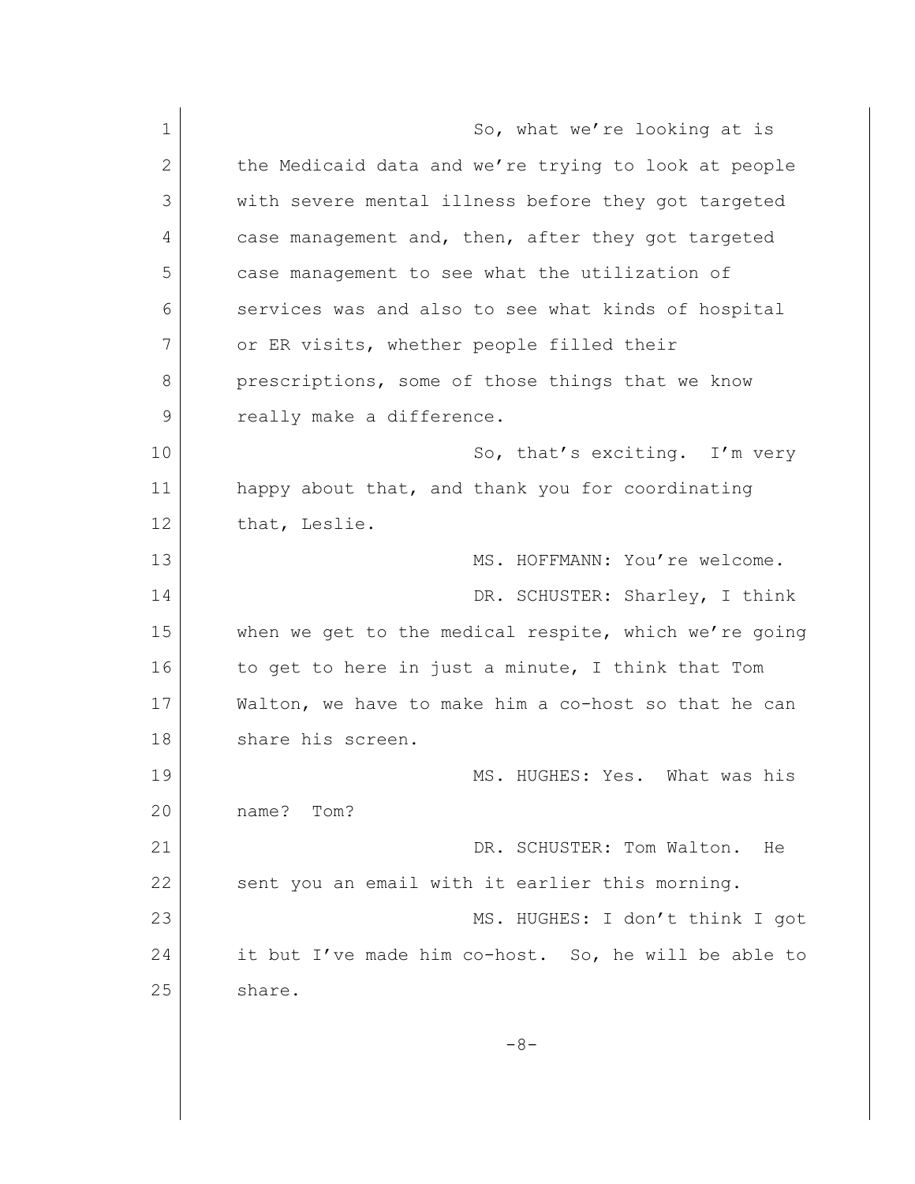So, what we're looking at is the Medicaid data and we're trying to look at people with severe mental illness before they got targeted case management and, then, after they got targeted case management to see what the utilization of services was and also to see what kinds of hospital or ER visits, whether people filled their prescriptions, some of those things that we know really make a difference.

So, that's exciting. I'm very happy about that, and thank you for coordinating that, Leslie.

MS. HOFFMANN: You're welcome.

DR. SCHUSTER: Sharley, I think when we get to the medical respite, which we're going to get to here in just a minute, I think that Tom Walton, we have to make him a co-host so that he can share his screen.

MS. HUGHES: Yes. What was his name? Tom?

DR. SCHUSTER: Tom Walton. He sent you an email with it earlier this morning.

MS. HUGHES: I don't think I got it but I've made him co-host. So, he will be able to share.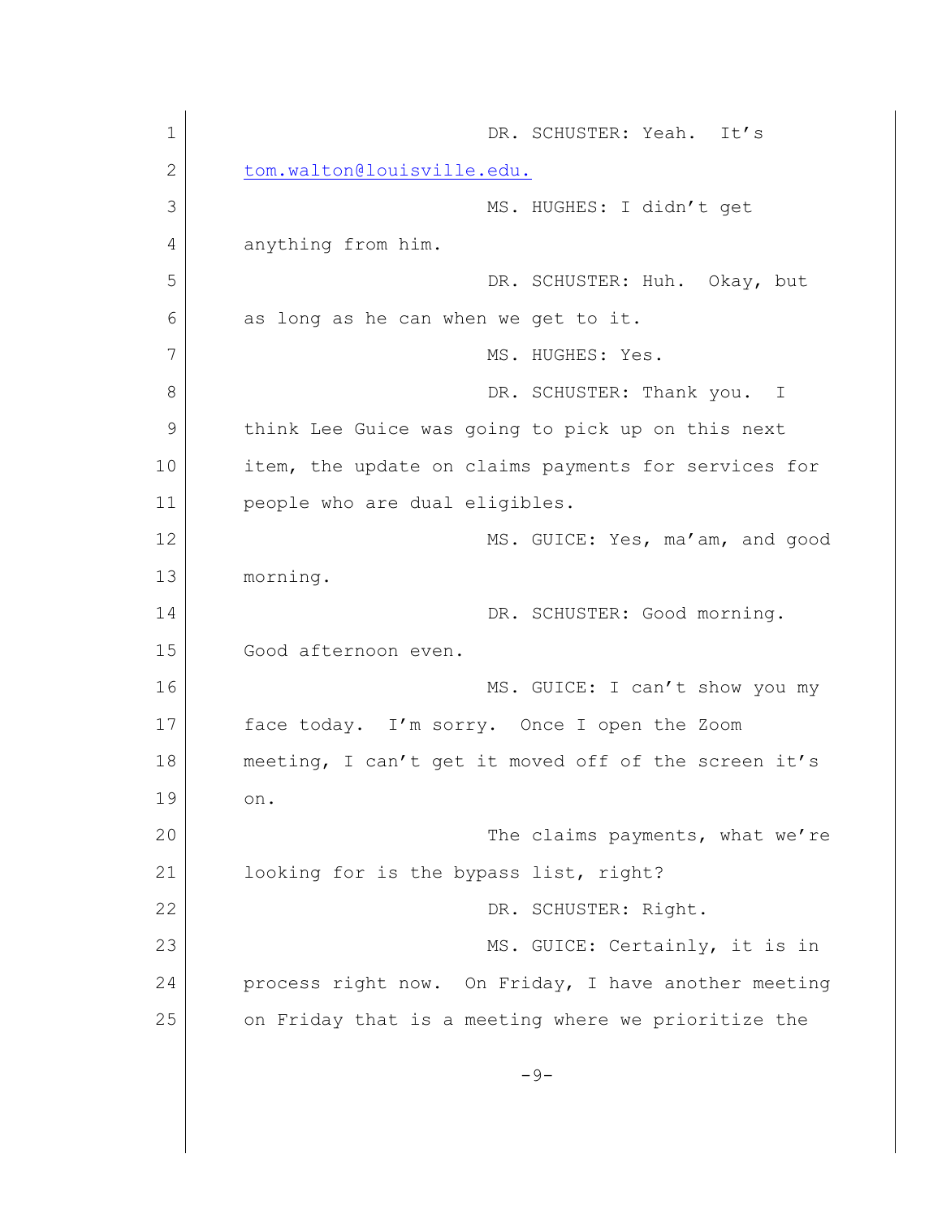DR. SCHUSTER: Yeah. It's tom.walton@louisville.edu.

MS. HUGHES: I didn't get anything from him.

DR. SCHUSTER: Huh. Okay, but as long as he can when we get to it.

MS. HUGHES: Yes.

DR. SCHUSTER: Thank you. I think Lee Guice was going to pick up on this next item, the update on claims payments for services for people who are dual eligibles.

MS. GUICE: Yes, ma'am, and good morning.

DR. SCHUSTER: Good morning. Good afternoon even.

MS. GUICE: I can't show you my face today. I'm sorry. Once I open the Zoom meeting, I can't get it moved off of the screen it's on.

The claims payments, what we're looking for is the bypass list, right?

DR. SCHUSTER: Right.

MS. GUICE: Certainly, it is in process right now. On Friday, I have another meeting on Friday that is a meeting where we prioritize the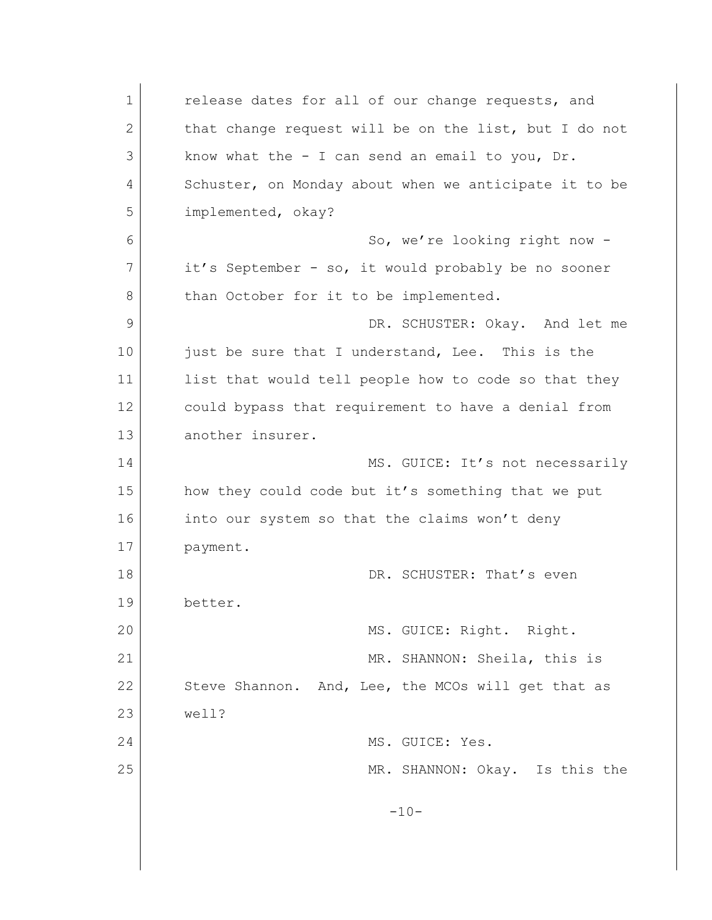release dates for all of our change requests, and that change request will be on the list, but I do not know what the - I can send an email to you, Dr. Schuster, on Monday about when we anticipate it to be implemented, okay?

So, we're looking right now - it's September - so, it would probably be no sooner than October for it to be implemented.

DR. SCHUSTER: Okay. And let me just be sure that I understand, Lee. This is the list that would tell people how to code so that they could bypass that requirement to have a denial from another insurer.

MS. GUICE: It's not necessarily how they could code but it's something that we put into our system so that the claims won't deny payment.

DR. SCHUSTER: That's even better.

MS. GUICE: Right. Right.

MR. SHANNON: Sheila, this is Steve Shannon. And, Lee, the MCOs will get that as well?

MS. GUICE: Yes.

MR. SHANNON: Okay. Is this the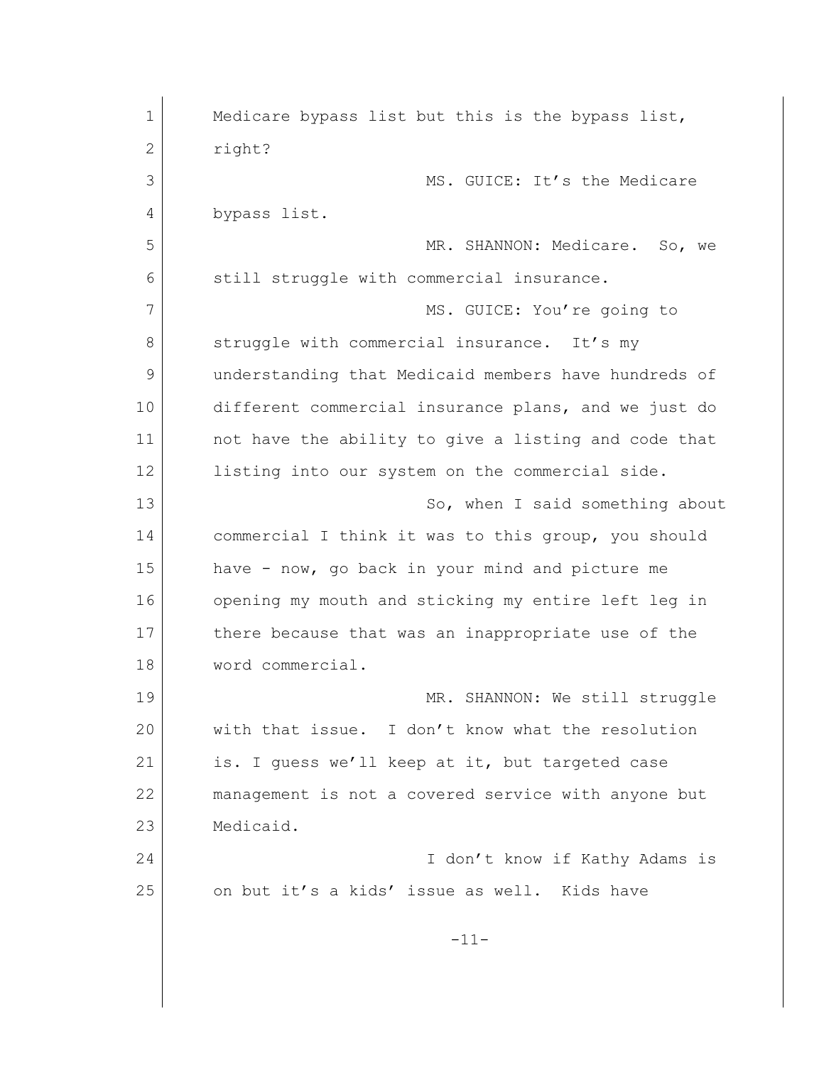Medicare bypass list but this is the bypass list, right?

MS. GUICE: It's the Medicare bypass list.

MR. SHANNON: Medicare. So, we still struggle with commercial insurance.

MS. GUICE: You're going to struggle with commercial insurance. It's my understanding that Medicaid members have hundreds of different commercial insurance plans, and we just do not have the ability to give a listing and code that listing into our system on the commercial side.

So, when I said something about commercial I think it was to this group, you should have - now, go back in your mind and picture me opening my mouth and sticking my entire left leg in there because that was an inappropriate use of the word commercial.

MR. SHANNON: We still struggle with that issue. I don't know what the resolution is. I guess we'll keep at it, but targeted case management is not a covered service with anyone but Medicaid.

I don't know if Kathy Adams is on but it's a kids' issue as well. Kids have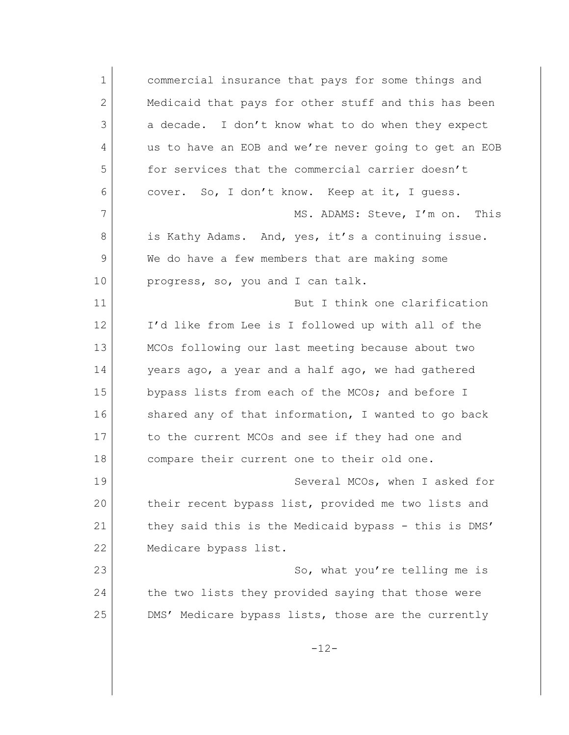commercial insurance that pays for some things and Medicaid that pays for other stuff and this has been a decade. I don't know what to do when they expect us to have an EOB and we're never going to get an EOB for services that the commercial carrier doesn't cover. So, I don't know. Keep at it, I guess.

MS. ADAMS: Steve, I'm on. This is Kathy Adams. And, yes, it's a continuing issue. We do have a few members that are making some progress, so, you and I can talk.

But I think one clarification I'd like from Lee is I followed up with all of the MCOs following our last meeting because about two years ago, a year and a half ago, we had gathered bypass lists from each of the MCOs; and before I shared any of that information, I wanted to go back to the current MCOs and see if they had one and compare their current one to their old one.

Several MCOs, when I asked for their recent bypass list, provided me two lists and they said this is the Medicaid bypass - this is DMS' Medicare bypass list.

So, what you're telling me is the two lists they provided saying that those were DMS' Medicare bypass lists, those are the currently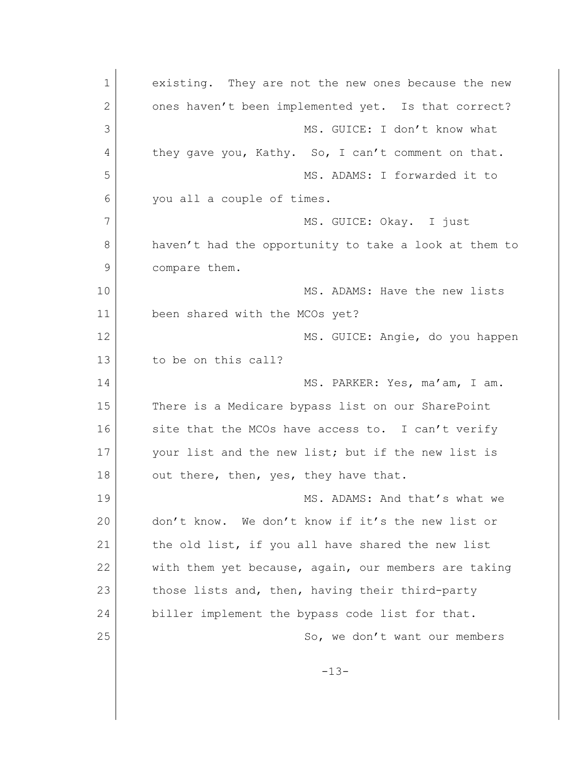existing. They are not the new ones because the new ones haven't been implemented yet. Is that correct?

MS. GUICE: I don't know what they gave you, Kathy. So, I can't comment on that.

MS. ADAMS: I forwarded it to you all a couple of times.

MS. GUICE: Okay. I just haven't had the opportunity to take a look at them to compare them.

MS. ADAMS: Have the new lists been shared with the MCOs yet?

MS. GUICE: Angie, do you happen to be on this call?

MS. PARKER: Yes, ma'am, I am. There is a Medicare bypass list on our SharePoint site that the MCOs have access to. I can't verify your list and the new list; but if the new list is out there, then, yes, they have that.

MS. ADAMS: And that's what we don't know. We don't know if it's the new list or the old list, if you all have shared the new list with them yet because, again, our members are taking those lists and, then, having their third-party biller implement the bypass code list for that.

So, we don't want our members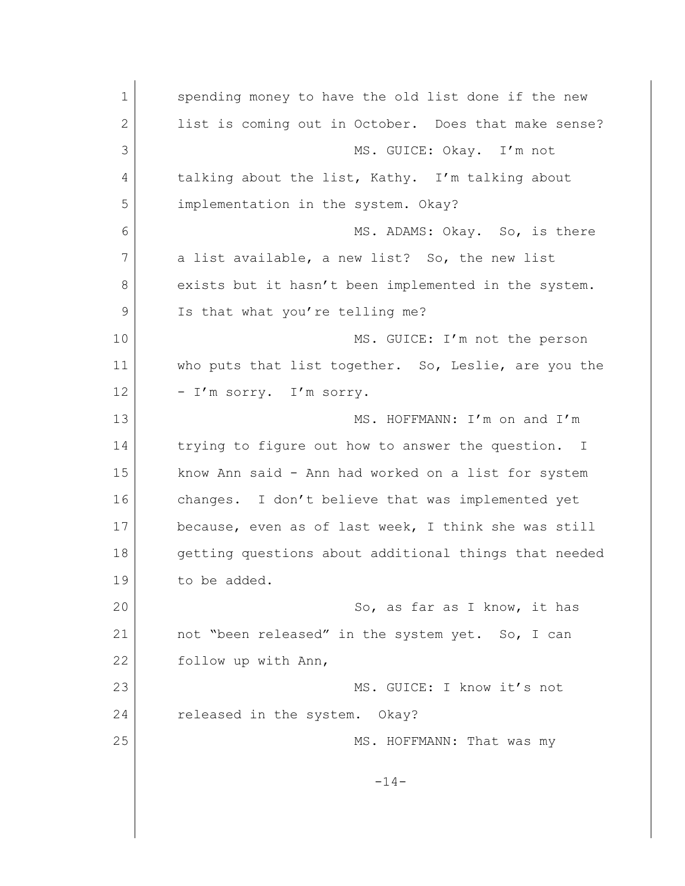spending money to have the old list done if the new list is coming out in October. Does that make sense?

MS. GUICE: Okay. I'm not talking about the list, Kathy. I'm talking about implementation in the system. Okay?

MS. ADAMS: Okay. So, is there a list available, a new list? So, the new list exists but it hasn't been implemented in the system. Is that what you're telling me?

MS. GUICE: I'm not the person who puts that list together. So, Leslie, are you the - I'm sorry. I'm sorry.

MS. HOFFMANN: I'm on and I'm trying to figure out how to answer the question. I know Ann said - Ann had worked on a list for system changes. I don't believe that was implemented yet because, even as of last week, I think she was still getting questions about additional things that needed to be added.

So, as far as I know, it has not "been released" in the system yet. So, I can follow up with Ann,

MS. GUICE: I know it's not released in the system. Okay?

MS. HOFFMANN: That was my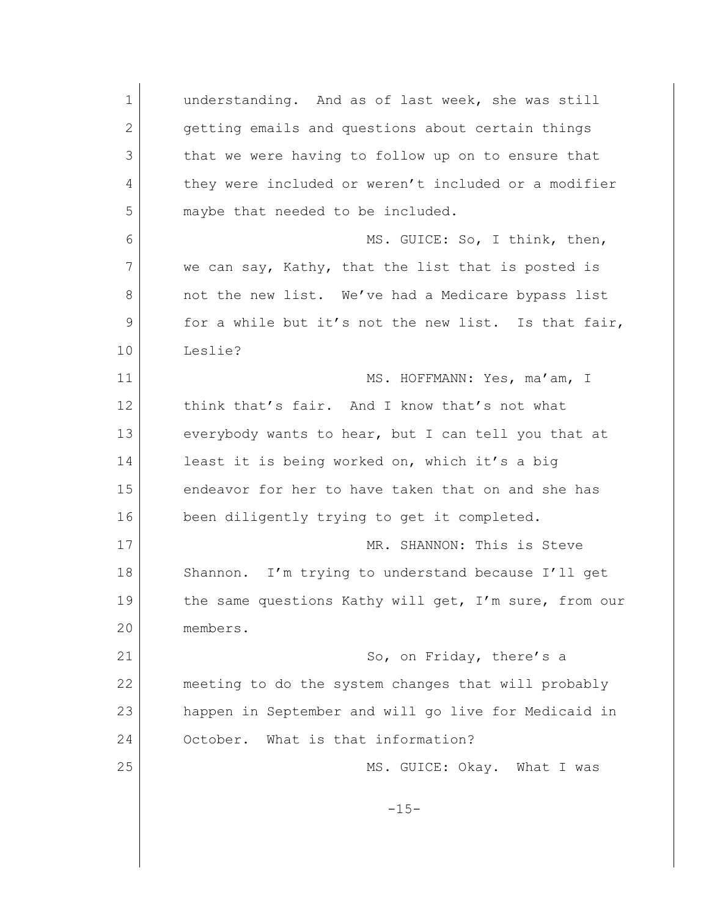understanding. And as of last week, she was still getting emails and questions about certain things that we were having to follow up on to ensure that they were included or weren't included or a modifier maybe that needed to be included.

MS. GUICE: So, I think, then, we can say, Kathy, that the list that is posted is not the new list. We've had a Medicare bypass list for a while but it's not the new list. Is that fair, Leslie?

MS. HOFFMANN: Yes, ma'am, I think that's fair. And I know that's not what everybody wants to hear, but I can tell you that at least it is being worked on, which it's a big endeavor for her to have taken that on and she has been diligently trying to get it completed.

MR. SHANNON: This is Steve Shannon. I'm trying to understand because I'll get the same questions Kathy will get, I'm sure, from our members.

So, on Friday, there's a meeting to do the system changes that will probably happen in September and will go live for Medicaid in October. What is that information?

MS. GUICE: Okay. What I was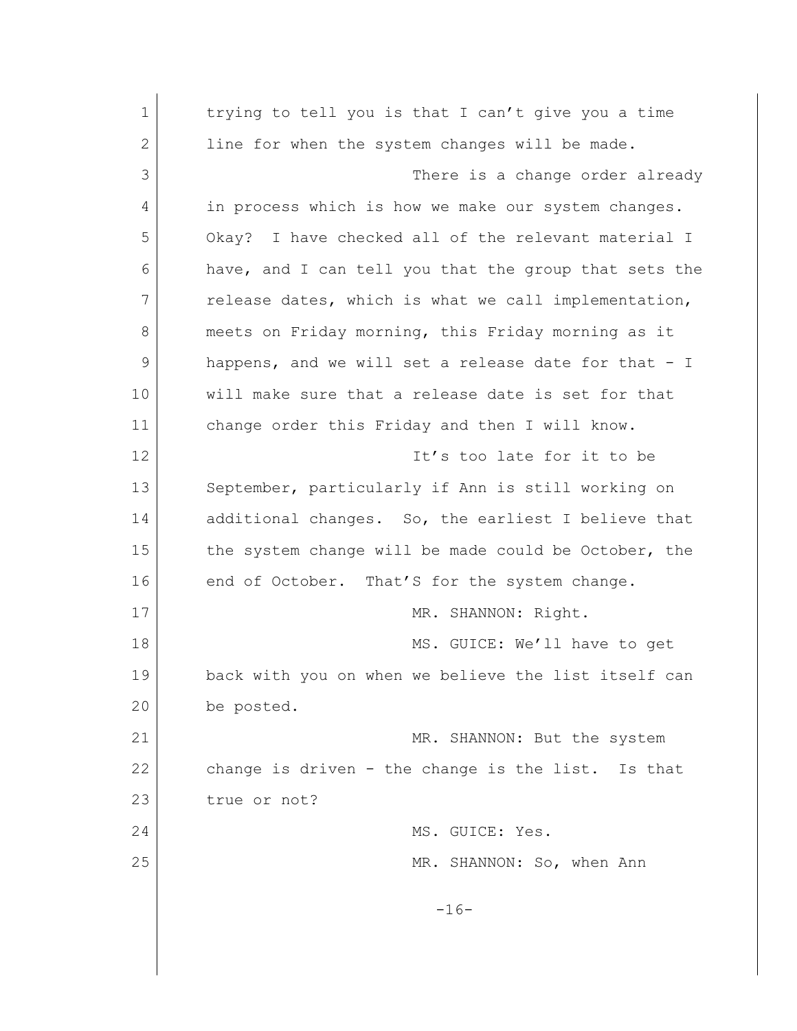trying to tell you is that I can't give you a time line for when the system changes will be made.

There is a change order already in process which is how we make our system changes. Okay? I have checked all of the relevant material I have, and I can tell you that the group that sets the release dates, which is what we call implementation, meets on Friday morning, this Friday morning as it happens, and we will set a release date for that - I will make sure that a release date is set for that change order this Friday and then I will know.

It's too late for it to be September, particularly if Ann is still working on additional changes. So, the earliest I believe that the system change will be made could be October, the end of October. That'S for the system change.

MR. SHANNON: Right.

MS. GUICE: We'll have to get back with you on when we believe the list itself can be posted.

MR. SHANNON: But the system change is driven - the change is the list. Is that true or not?

MS. GUICE: Yes.

MR. SHANNON: So, when Ann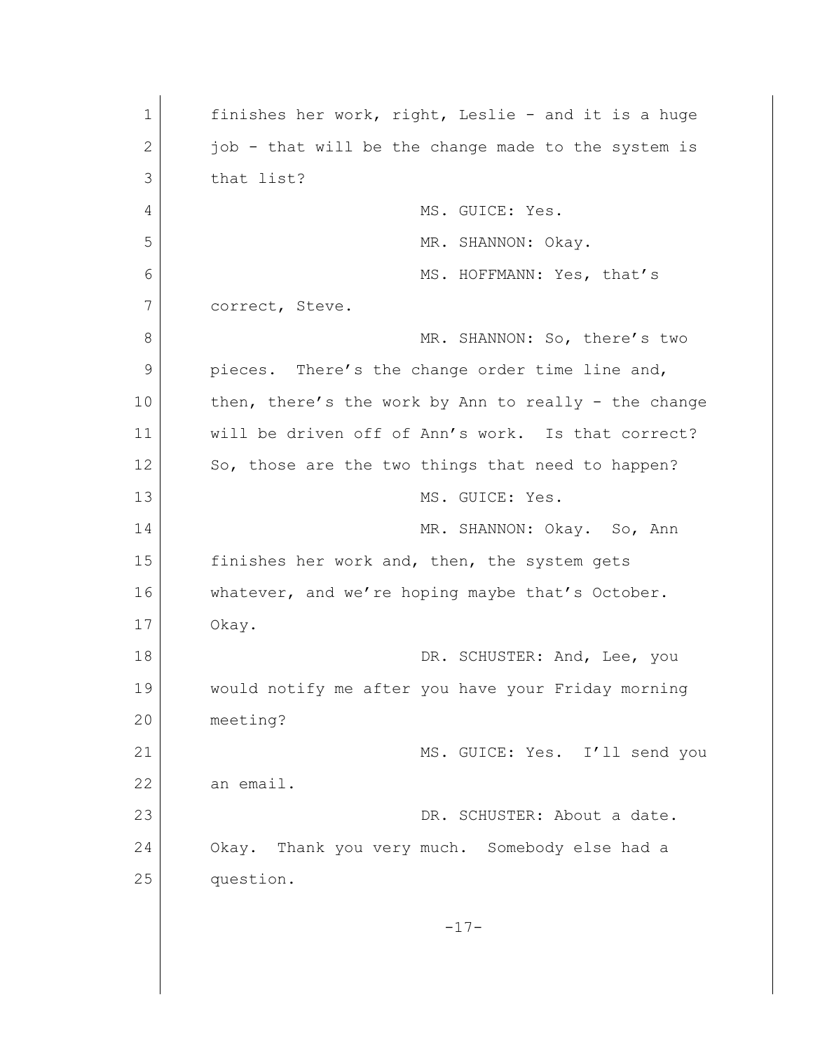finishes her work, right, Leslie - and it is a huge job - that will be the change made to the system is that list?

MS. GUICE: Yes.

MR. SHANNON: Okay.

MS. HOFFMANN: Yes, that's correct, Steve.

MR. SHANNON: So, there's two pieces. There's the change order time line and, then, there's the work by Ann to really - the change will be driven off of Ann's work. Is that correct? So, those are the two things that need to happen?

MS. GUICE: Yes.

MR. SHANNON: Okay. So, Ann finishes her work and, then, the system gets whatever, and we're hoping maybe that's October. Okay.

DR. SCHUSTER: And, Lee, you would notify me after you have your Friday morning meeting?

MS. GUICE: Yes. I'll send you an email.

DR. SCHUSTER: About a date. Okay. Thank you very much. Somebody else had a question.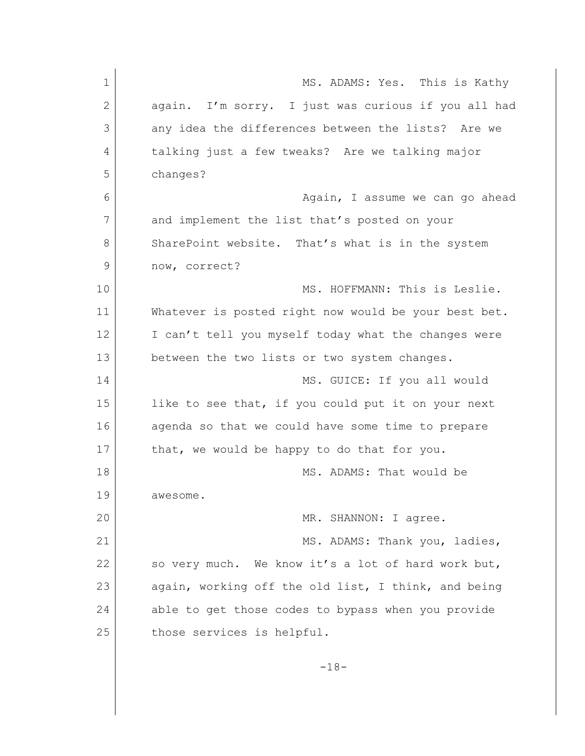MS. ADAMS: Yes. This is Kathy again. I'm sorry. I just was curious if you all had any idea the differences between the lists? Are we talking just a few tweaks? Are we talking major changes?

Again, I assume we can go ahead and implement the list that's posted on your SharePoint website. That's what is in the system now, correct?

MS. HOFFMANN: This is Leslie. Whatever is posted right now would be your best bet. I can't tell you myself today what the changes were between the two lists or two system changes.

MS. GUICE: If you all would like to see that, if you could put it on your next agenda so that we could have some time to prepare that, we would be happy to do that for you.

MS. ADAMS: That would be awesome.

MR. SHANNON: I agree.

MS. ADAMS: Thank you, ladies, so very much. We know it's a lot of hard work but, again, working off the old list, I think, and being able to get those codes to bypass when you provide those services is helpful.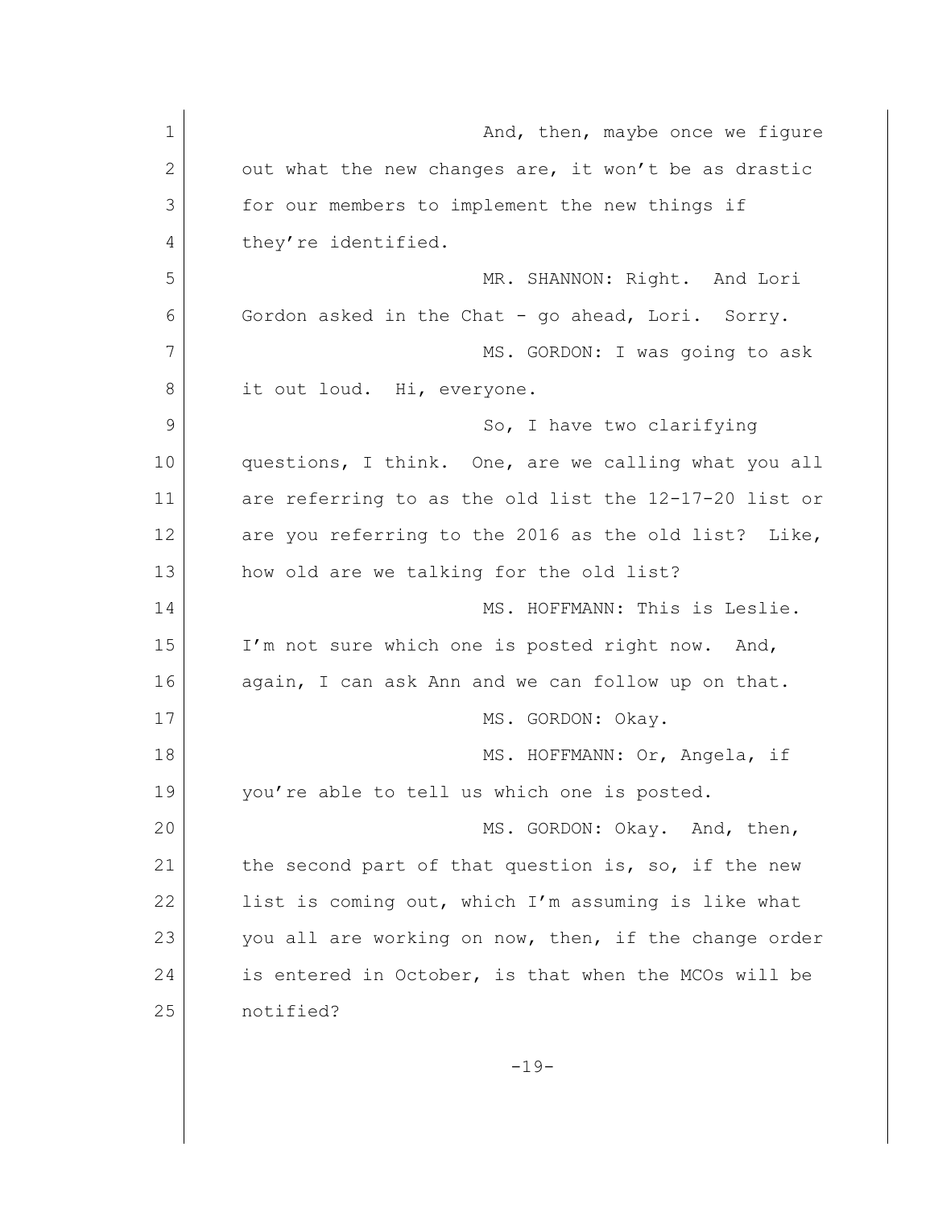And, then, maybe once we figure out what the new changes are, it won't be as drastic for our members to implement the new things if they're identified.

MR. SHANNON: Right. And Lori Gordon asked in the Chat - go ahead, Lori. Sorry.

MS. GORDON: I was going to ask it out loud. Hi, everyone.

So, I have two clarifying questions, I think. One, are we calling what you all are referring to as the old list the 12-17-20 list or are you referring to the 2016 as the old list? Like, how old are we talking for the old list?

MS. HOFFMANN: This is Leslie. I'm not sure which one is posted right now. And, again, I can ask Ann and we can follow up on that.

MS. GORDON: Okay.

MS. HOFFMANN: Or, Angela, if you're able to tell us which one is posted.

MS. GORDON: Okay. And, then, the second part of that question is, so, if the new list is coming out, which I'm assuming is like what you all are working on now, then, if the change order is entered in October, is that when the MCOs will be notified?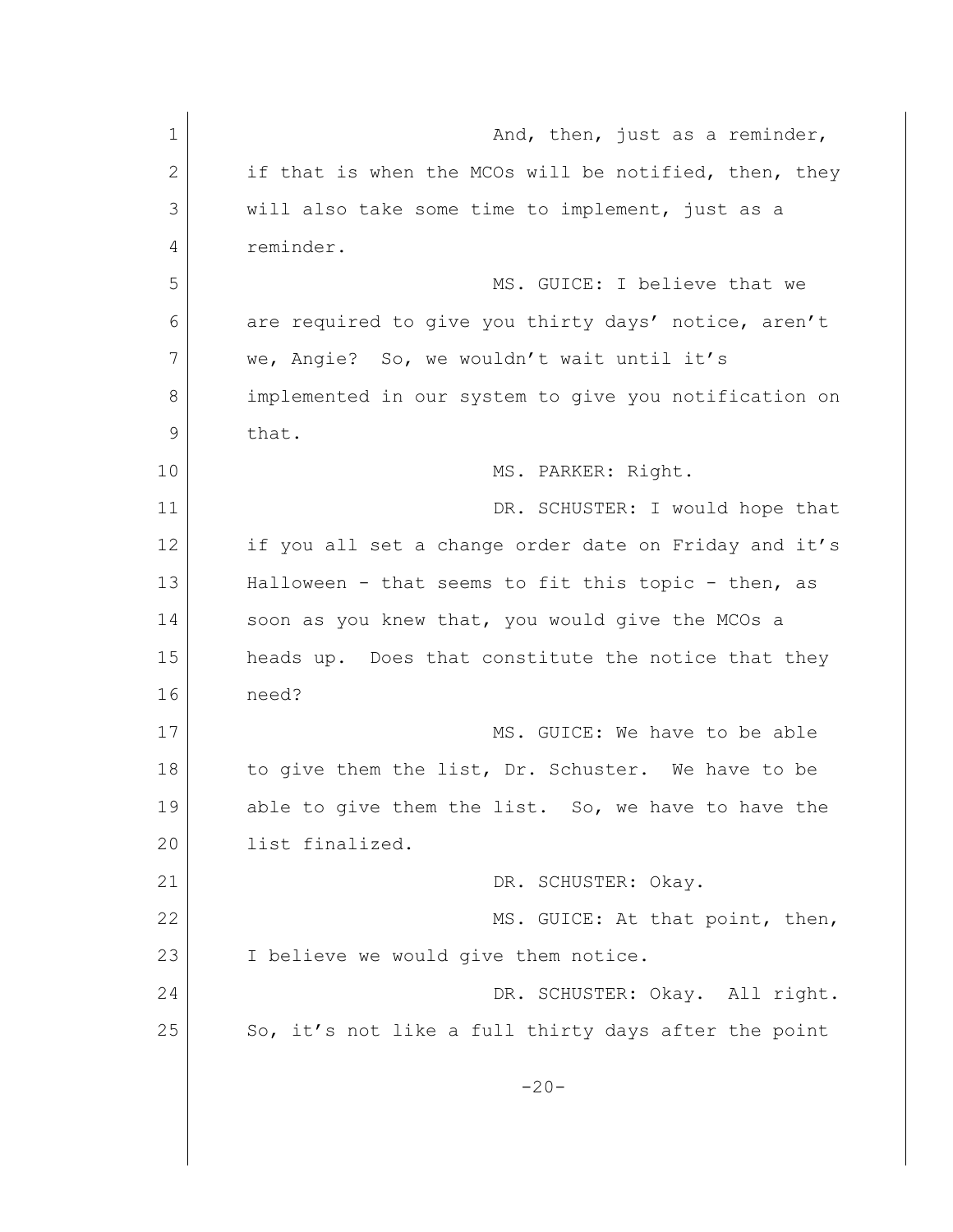And, then, just as a reminder, if that is when the MCOs will be notified, then, they will also take some time to implement, just as a reminder.

MS. GUICE: I believe that we are required to give you thirty days' notice, aren't we, Angie? So, we wouldn't wait until it's implemented in our system to give you notification on that.

MS. PARKER: Right.

DR. SCHUSTER: I would hope that if you all set a change order date on Friday and it's Halloween - that seems to fit this topic - then, as soon as you knew that, you would give the MCOs a heads up. Does that constitute the notice that they need?

MS. GUICE: We have to be able to give them the list, Dr. Schuster. We have to be able to give them the list. So, we have to have the list finalized.

DR. SCHUSTER: Okay.

MS. GUICE: At that point, then, I believe we would give them notice.

DR. SCHUSTER: Okay. All right. So, it's not like a full thirty days after the point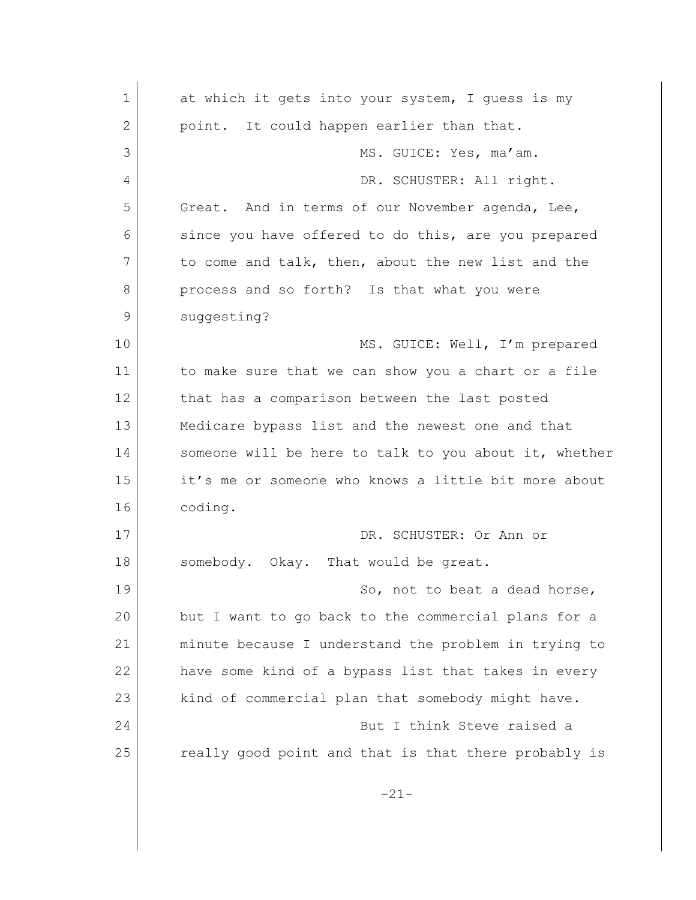at which it gets into your system, I guess is my point. It could happen earlier than that.

MS. GUICE: Yes, ma'am.

DR. SCHUSTER: All right. Great. And in terms of our November agenda, Lee, since you have offered to do this, are you prepared to come and talk, then, about the new list and the process and so forth? Is that what you were suggesting?

MS. GUICE: Well, I'm prepared to make sure that we can show you a chart or a file that has a comparison between the last posted Medicare bypass list and the newest one and that someone will be here to talk to you about it, whether it's me or someone who knows a little bit more about coding.

DR. SCHUSTER: Or Ann or somebody. Okay. That would be great.

So, not to beat a dead horse, but I want to go back to the commercial plans for a minute because I understand the problem in trying to have some kind of a bypass list that takes in every kind of commercial plan that somebody might have.

But I think Steve raised a really good point and that is that there probably is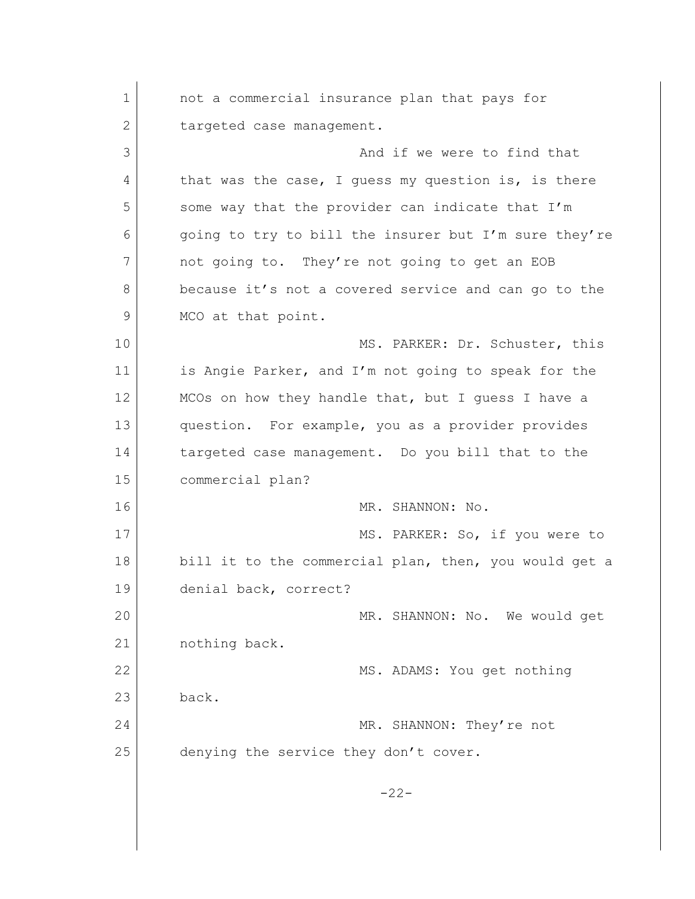not a commercial insurance plan that pays for targeted case management.

And if we were to find that that was the case, I guess my question is, is there some way that the provider can indicate that I'm going to try to bill the insurer but I'm sure they're not going to. They're not going to get an EOB because it's not a covered service and can go to the MCO at that point.

MS. PARKER: Dr. Schuster, this is Angie Parker, and I'm not going to speak for the MCOs on how they handle that, but I guess I have a question. For example, you as a provider provides targeted case management. Do you bill that to the commercial plan?

MR. SHANNON: No.

MS. PARKER: So, if you were to bill it to the commercial plan, then, you would get a denial back, correct?

MR. SHANNON: No. We would get nothing back.

MS. ADAMS: You get nothing back.

MR. SHANNON: They're not denying the service they don't cover.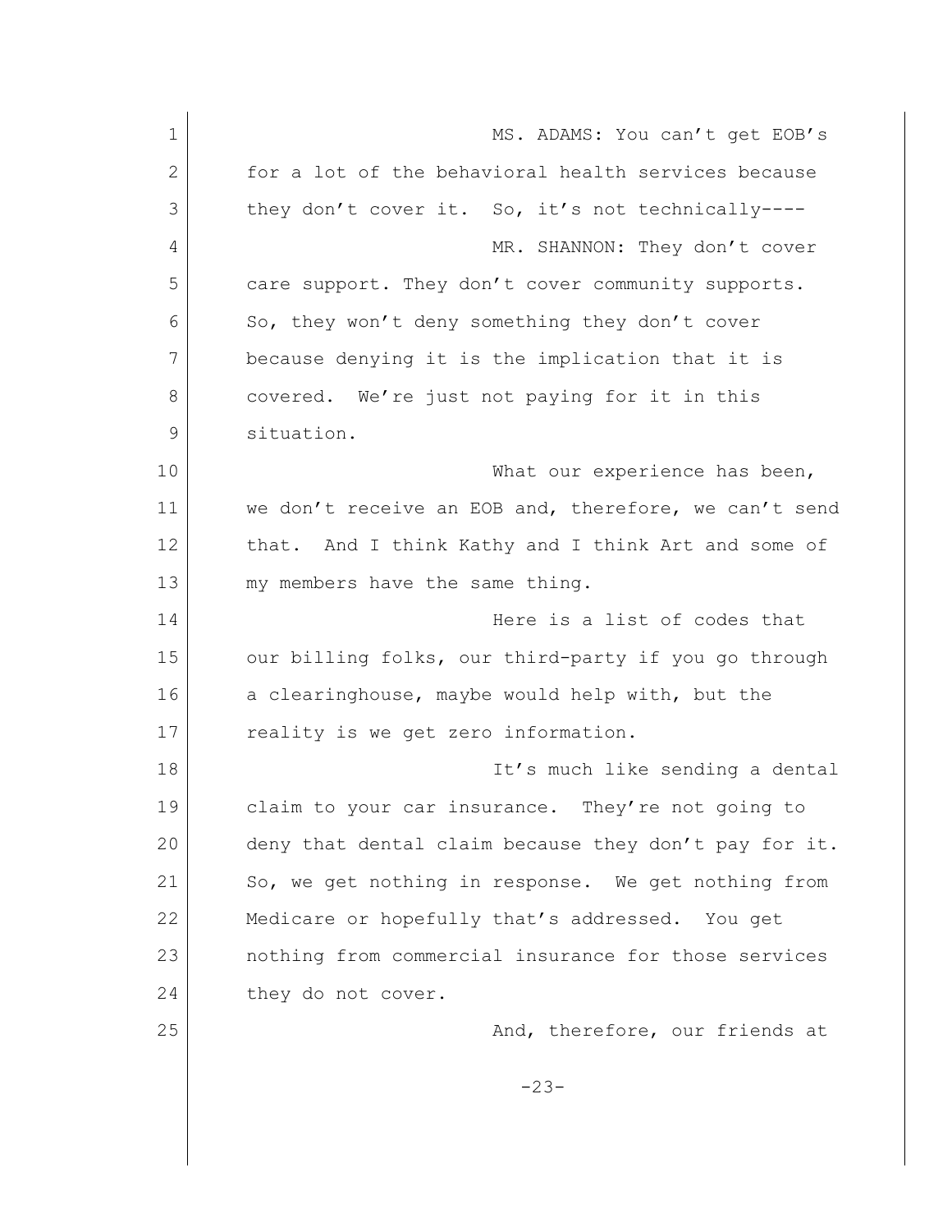MS. ADAMS: You can't get EOB's for a lot of the behavioral health services because they don't cover it. So, it's not technically----

MR. SHANNON: They don't cover care support. They don't cover community supports. So, they won't deny something they don't cover because denying it is the implication that it is covered. We're just not paying for it in this situation.

What our experience has been, we don't receive an EOB and, therefore, we can't send that. And I think Kathy and I think Art and some of my members have the same thing.

Here is a list of codes that our billing folks, our third-party if you go through a clearinghouse, maybe would help with, but the reality is we get zero information.

It's much like sending a dental claim to your car insurance. They're not going to deny that dental claim because they don't pay for it. So, we get nothing in response. We get nothing from Medicare or hopefully that's addressed. You get nothing from commercial insurance for those services they do not cover.

And, therefore, our friends at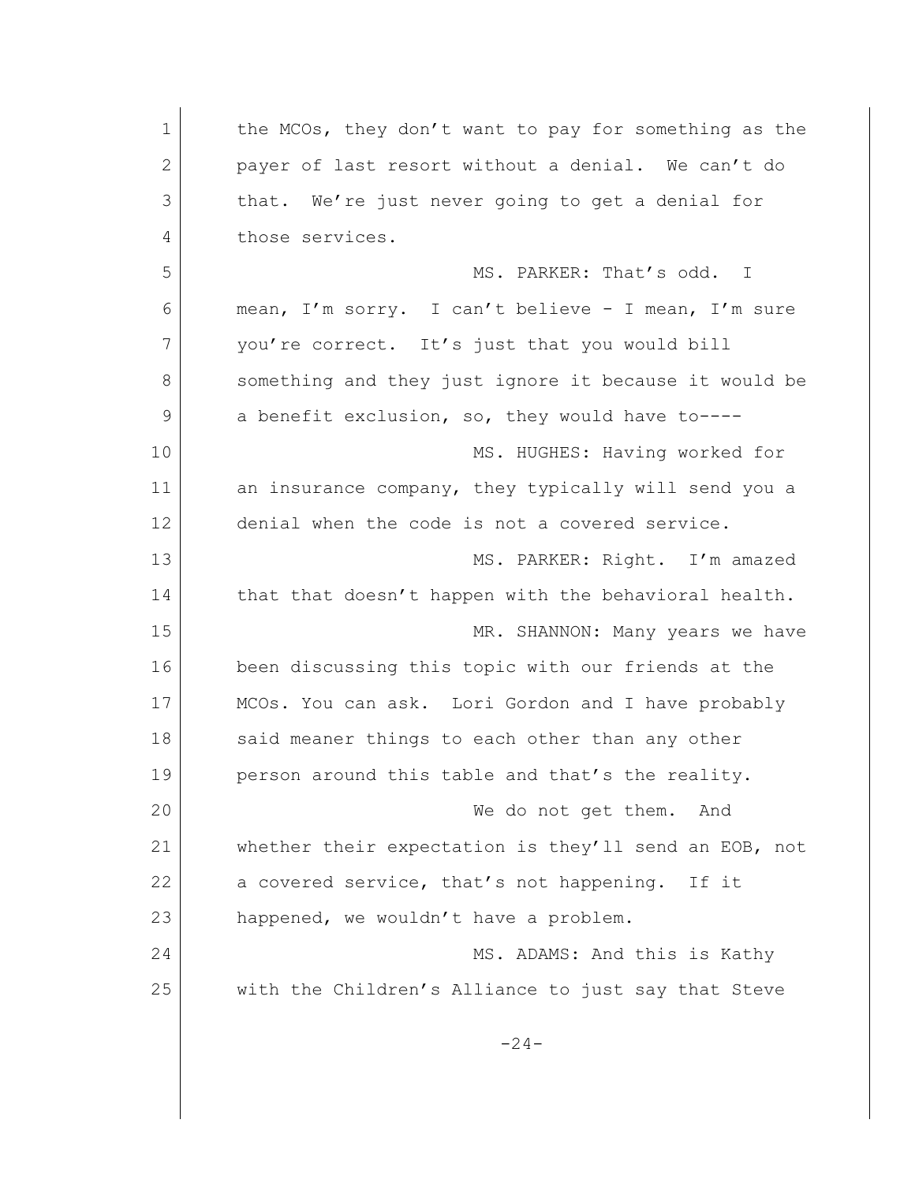the MCOs, they don't want to pay for something as the payer of last resort without a denial. We can't do that. We're just never going to get a denial for those services.

MS. PARKER: That's odd. I mean, I'm sorry. I can't believe - I mean, I'm sure you're correct. It's just that you would bill something and they just ignore it because it would be a benefit exclusion, so, they would have to----

MS. HUGHES: Having worked for an insurance company, they typically will send you a denial when the code is not a covered service.

MS. PARKER: Right. I'm amazed that that doesn't happen with the behavioral health.

MR. SHANNON: Many years we have been discussing this topic with our friends at the MCOs. You can ask. Lori Gordon and I have probably said meaner things to each other than any other person around this table and that's the reality.

We do not get them. And whether their expectation is they'll send an EOB, not a covered service, that's not happening. If it happened, we wouldn't have a problem.

MS. ADAMS: And this is Kathy with the Children's Alliance to just say that Steve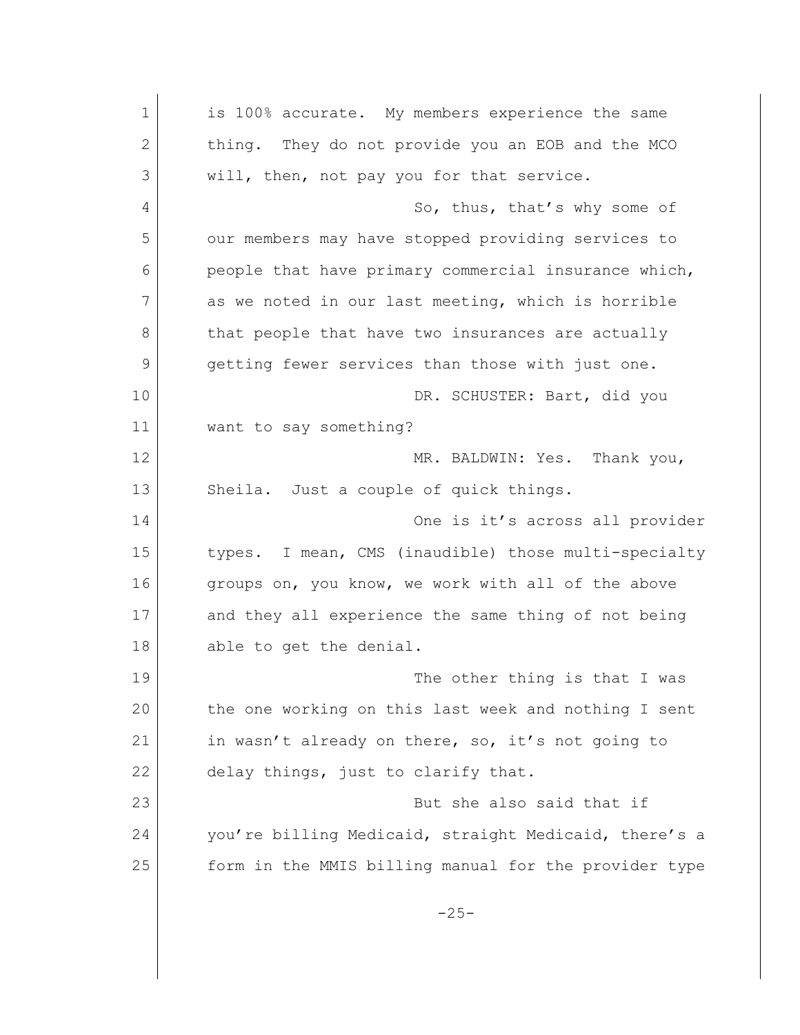is 100% accurate. My members experience the same thing. They do not provide you an EOB and the MCO will, then, not pay you for that service.

So, thus, that's why some of our members may have stopped providing services to people that have primary commercial insurance which, as we noted in our last meeting, which is horrible that people that have two insurances are actually getting fewer services than those with just one.

DR. SCHUSTER: Bart, did you want to say something?

MR. BALDWIN: Yes. Thank you, Sheila. Just a couple of quick things.

One is it's across all provider types. I mean, CMS (inaudible) those multi-specialty groups on, you know, we work with all of the above and they all experience the same thing of not being able to get the denial.

The other thing is that I was the one working on this last week and nothing I sent in wasn't already on there, so, it's not going to delay things, just to clarify that.

But she also said that if you're billing Medicaid, straight Medicaid, there's a form in the MMIS billing manual for the provider type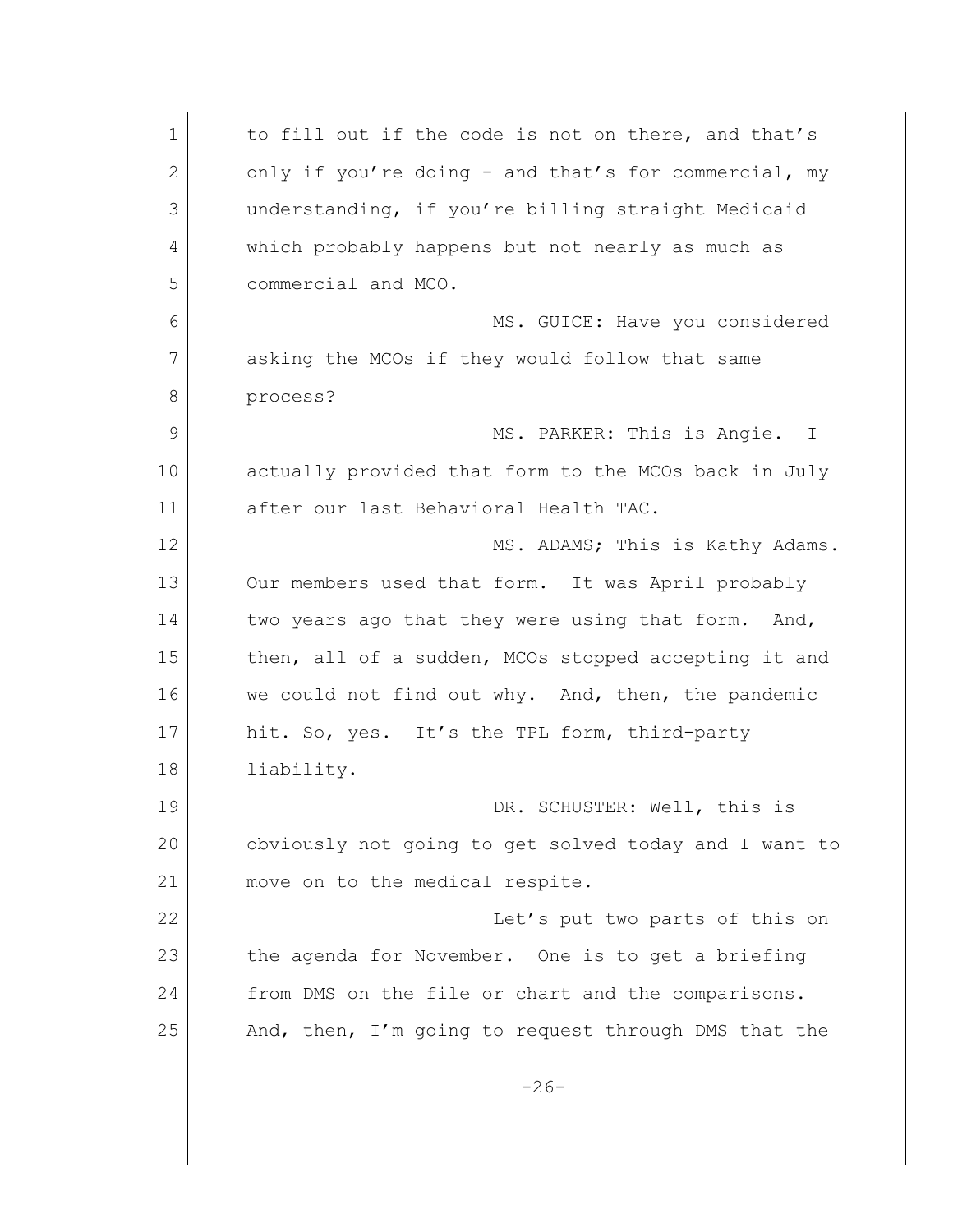to fill out if the code is not on there, and that's only if you're doing - and that's for commercial, my understanding, if you're billing straight Medicaid which probably happens but not nearly as much as commercial and MCO.

MS. GUICE: Have you considered asking the MCOs if they would follow that same process?

MS. PARKER: This is Angie. I actually provided that form to the MCOs back in July after our last Behavioral Health TAC.

MS. ADAMS; This is Kathy Adams. Our members used that form. It was April probably two years ago that they were using that form. And, then, all of a sudden, MCOs stopped accepting it and we could not find out why. And, then, the pandemic hit. So, yes. It's the TPL form, third-party liability.

DR. SCHUSTER: Well, this is obviously not going to get solved today and I want to move on to the medical respite.

Let's put two parts of this on the agenda for November. One is to get a briefing from DMS on the file or chart and the comparisons. And, then, I'm going to request through DMS that the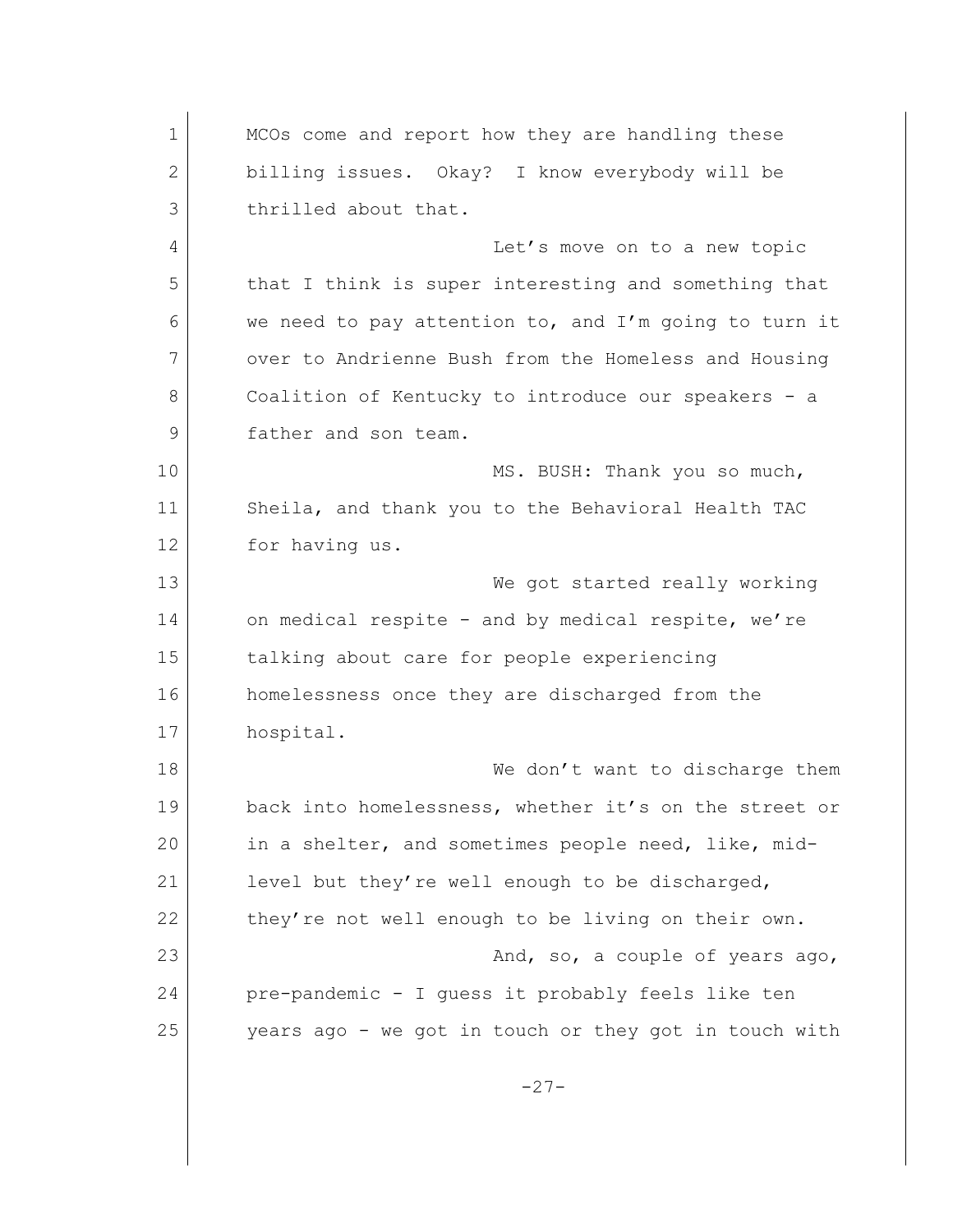MCOs come and report how they are handling these billing issues. Okay? I know everybody will be thrilled about that.

Let's move on to a new topic that I think is super interesting and something that we need to pay attention to, and I'm going to turn it over to Andrienne Bush from the Homeless and Housing Coalition of Kentucky to introduce our speakers - a father and son team.

MS. BUSH: Thank you so much, Sheila, and thank you to the Behavioral Health TAC for having us.

We got started really working on medical respite - and by medical respite, we're talking about care for people experiencing homelessness once they are discharged from the hospital.

We don't want to discharge them back into homelessness, whether it's on the street or in a shelter, and sometimes people need, like, mid-level but they're well enough to be discharged, they're not well enough to be living on their own.

And, so, a couple of years ago, pre-pandemic - I guess it probably feels like ten years ago - we got in touch or they got in touch with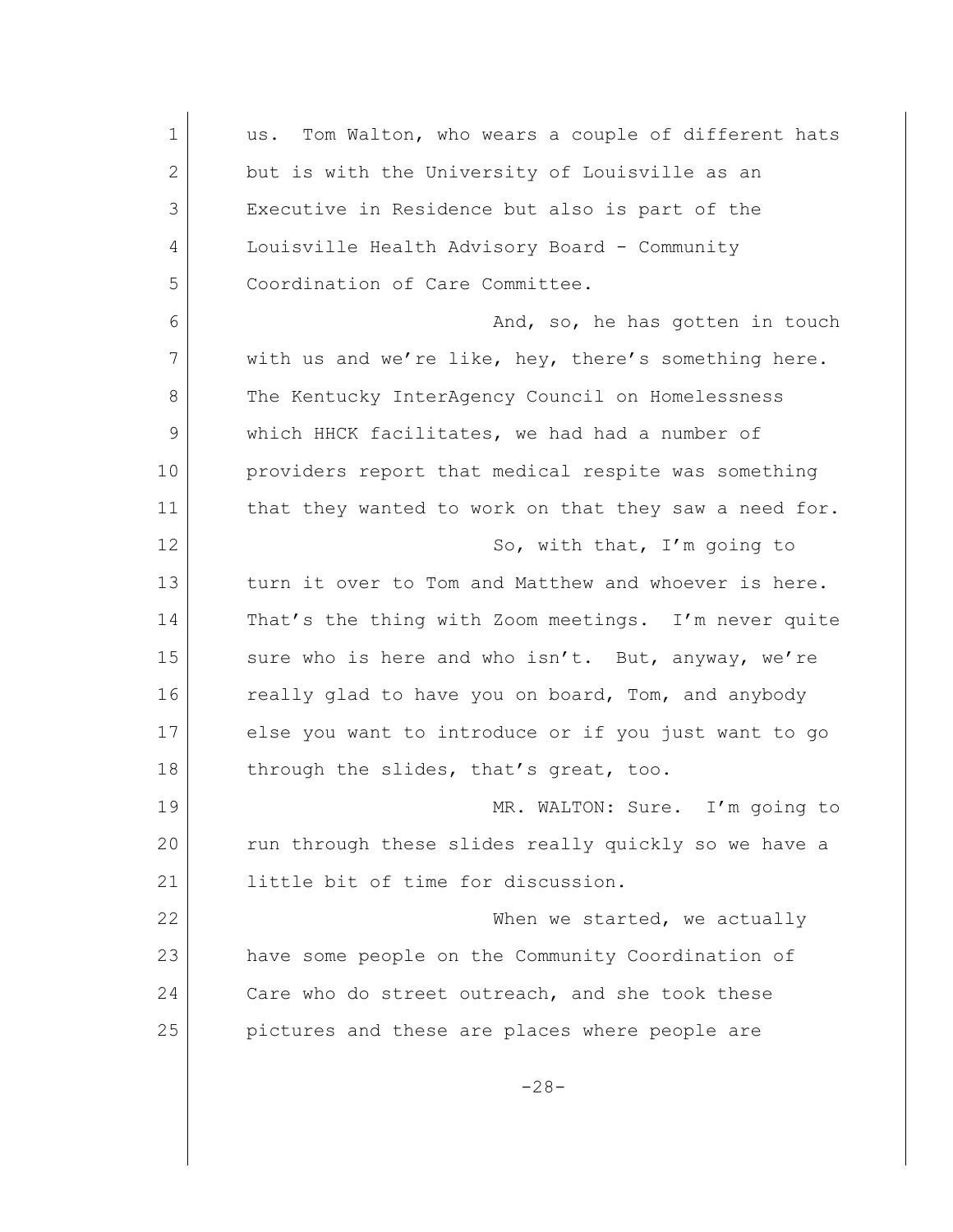us. Tom Walton, who wears a couple of different hats but is with the University of Louisville as an Executive in Residence but also is part of the Louisville Health Advisory Board - Community Coordination of Care Committee.

And, so, he has gotten in touch with us and we're like, hey, there's something here. The Kentucky InterAgency Council on Homelessness which HHCK facilitates, we had had a number of providers report that medical respite was something that they wanted to work on that they saw a need for.

So, with that, I'm going to turn it over to Tom and Matthew and whoever is here. That's the thing with Zoom meetings. I'm never quite sure who is here and who isn't. But, anyway, we're really glad to have you on board, Tom, and anybody else you want to introduce or if you just want to go through the slides, that's great, too.

MR. WALTON: Sure. I'm going to run through these slides really quickly so we have a little bit of time for discussion.

When we started, we actually have some people on the Community Coordination of Care who do street outreach, and she took these pictures and these are places where people are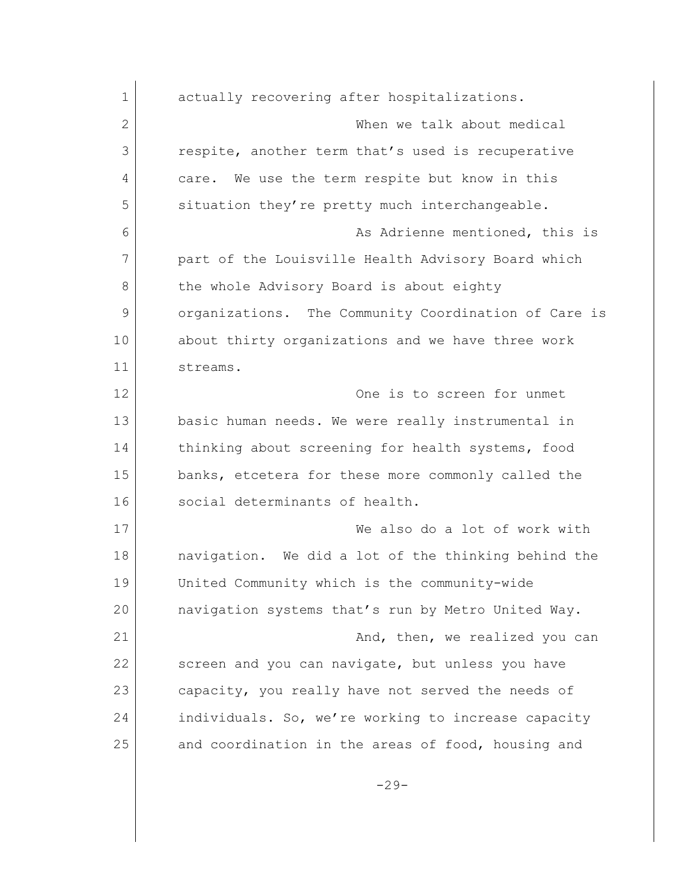actually recovering after hospitalizations.

When we talk about medical respite, another term that's used is recuperative care. We use the term respite but know in this situation they're pretty much interchangeable.

As Adrienne mentioned, this is part of the Louisville Health Advisory Board which the whole Advisory Board is about eighty organizations. The Community Coordination of Care is about thirty organizations and we have three work streams.

One is to screen for unmet basic human needs. We were really instrumental in thinking about screening for health systems, food banks, etcetera for these more commonly called the social determinants of health.

We also do a lot of work with navigation. We did a lot of the thinking behind the United Community which is the community-wide navigation systems that's run by Metro United Way.

And, then, we realized you can screen and you can navigate, but unless you have capacity, you really have not served the needs of individuals. So, we're working to increase capacity and coordination in the areas of food, housing and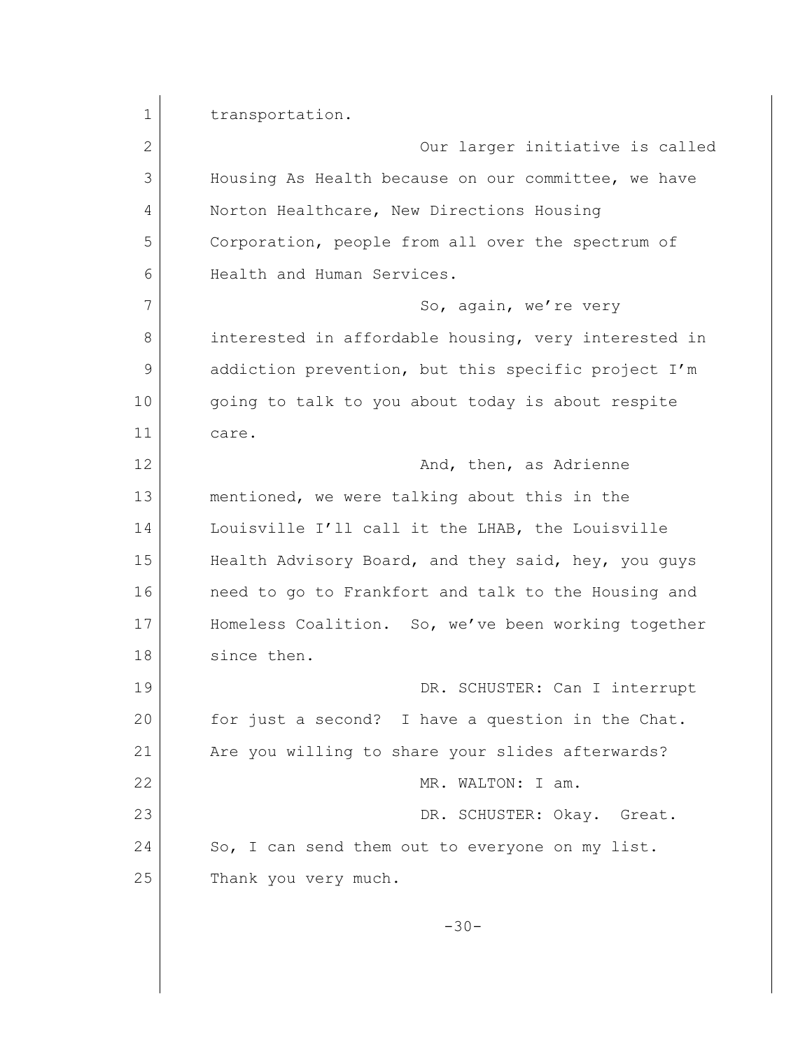transportation.

Our larger initiative is called Housing As Health because on our committee, we have Norton Healthcare, New Directions Housing Corporation, people from all over the spectrum of Health and Human Services.

So, again, we're very interested in affordable housing, very interested in addiction prevention, but this specific project I'm going to talk to you about today is about respite care.

And, then, as Adrienne mentioned, we were talking about this in the Louisville I'll call it the LHAB, the Louisville Health Advisory Board, and they said, hey, you guys need to go to Frankfort and talk to the Housing and Homeless Coalition. So, we've been working together since then.

DR. SCHUSTER: Can I interrupt for just a second? I have a question in the Chat. Are you willing to share your slides afterwards?

MR. WALTON: I am.

DR. SCHUSTER: Okay. Great. So, I can send them out to everyone on my list. Thank you very much.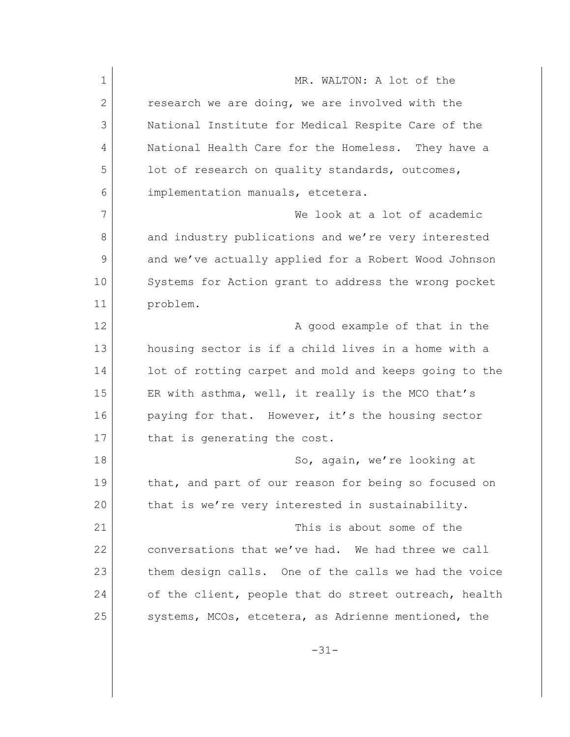MR. WALTON: A lot of the research we are doing, we are involved with the National Institute for Medical Respite Care of the National Health Care for the Homeless. They have a lot of research on quality standards, outcomes, implementation manuals, etcetera.

We look at a lot of academic and industry publications and we're very interested and we've actually applied for a Robert Wood Johnson Systems for Action grant to address the wrong pocket problem.

A good example of that in the housing sector is if a child lives in a home with a lot of rotting carpet and mold and keeps going to the ER with asthma, well, it really is the MCO that's paying for that. However, it's the housing sector that is generating the cost.

So, again, we're looking at that, and part of our reason for being so focused on that is we're very interested in sustainability.

This is about some of the conversations that we've had. We had three we call them design calls. One of the calls we had the voice of the client, people that do street outreach, health systems, MCOs, etcetera, as Adrienne mentioned, the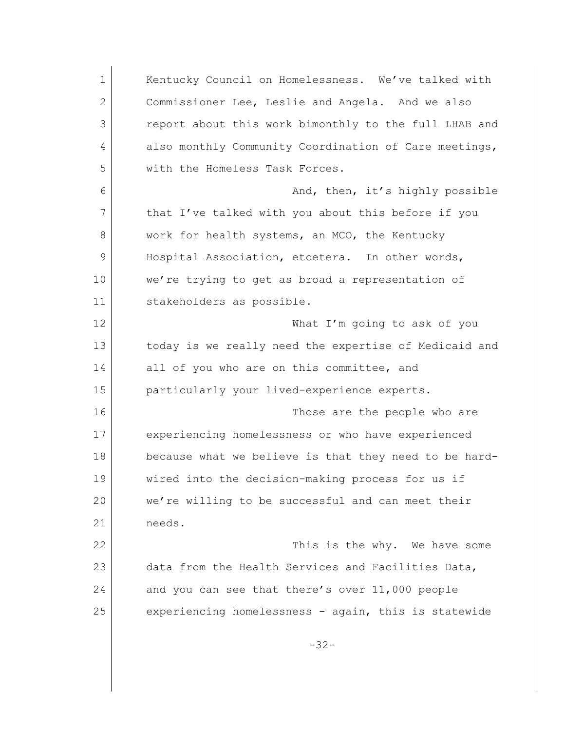Kentucky Council on Homelessness. We've talked with Commissioner Lee, Leslie and Angela. And we also report about this work bimonthly to the full LHAB and also monthly Community Coordination of Care meetings, with the Homeless Task Forces.

And, then, it's highly possible that I've talked with you about this before if you work for health systems, an MCO, the Kentucky Hospital Association, etcetera. In other words, we're trying to get as broad a representation of stakeholders as possible.

What I'm going to ask of you today is we really need the expertise of Medicaid and all of you who are on this committee, and particularly your lived-experience experts.

Those are the people who are experiencing homelessness or who have experienced because what we believe is that they need to be hard-wired into the decision-making process for us if we're willing to be successful and can meet their needs.

This is the why. We have some data from the Health Services and Facilities Data, and you can see that there's over 11,000 people experiencing homelessness - again, this is statewide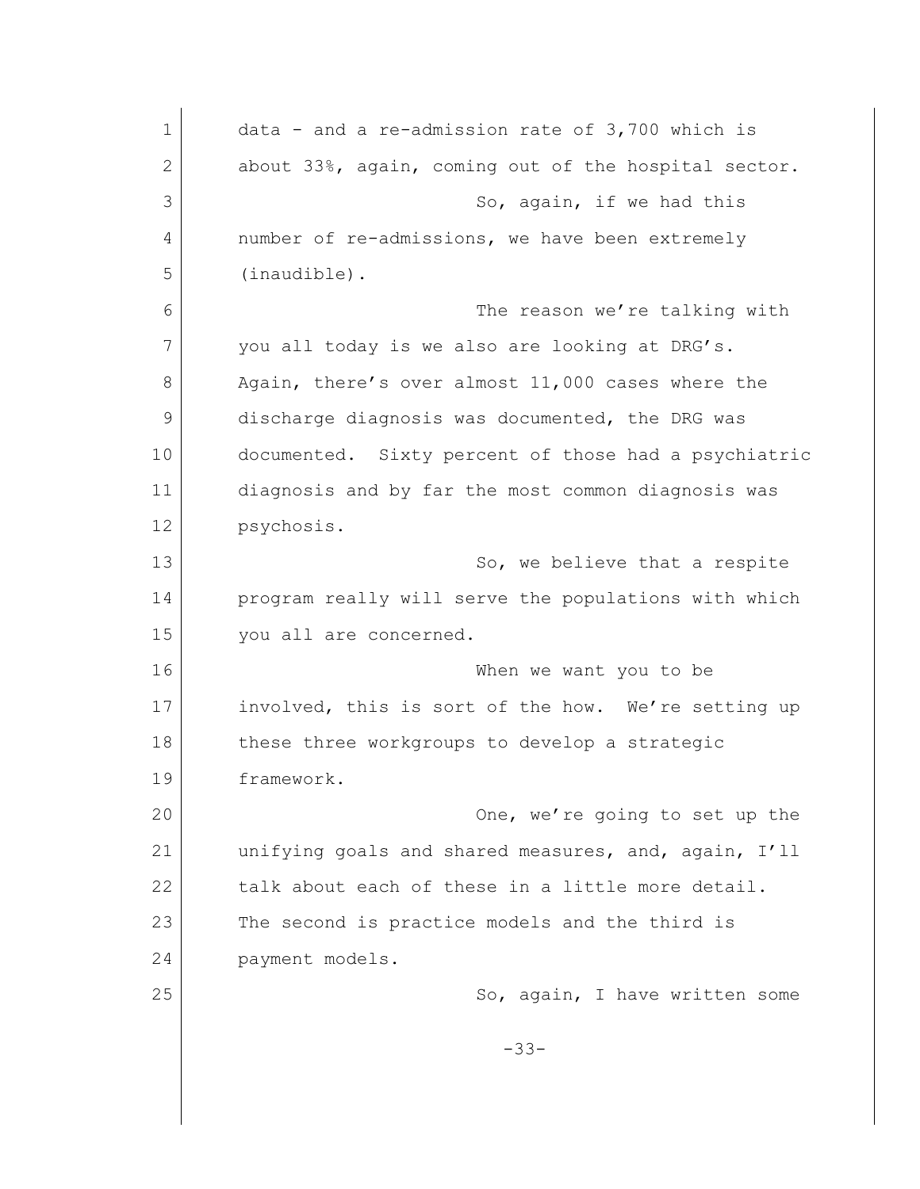data - and a re-admission rate of 3,700 which is about 33%, again, coming out of the hospital sector.

So, again, if we had this number of re-admissions, we have been extremely (inaudible).

The reason we're talking with you all today is we also are looking at DRG's. Again, there's over almost 11,000 cases where the discharge diagnosis was documented, the DRG was documented. Sixty percent of those had a psychiatric diagnosis and by far the most common diagnosis was psychosis.

So, we believe that a respite program really will serve the populations with which you all are concerned.

When we want you to be involved, this is sort of the how. We're setting up these three workgroups to develop a strategic framework.

One, we're going to set up the unifying goals and shared measures, and, again, I'll talk about each of these in a little more detail. The second is practice models and the third is payment models.

So, again, I have written some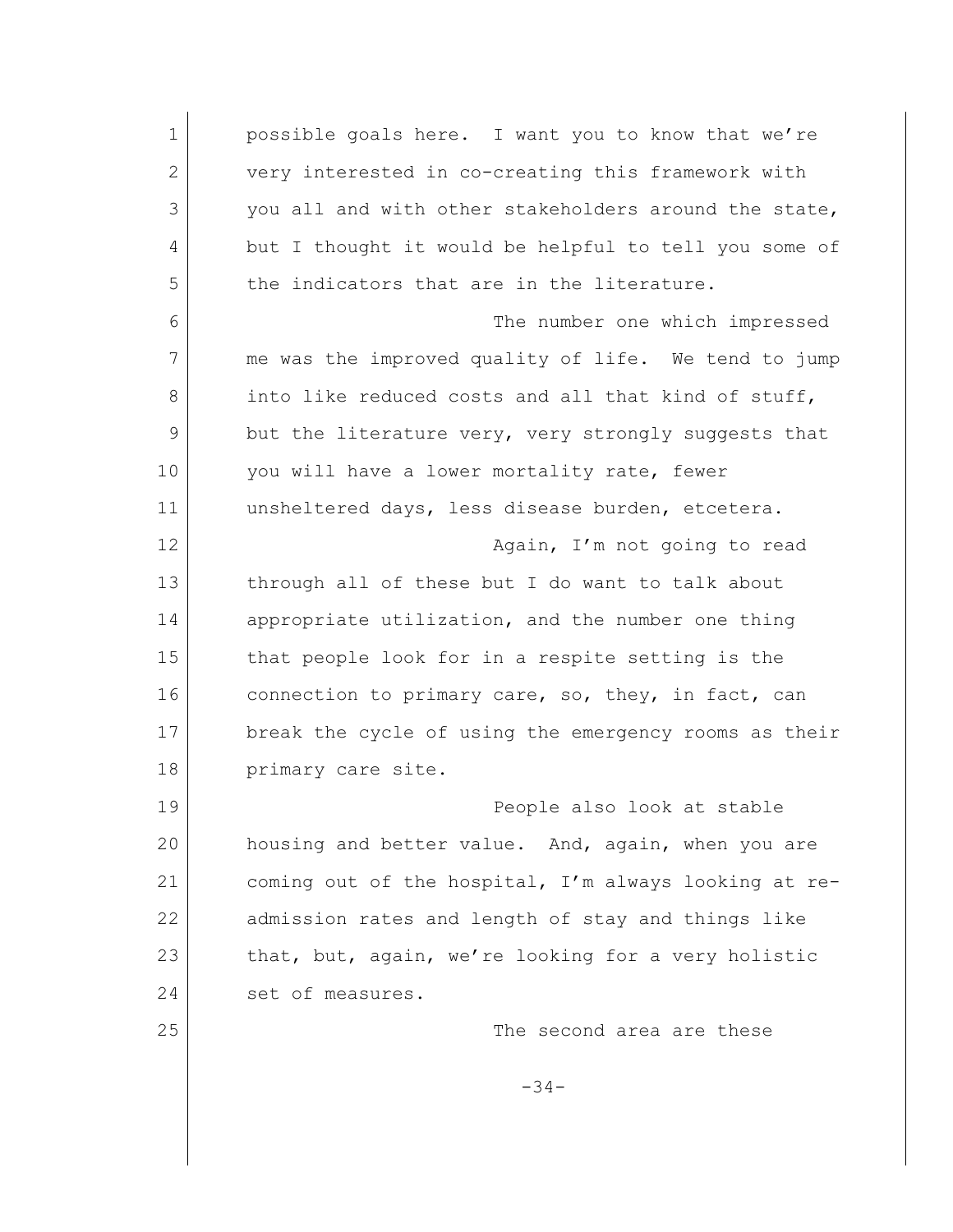possible goals here. I want you to know that we're very interested in co-creating this framework with you all and with other stakeholders around the state, but I thought it would be helpful to tell you some of the indicators that are in the literature.

The number one which impressed me was the improved quality of life. We tend to jump into like reduced costs and all that kind of stuff, but the literature very, very strongly suggests that you will have a lower mortality rate, fewer unsheltered days, less disease burden, etcetera.

Again, I'm not going to read through all of these but I do want to talk about appropriate utilization, and the number one thing that people look for in a respite setting is the connection to primary care, so, they, in fact, can break the cycle of using the emergency rooms as their primary care site.

People also look at stable housing and better value. And, again, when you are coming out of the hospital, I'm always looking at re-admission rates and length of stay and things like that, but, again, we're looking for a very holistic set of measures.

The second area are these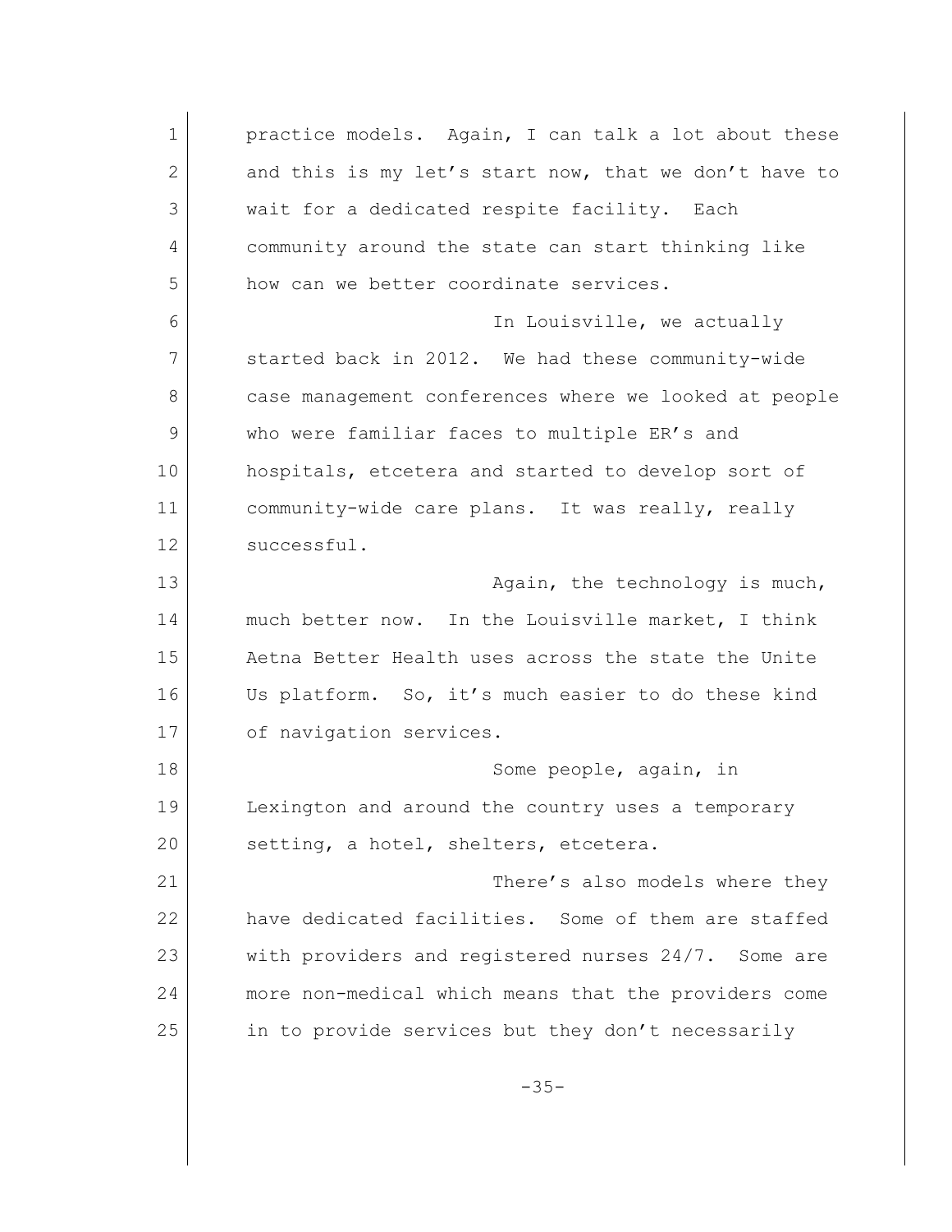practice models. Again, I can talk a lot about these and this is my let's start now, that we don't have to wait for a dedicated respite facility. Each community around the state can start thinking like how can we better coordinate services.

In Louisville, we actually started back in 2012. We had these community-wide case management conferences where we looked at people who were familiar faces to multiple ER's and hospitals, etcetera and started to develop sort of community-wide care plans. It was really, really successful.

Again, the technology is much, much better now. In the Louisville market, I think Aetna Better Health uses across the state the Unite Us platform. So, it's much easier to do these kind of navigation services.

Some people, again, in Lexington and around the country uses a temporary setting, a hotel, shelters, etcetera.

There's also models where they have dedicated facilities. Some of them are staffed with providers and registered nurses 24/7. Some are more non-medical which means that the providers come in to provide services but they don't necessarily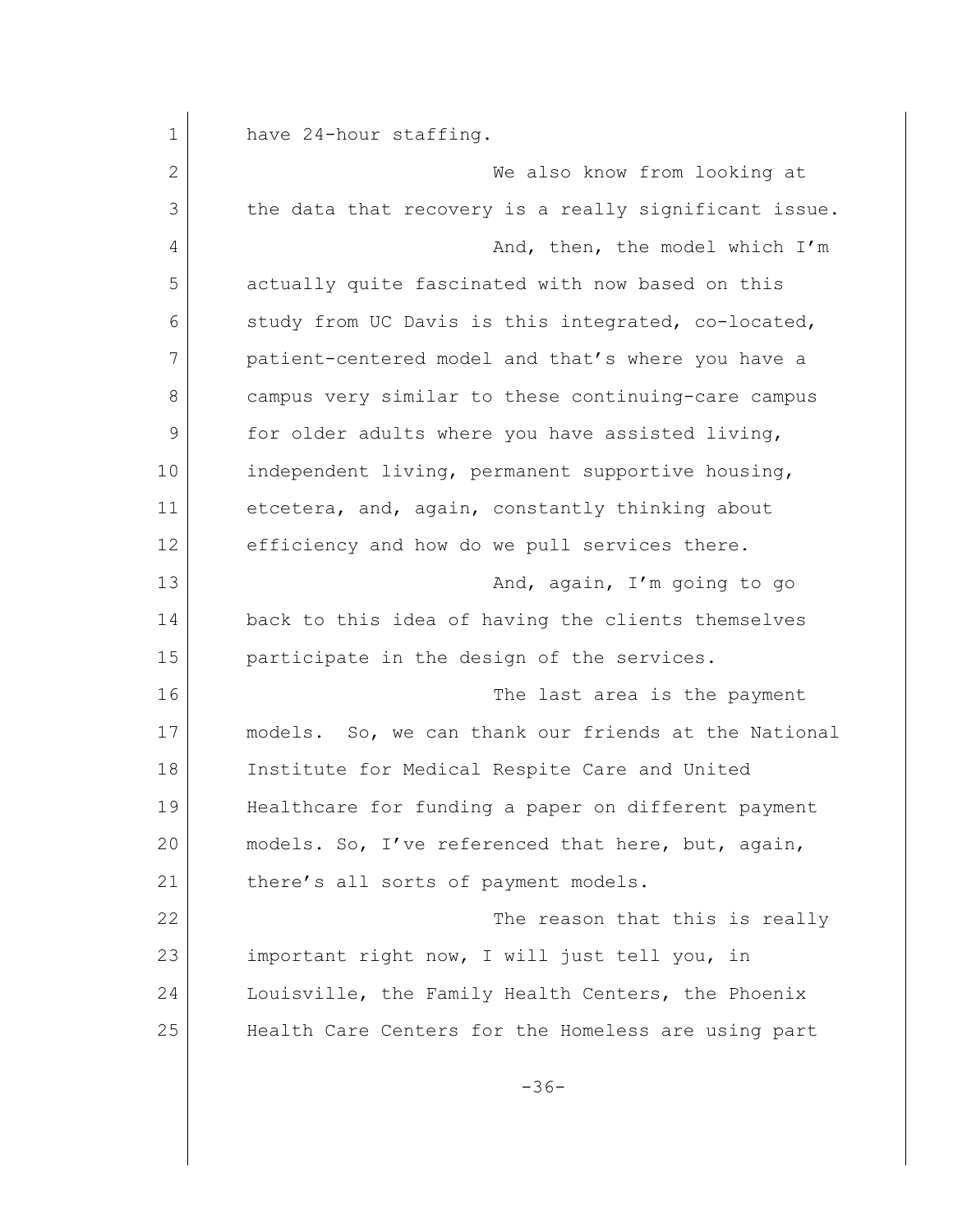have 24-hour staffing.

We also know from looking at the data that recovery is a really significant issue.

And, then, the model which I'm actually quite fascinated with now based on this study from UC Davis is this integrated, co-located, patient-centered model and that's where you have a campus very similar to these continuing-care campus for older adults where you have assisted living, independent living, permanent supportive housing, etcetera, and, again, constantly thinking about efficiency and how do we pull services there.

And, again, I'm going to go back to this idea of having the clients themselves participate in the design of the services.

The last area is the payment models. So, we can thank our friends at the National Institute for Medical Respite Care and United Healthcare for funding a paper on different payment models. So, I've referenced that here, but, again, there's all sorts of payment models.

The reason that this is really important right now, I will just tell you, in Louisville, the Family Health Centers, the Phoenix Health Care Centers for the Homeless are using part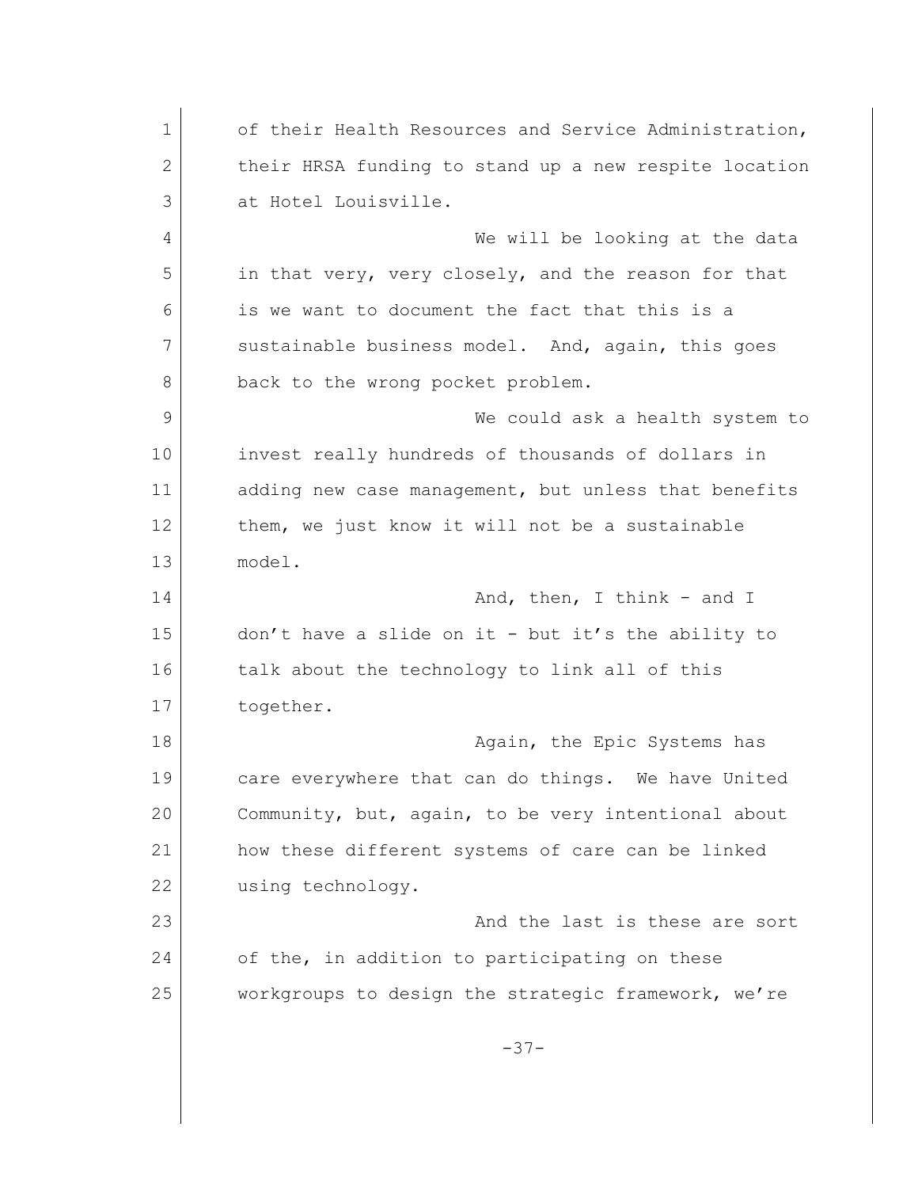of their Health Resources and Service Administration, their HRSA funding to stand up a new respite location at Hotel Louisville.

We will be looking at the data in that very, very closely, and the reason for that is we want to document the fact that this is a sustainable business model. And, again, this goes back to the wrong pocket problem.

We could ask a health system to invest really hundreds of thousands of dollars in adding new case management, but unless that benefits them, we just know it will not be a sustainable model.

And, then, I think - and I don't have a slide on it - but it's the ability to talk about the technology to link all of this together.

Again, the Epic Systems has care everywhere that can do things. We have United Community, but, again, to be very intentional about how these different systems of care can be linked using technology.

And the last is these are sort of the, in addition to participating on these workgroups to design the strategic framework, we're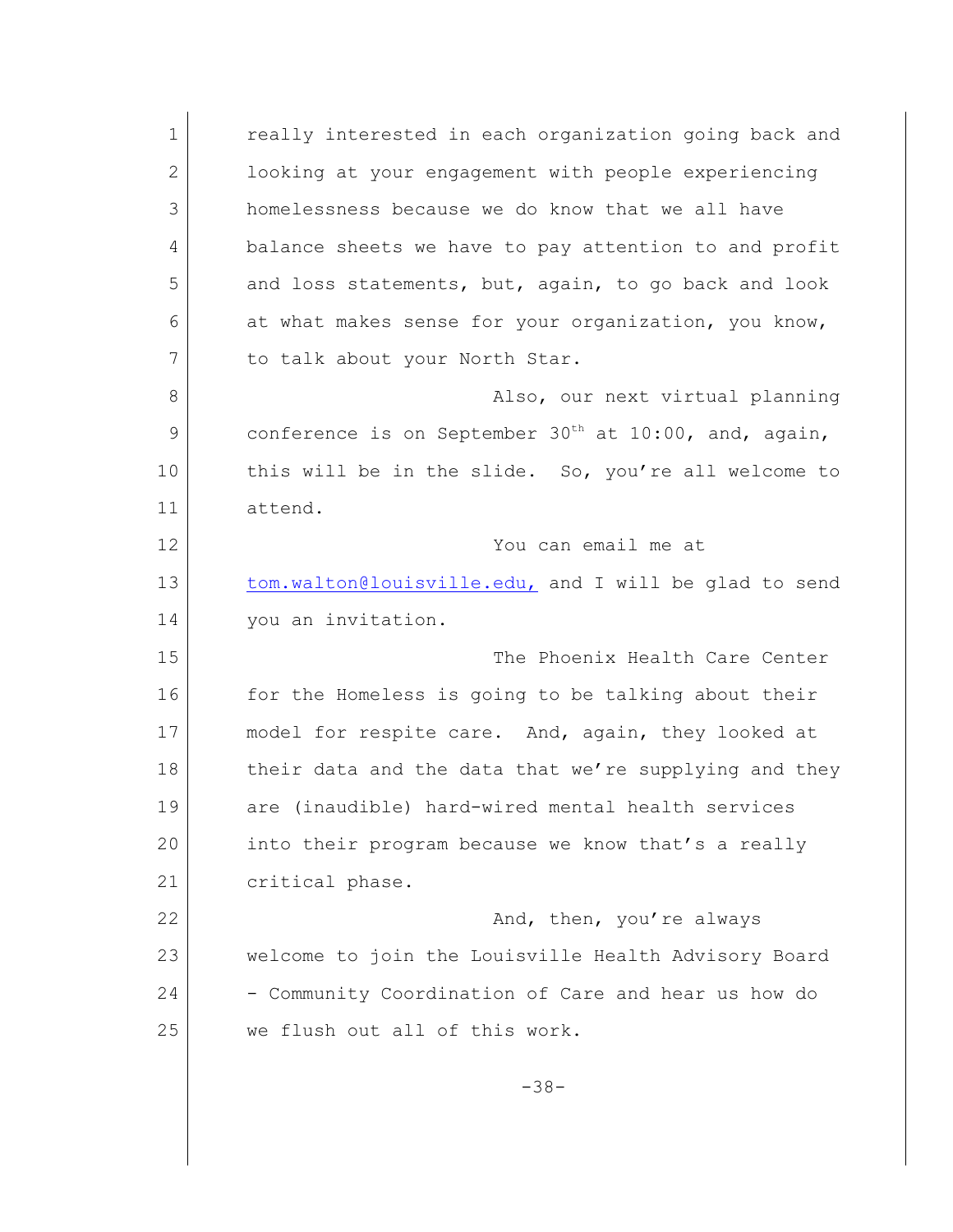really interested in each organization going back and looking at your engagement with people experiencing homelessness because we do know that we all have balance sheets we have to pay attention to and profit and loss statements, but, again, to go back and look at what makes sense for your organization, you know, to talk about your North Star.

Also, our next virtual planning conference is on September 30th at 10:00, and, again, this will be in the slide. So, you're all welcome to attend.

You can email me at tom.walton@louisville.edu, and I will be glad to send you an invitation.

The Phoenix Health Care Center for the Homeless is going to be talking about their model for respite care. And, again, they looked at their data and the data that we're supplying and they are (inaudible) hard-wired mental health services into their program because we know that's a really critical phase.

And, then, you're always welcome to join the Louisville Health Advisory Board - Community Coordination of Care and hear us how do we flush out all of this work.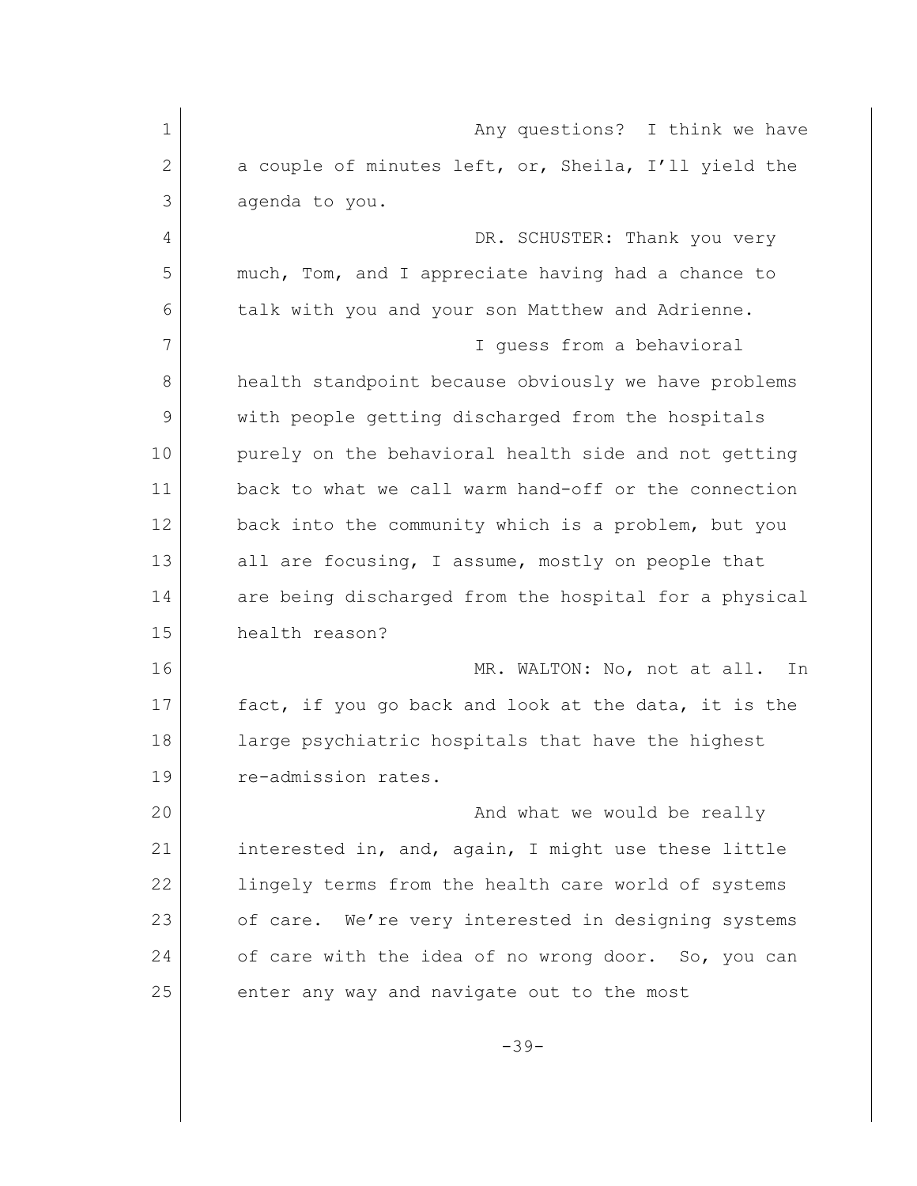Any questions? I think we have a couple of minutes left, or, Sheila, I'll yield the agenda to you.

DR. SCHUSTER: Thank you very much, Tom, and I appreciate having had a chance to talk with you and your son Matthew and Adrienne.

I guess from a behavioral health standpoint because obviously we have problems with people getting discharged from the hospitals purely on the behavioral health side and not getting back to what we call warm hand-off or the connection back into the community which is a problem, but you all are focusing, I assume, mostly on people that are being discharged from the hospital for a physical health reason?

MR. WALTON: No, not at all. In fact, if you go back and look at the data, it is the large psychiatric hospitals that have the highest re-admission rates.

And what we would be really interested in, and, again, I might use these little lingely terms from the health care world of systems of care. We're very interested in designing systems of care with the idea of no wrong door. So, you can enter any way and navigate out to the most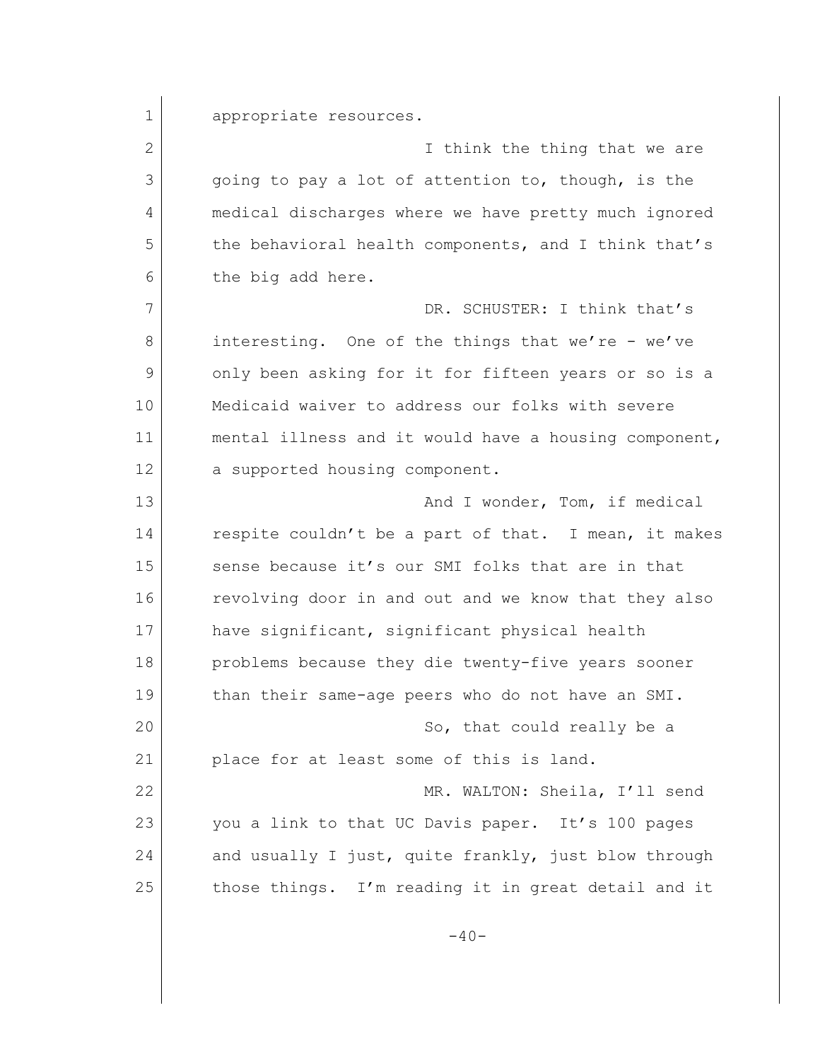appropriate resources.

I think the thing that we are going to pay a lot of attention to, though, is the medical discharges where we have pretty much ignored the behavioral health components, and I think that's the big add here.

DR. SCHUSTER: I think that's interesting. One of the things that we're - we've only been asking for it for fifteen years or so is a Medicaid waiver to address our folks with severe mental illness and it would have a housing component, a supported housing component.

And I wonder, Tom, if medical respite couldn't be a part of that. I mean, it makes sense because it's our SMI folks that are in that revolving door in and out and we know that they also have significant, significant physical health problems because they die twenty-five years sooner than their same-age peers who do not have an SMI.

So, that could really be a place for at least some of this is land.

MR. WALTON: Sheila, I'll send you a link to that UC Davis paper. It's 100 pages and usually I just, quite frankly, just blow through those things. I'm reading it in great detail and it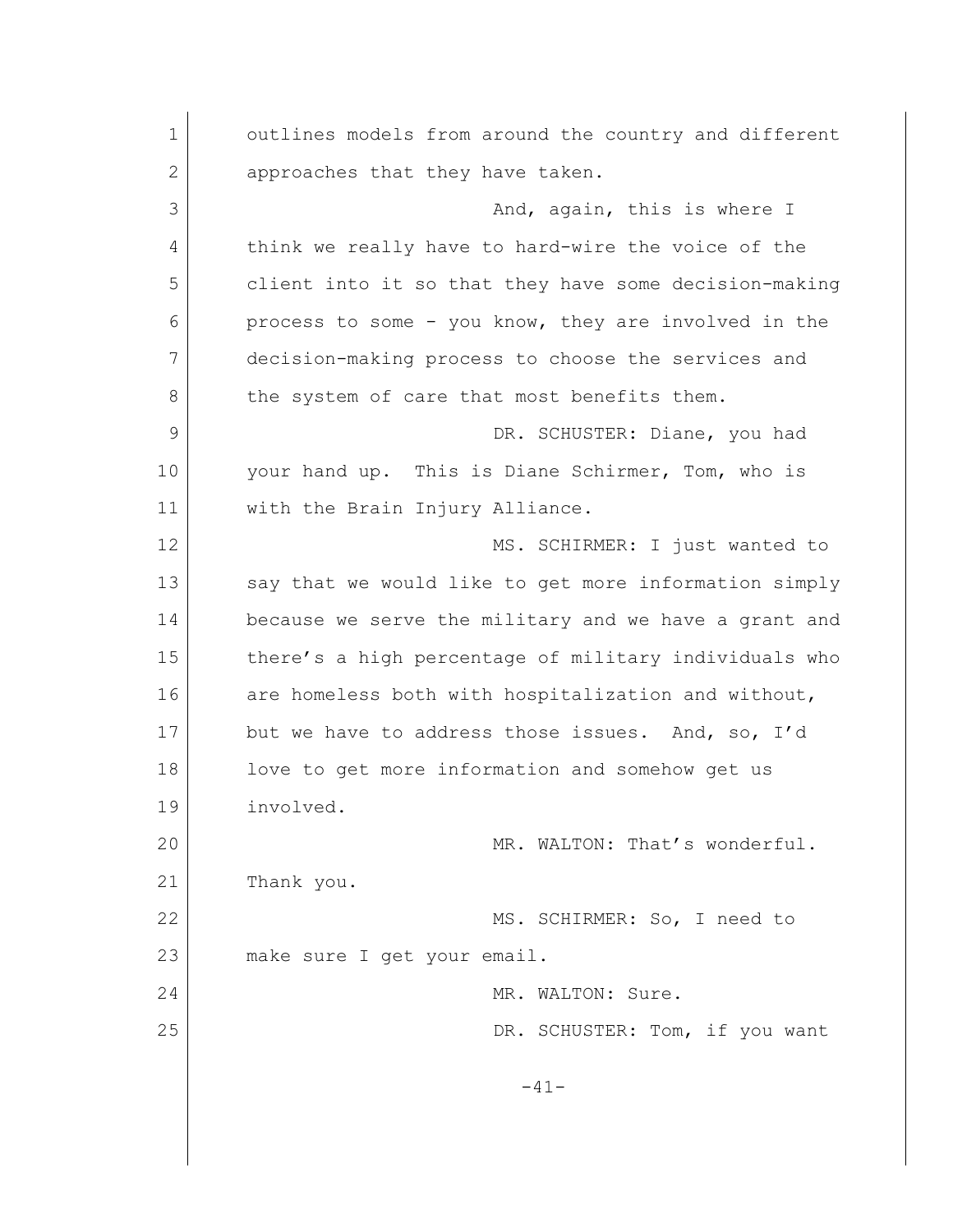outlines models from around the country and different approaches that they have taken.

And, again, this is where I think we really have to hard-wire the voice of the client into it so that they have some decision-making process to some - you know, they are involved in the decision-making process to choose the services and the system of care that most benefits them.

DR. SCHUSTER: Diane, you had your hand up. This is Diane Schirmer, Tom, who is with the Brain Injury Alliance.

MS. SCHIRMER: I just wanted to say that we would like to get more information simply because we serve the military and we have a grant and there's a high percentage of military individuals who are homeless both with hospitalization and without, but we have to address those issues. And, so, I'd love to get more information and somehow get us involved.

MR. WALTON: That's wonderful. Thank you.

MS. SCHIRMER: So, I need to make sure I get your email.

MR. WALTON: Sure.

DR. SCHUSTER: Tom, if you want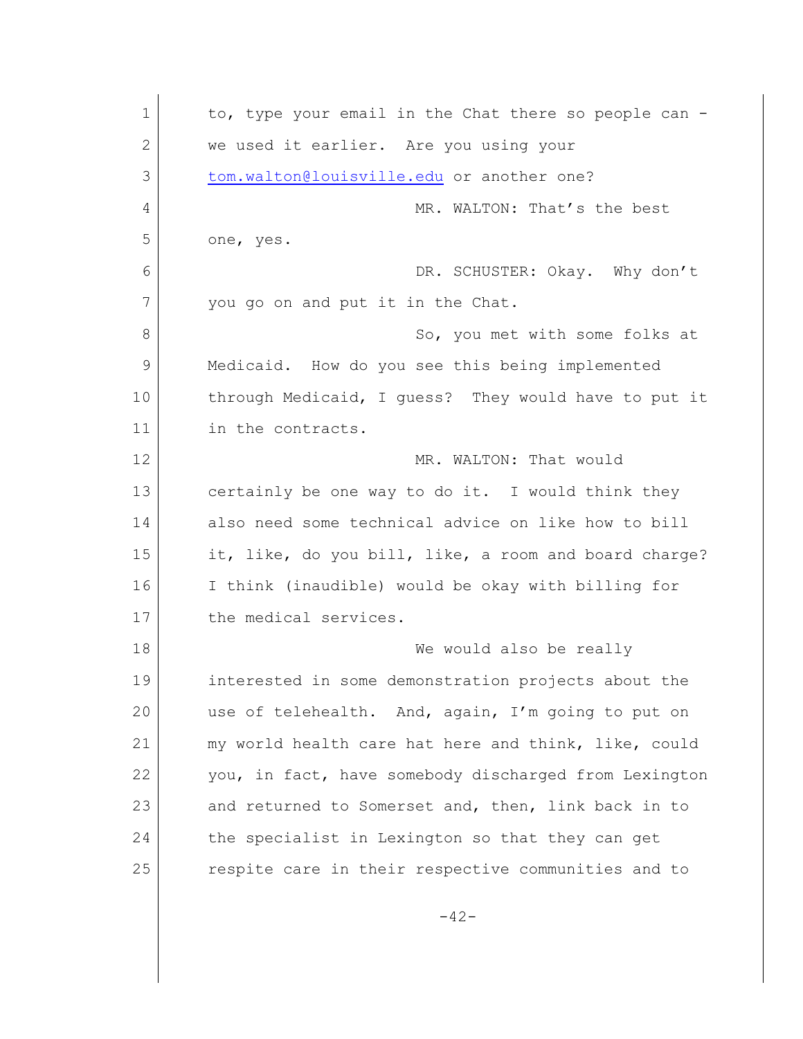to, type your email in the Chat there so people can - we used it earlier. Are you using your tom.walton@louisville.edu or another one?

MR. WALTON: That's the best one, yes.

DR. SCHUSTER: Okay. Why don't you go on and put it in the Chat.

So, you met with some folks at Medicaid. How do you see this being implemented through Medicaid, I guess? They would have to put it in the contracts.

MR. WALTON: That would certainly be one way to do it. I would think they also need some technical advice on like how to bill it, like, do you bill, like, a room and board charge? I think (inaudible) would be okay with billing for the medical services.

We would also be really interested in some demonstration projects about the use of telehealth. And, again, I'm going to put on my world health care hat here and think, like, could you, in fact, have somebody discharged from Lexington and returned to Somerset and, then, link back in to the specialist in Lexington so that they can get respite care in their respective communities and to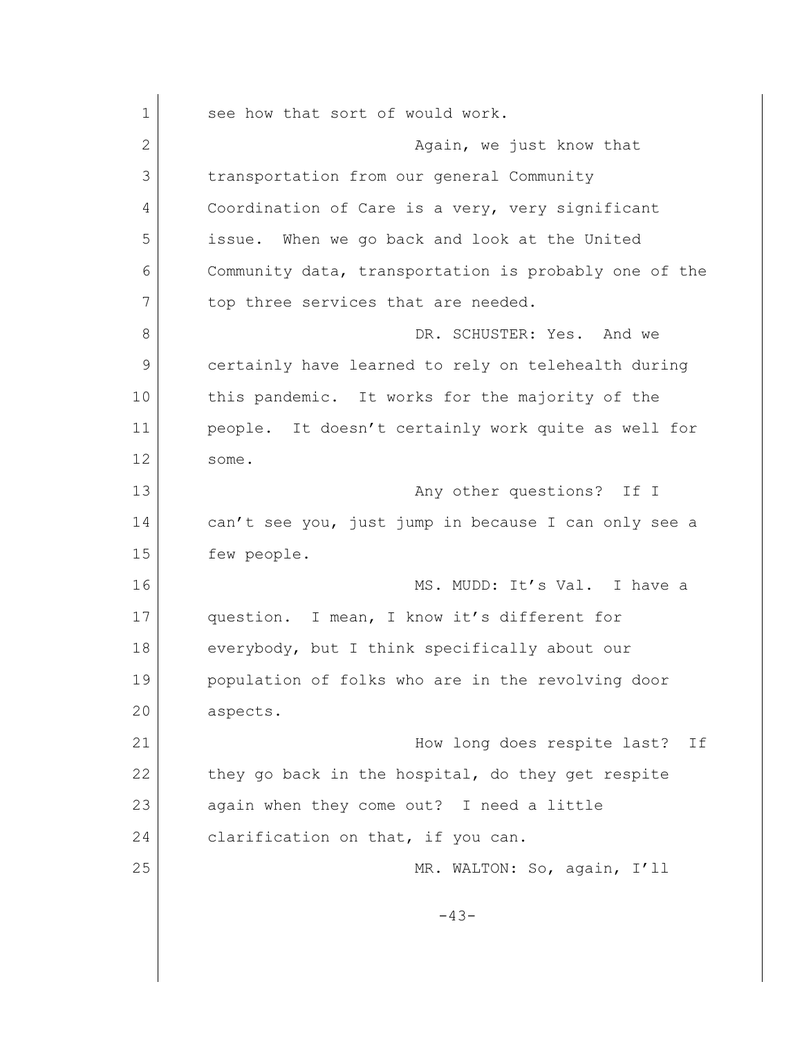see how that sort of would work.

Again, we just know that transportation from our general Community Coordination of Care is a very, very significant issue. When we go back and look at the United Community data, transportation is probably one of the top three services that are needed.

DR. SCHUSTER: Yes. And we certainly have learned to rely on telehealth during this pandemic. It works for the majority of the people. It doesn't certainly work quite as well for some.

Any other questions? If I can't see you, just jump in because I can only see a few people.

MS. MUDD: It's Val. I have a question. I mean, I know it's different for everybody, but I think specifically about our population of folks who are in the revolving door aspects.

How long does respite last? If they go back in the hospital, do they get respite again when they come out? I need a little clarification on that, if you can.

MR. WALTON: So, again, I'll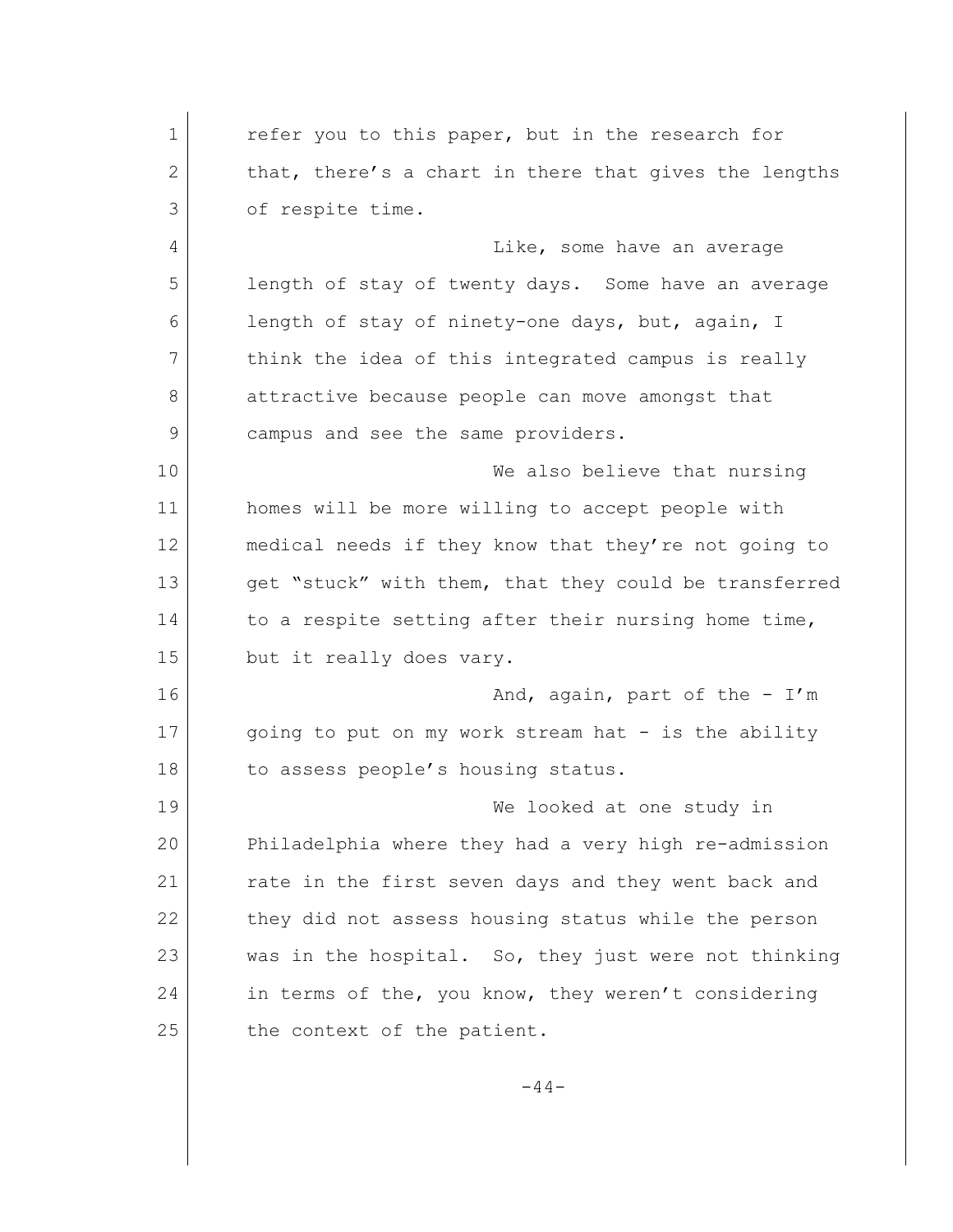refer you to this paper, but in the research for that, there's a chart in there that gives the lengths of respite time.

Like, some have an average length of stay of twenty days. Some have an average length of stay of ninety-one days, but, again, I think the idea of this integrated campus is really attractive because people can move amongst that campus and see the same providers.

We also believe that nursing homes will be more willing to accept people with medical needs if they know that they're not going to get "stuck" with them, that they could be transferred to a respite setting after their nursing home time, but it really does vary.

And, again, part of the - I'm going to put on my work stream hat - is the ability to assess people's housing status.

We looked at one study in Philadelphia where they had a very high re-admission rate in the first seven days and they went back and they did not assess housing status while the person was in the hospital. So, they just were not thinking in terms of the, you know, they weren't considering the context of the patient.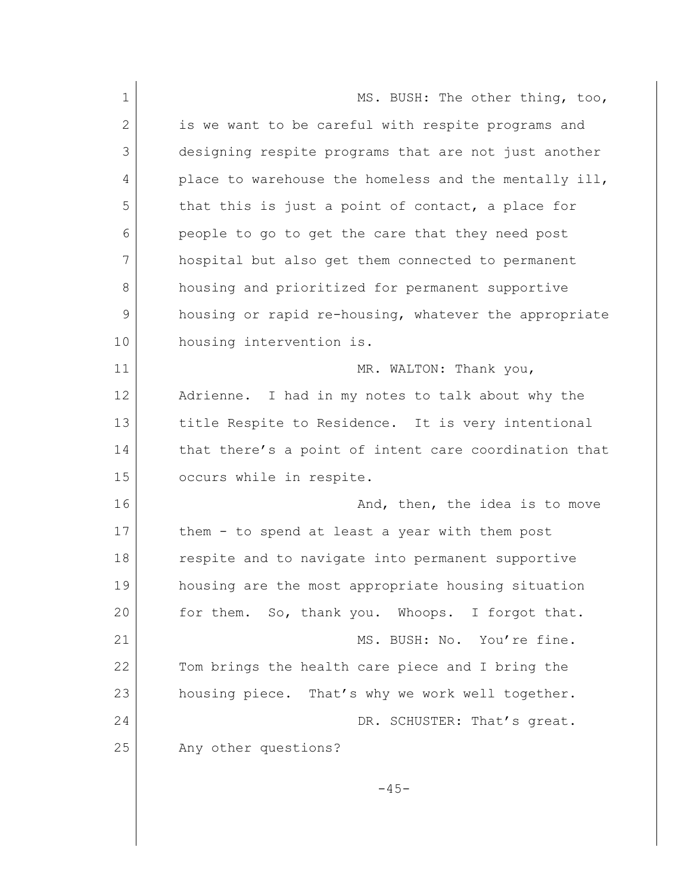MS. BUSH: The other thing, too, is we want to be careful with respite programs and designing respite programs that are not just another place to warehouse the homeless and the mentally ill, that this is just a point of contact, a place for people to go to get the care that they need post hospital but also get them connected to permanent housing and prioritized for permanent supportive housing or rapid re-housing, whatever the appropriate housing intervention is.

MR. WALTON: Thank you, Adrienne. I had in my notes to talk about why the title Respite to Residence. It is very intentional that there's a point of intent care coordination that occurs while in respite.

And, then, the idea is to move them - to spend at least a year with them post respite and to navigate into permanent supportive housing are the most appropriate housing situation for them. So, thank you. Whoops. I forgot that.

MS. BUSH: No. You're fine. Tom brings the health care piece and I bring the housing piece. That's why we work well together.

DR. SCHUSTER: That's great. Any other questions?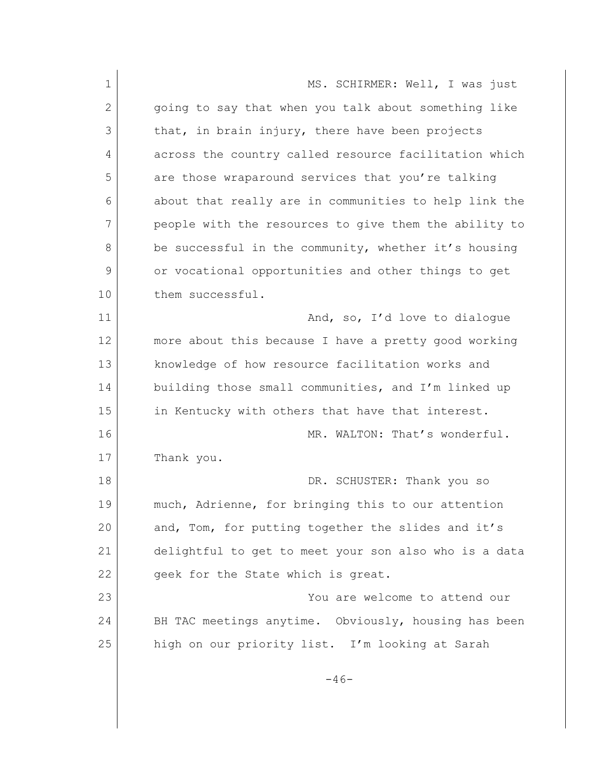MS. SCHIRMER: Well, I was just going to say that when you talk about something like that, in brain injury, there have been projects across the country called resource facilitation which are those wraparound services that you're talking about that really are in communities to help link the people with the resources to give them the ability to be successful in the community, whether it's housing or vocational opportunities and other things to get them successful.

And, so, I'd love to dialogue more about this because I have a pretty good working knowledge of how resource facilitation works and building those small communities, and I'm linked up in Kentucky with others that have that interest.

MR. WALTON: That's wonderful. Thank you.

DR. SCHUSTER: Thank you so much, Adrienne, for bringing this to our attention and, Tom, for putting together the slides and it's delightful to get to meet your son also who is a data geek for the State which is great.

You are welcome to attend our BH TAC meetings anytime. Obviously, housing has been high on our priority list. I'm looking at Sarah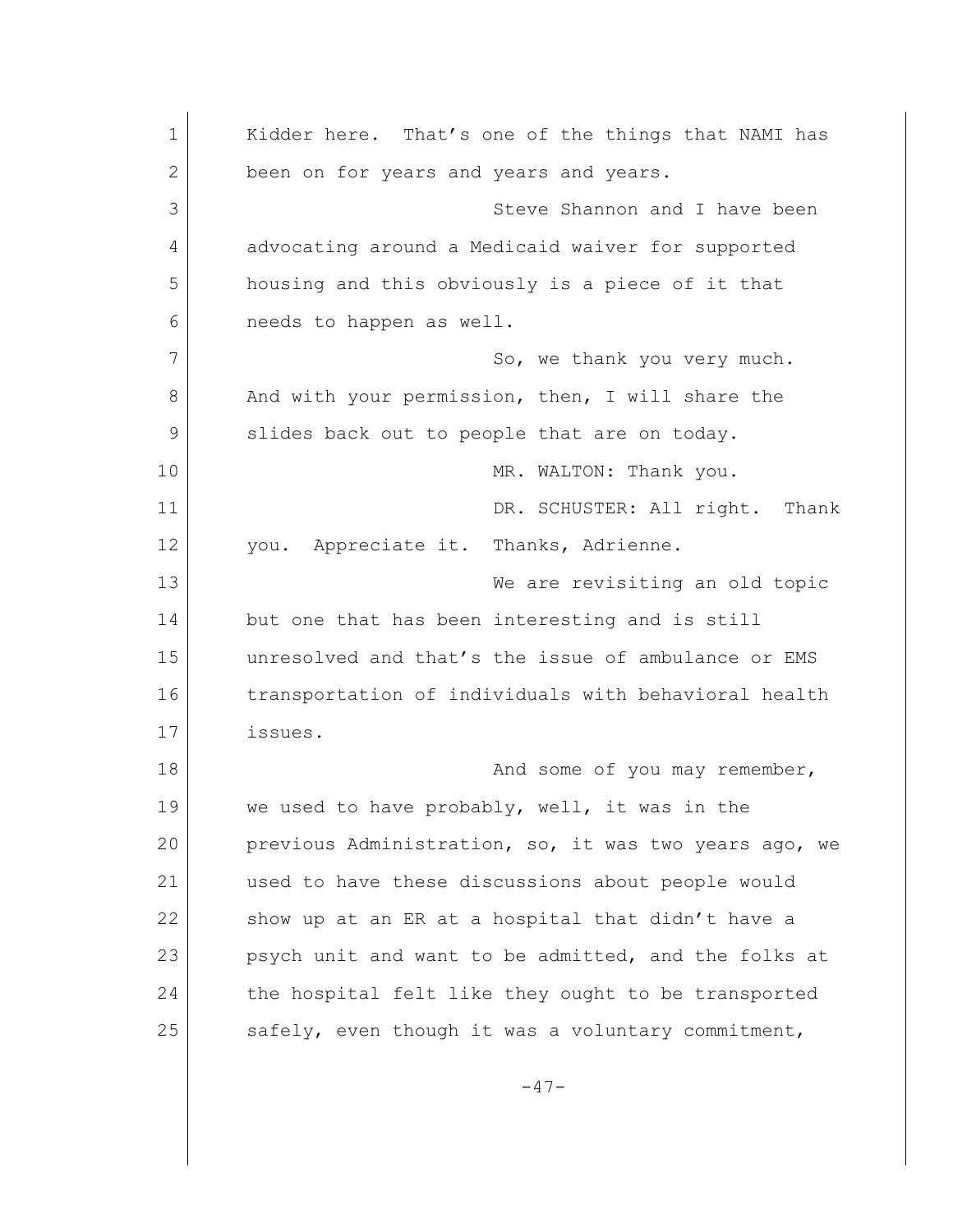Kidder here. That's one of the things that NAMI has been on for years and years and years.

Steve Shannon and I have been advocating around a Medicaid waiver for supported housing and this obviously is a piece of it that needs to happen as well.

So, we thank you very much. And with your permission, then, I will share the slides back out to people that are on today.

MR. WALTON: Thank you.

DR. SCHUSTER: All right. Thank you. Appreciate it. Thanks, Adrienne.

We are revisiting an old topic but one that has been interesting and is still unresolved and that's the issue of ambulance or EMS transportation of individuals with behavioral health issues.

And some of you may remember, we used to have probably, well, it was in the previous Administration, so, it was two years ago, we used to have these discussions about people would show up at an ER at a hospital that didn't have a psych unit and want to be admitted, and the folks at the hospital felt like they ought to be transported safely, even though it was a voluntary commitment,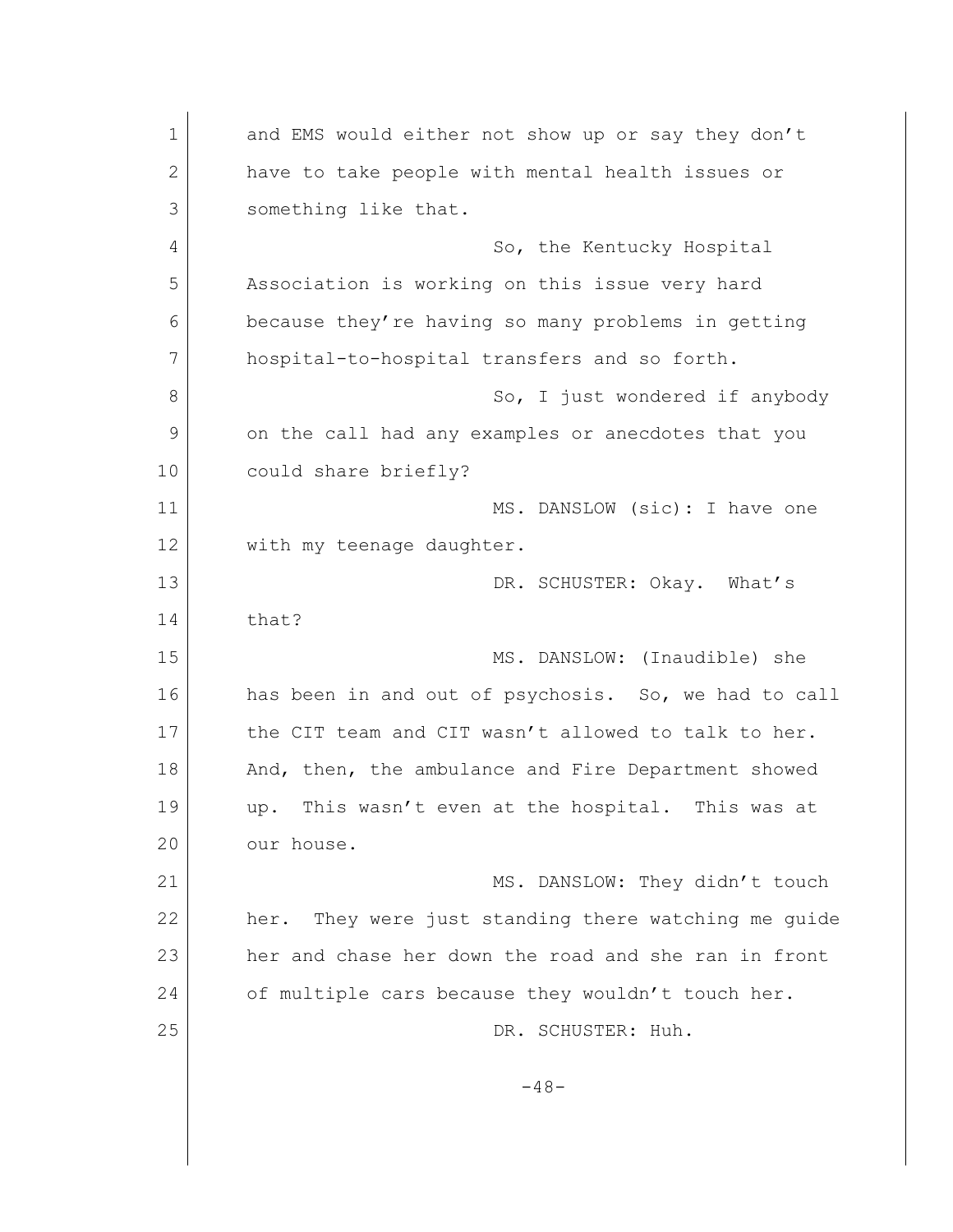and EMS would either not show up or say they don't have to take people with mental health issues or something like that.

So, the Kentucky Hospital Association is working on this issue very hard because they're having so many problems in getting hospital-to-hospital transfers and so forth.

So, I just wondered if anybody on the call had any examples or anecdotes that you could share briefly?

MS. DANSLOW (sic): I have one with my teenage daughter.

DR. SCHUSTER: Okay. What's that?

MS. DANSLOW: (Inaudible) she has been in and out of psychosis. So, we had to call the CIT team and CIT wasn't allowed to talk to her. And, then, the ambulance and Fire Department showed up. This wasn't even at the hospital. This was at our house.

MS. DANSLOW: They didn't touch her. They were just standing there watching me guide her and chase her down the road and she ran in front of multiple cars because they wouldn't touch her.

DR. SCHUSTER: Huh.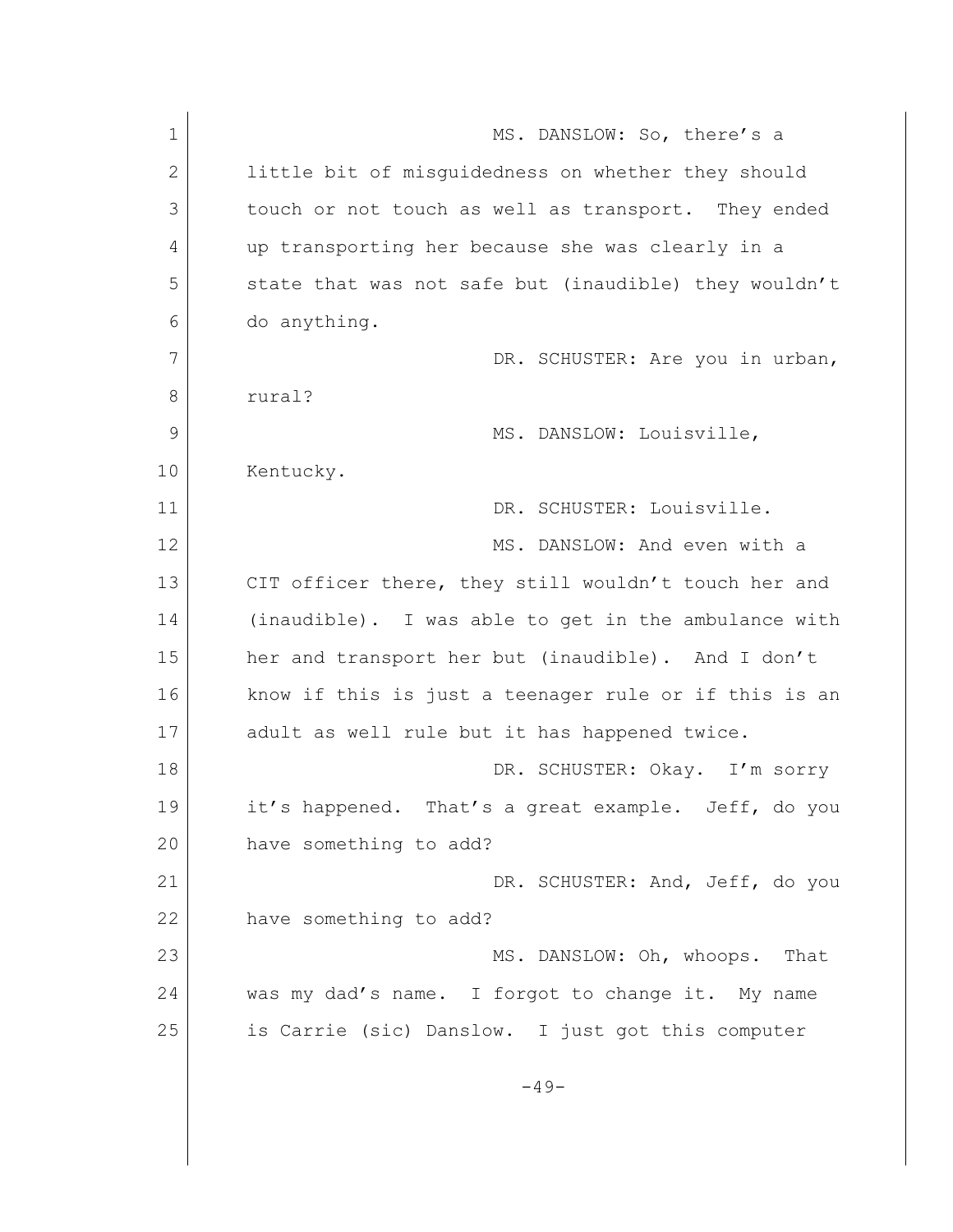MS. DANSLOW: So, there's a little bit of misguidedness on whether they should touch or not touch as well as transport. They ended up transporting her because she was clearly in a state that was not safe but (inaudible) they wouldn't do anything.

DR. SCHUSTER: Are you in urban, rural?

MS. DANSLOW: Louisville, Kentucky.

DR. SCHUSTER: Louisville.

MS. DANSLOW: And even with a CIT officer there, they still wouldn't touch her and (inaudible). I was able to get in the ambulance with her and transport her but (inaudible). And I don't know if this is just a teenager rule or if this is an adult as well rule but it has happened twice.

DR. SCHUSTER: Okay. I'm sorry it's happened. That's a great example. Jeff, do you have something to add?

DR. SCHUSTER: And, Jeff, do you have something to add?

MS. DANSLOW: Oh, whoops. That was my dad's name. I forgot to change it. My name is Carrie (sic) Danslow. I just got this computer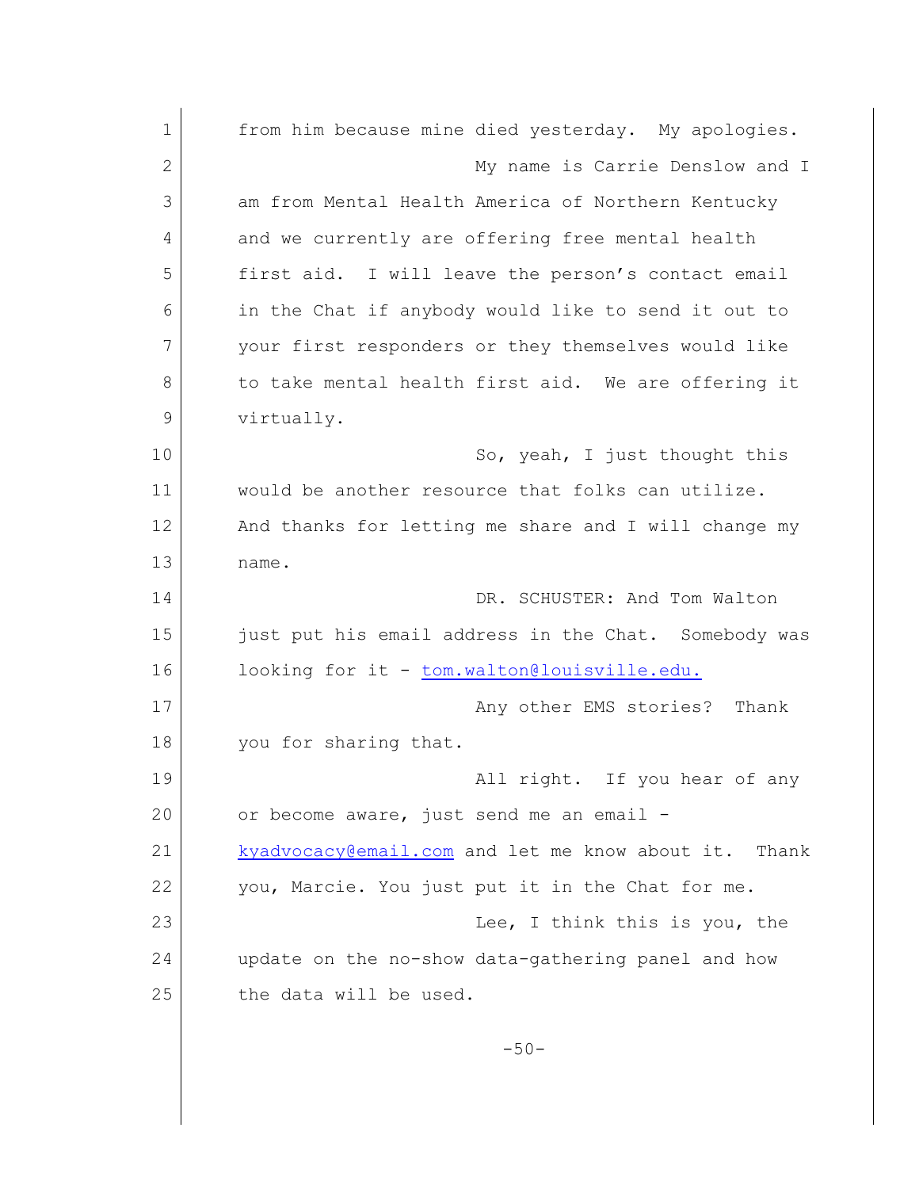from him because mine died yesterday. My apologies.

My name is Carrie Denslow and I am from Mental Health America of Northern Kentucky and we currently are offering free mental health first aid. I will leave the person's contact email in the Chat if anybody would like to send it out to your first responders or they themselves would like to take mental health first aid. We are offering it virtually.

So, yeah, I just thought this would be another resource that folks can utilize. And thanks for letting me share and I will change my name.

DR. SCHUSTER: And Tom Walton just put his email address in the Chat. Somebody was looking for it - tom.walton@louisville.edu.

Any other EMS stories? Thank you for sharing that.

All right. If you hear of any or become aware, just send me an email - kyadvocacy@email.com and let me know about it. Thank you, Marcie. You just put it in the Chat for me.

Lee, I think this is you, the update on the no-show data-gathering panel and how the data will be used.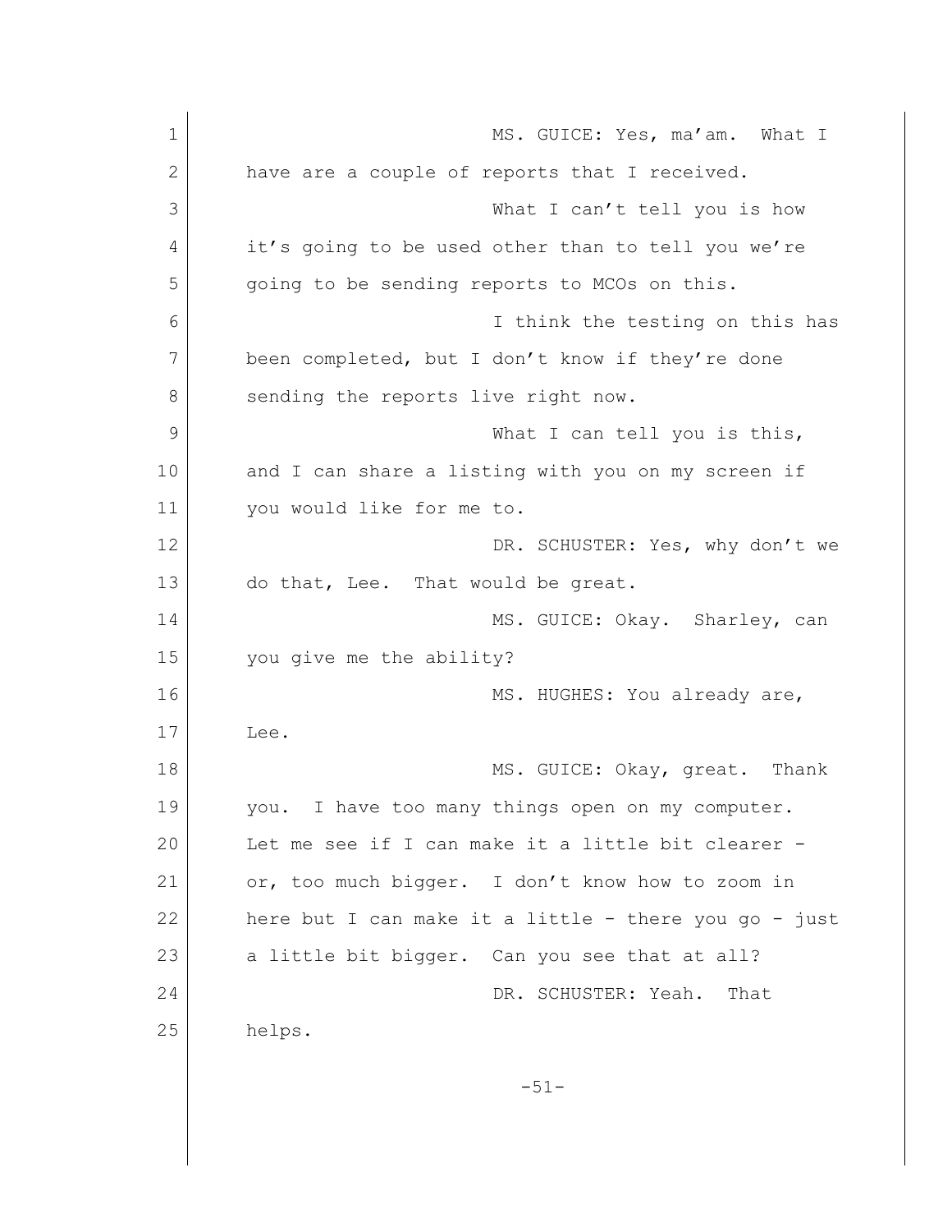MS. GUICE: Yes, ma'am. What I have are a couple of reports that I received.

What I can't tell you is how it's going to be used other than to tell you we're going to be sending reports to MCOs on this.

I think the testing on this has been completed, but I don't know if they're done sending the reports live right now.

What I can tell you is this, and I can share a listing with you on my screen if you would like for me to.

DR. SCHUSTER: Yes, why don't we do that, Lee. That would be great.

MS. GUICE: Okay. Sharley, can you give me the ability?

MS. HUGHES: You already are, Lee.

MS. GUICE: Okay, great. Thank you. I have too many things open on my computer. Let me see if I can make it a little bit clearer - or, too much bigger. I don't know how to zoom in here but I can make it a little - there you go - just a little bit bigger. Can you see that at all?

DR. SCHUSTER: Yeah. That helps.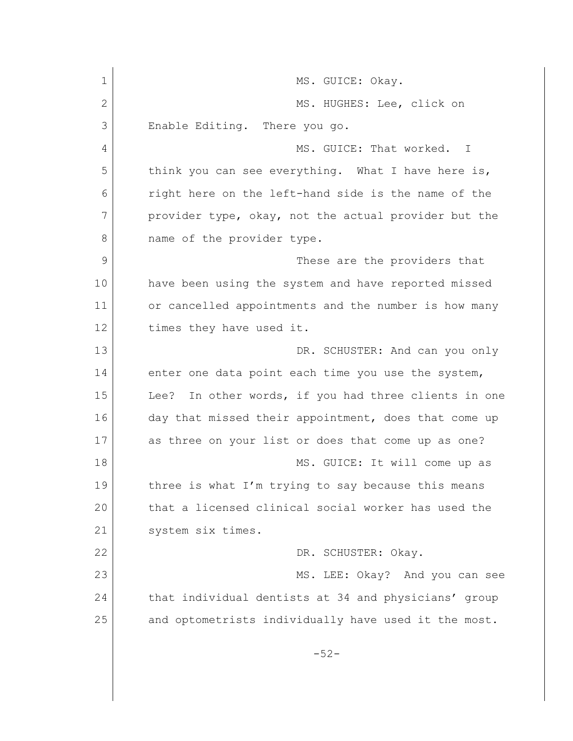MS. GUICE: Okay.

MS. HUGHES: Lee, click on Enable Editing. There you go.

MS. GUICE: That worked. I think you can see everything. What I have here is, right here on the left-hand side is the name of the provider type, okay, not the actual provider but the name of the provider type.

These are the providers that have been using the system and have reported missed or cancelled appointments and the number is how many times they have used it.

DR. SCHUSTER: And can you only enter one data point each time you use the system, Lee? In other words, if you had three clients in one day that missed their appointment, does that come up as three on your list or does that come up as one?

MS. GUICE: It will come up as three is what I'm trying to say because this means that a licensed clinical social worker has used the system six times.

DR. SCHUSTER: Okay.

MS. LEE: Okay? And you can see that individual dentists at 34 and physicians' group and optometrists individually have used it the most.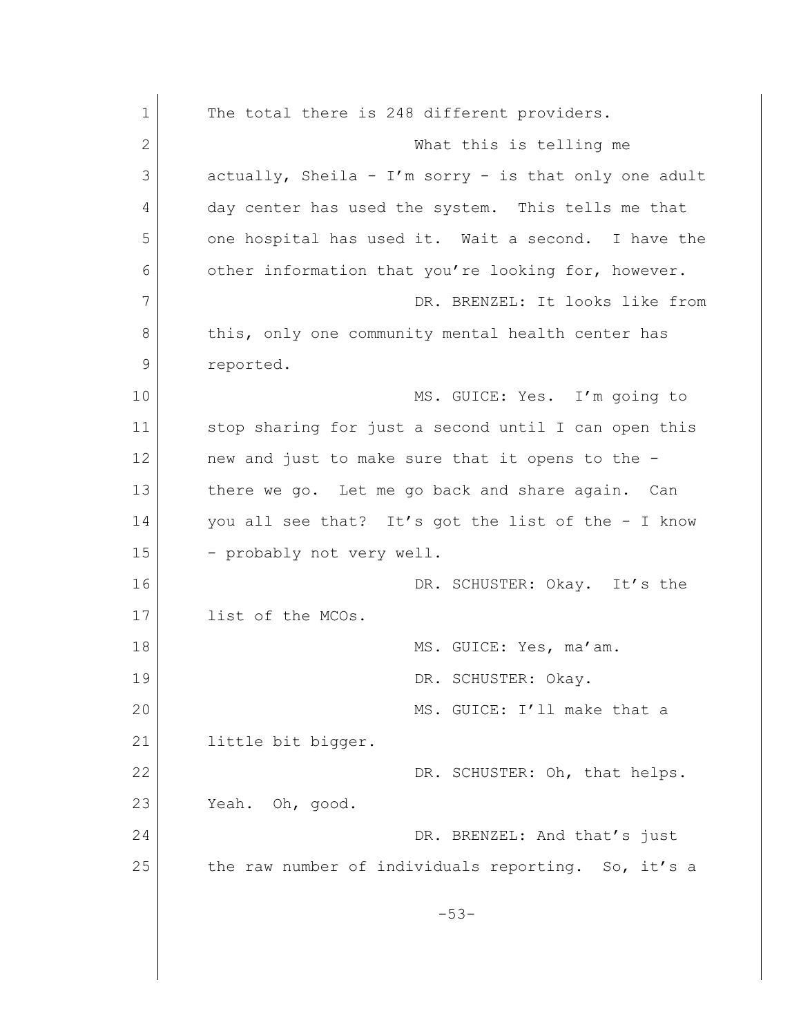The total there is 248 different providers.

What this is telling me actually, Sheila - I'm sorry - is that only one adult day center has used the system. This tells me that one hospital has used it. Wait a second. I have the other information that you're looking for, however.

DR. BRENZEL: It looks like from this, only one community mental health center has reported.

MS. GUICE: Yes. I'm going to stop sharing for just a second until I can open this new and just to make sure that it opens to the - there we go. Let me go back and share again. Can you all see that? It's got the list of the - I know - probably not very well.

DR. SCHUSTER: Okay. It's the list of the MCOs.

MS. GUICE: Yes, ma'am.

DR. SCHUSTER: Okay.

MS. GUICE: I'll make that a little bit bigger.

DR. SCHUSTER: Oh, that helps. Yeah. Oh, good.

DR. BRENZEL: And that's just the raw number of individuals reporting. So, it's a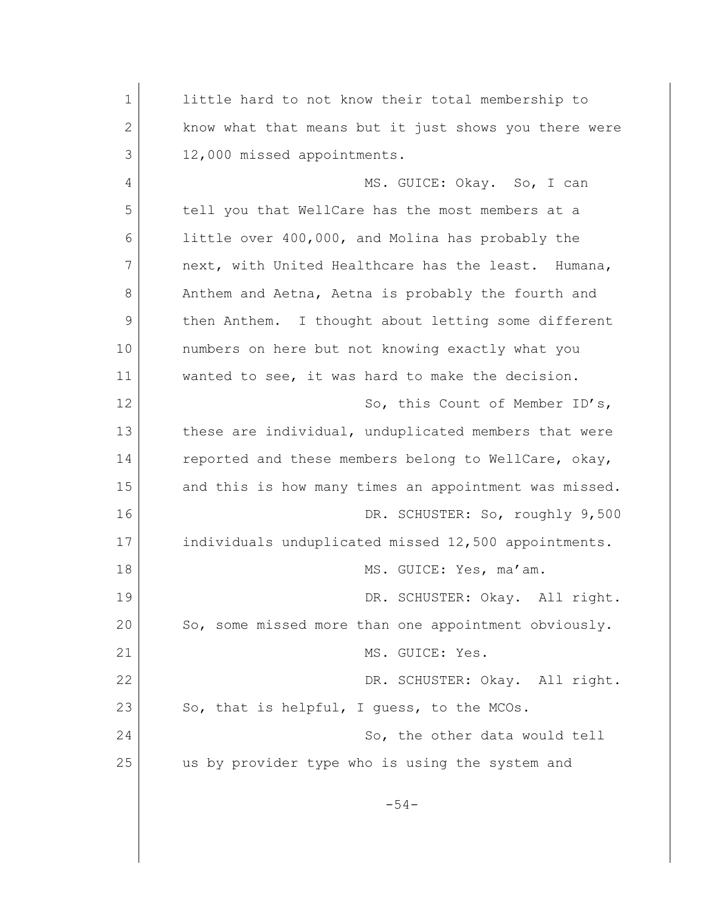little hard to not know their total membership to know what that means but it just shows you there were 12,000 missed appointments.

MS. GUICE: Okay. So, I can tell you that WellCare has the most members at a little over 400,000, and Molina has probably the next, with United Healthcare has the least. Humana, Anthem and Aetna, Aetna is probably the fourth and then Anthem. I thought about letting some different numbers on here but not knowing exactly what you wanted to see, it was hard to make the decision.

So, this Count of Member ID's, these are individual, unduplicated members that were reported and these members belong to WellCare, okay, and this is how many times an appointment was missed.

DR. SCHUSTER: So, roughly 9,500 individuals unduplicated missed 12,500 appointments.

MS. GUICE: Yes, ma'am.

DR. SCHUSTER: Okay. All right. So, some missed more than one appointment obviously.

MS. GUICE: Yes.

DR. SCHUSTER: Okay. All right. So, that is helpful, I guess, to the MCOs.

So, the other data would tell us by provider type who is using the system and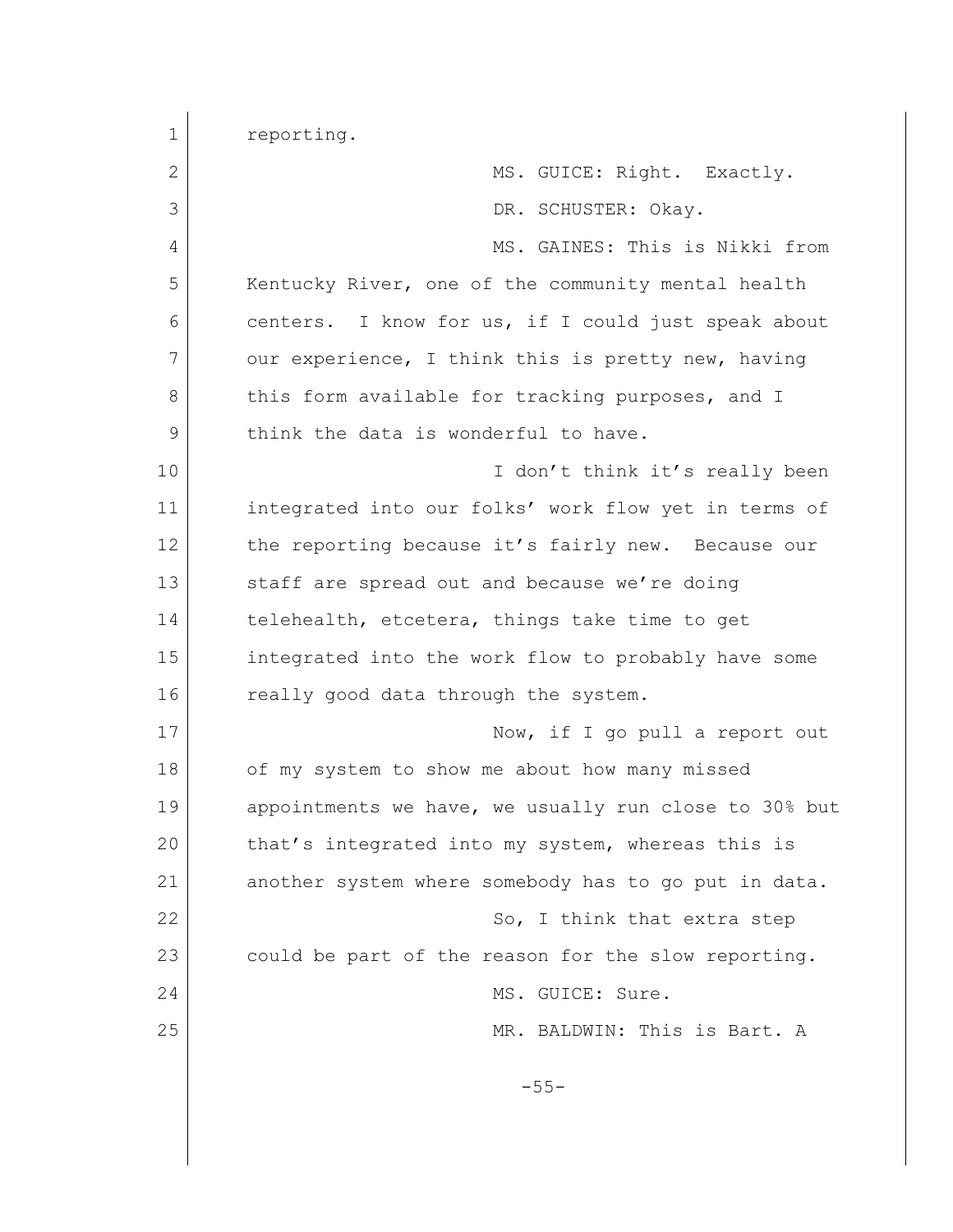reporting.

MS. GUICE: Right. Exactly.

DR. SCHUSTER: Okay.

MS. GAINES: This is Nikki from Kentucky River, one of the community mental health centers. I know for us, if I could just speak about our experience, I think this is pretty new, having this form available for tracking purposes, and I think the data is wonderful to have.

I don't think it's really been integrated into our folks' work flow yet in terms of the reporting because it's fairly new. Because our staff are spread out and because we're doing telehealth, etcetera, things take time to get integrated into the work flow to probably have some really good data through the system.

Now, if I go pull a report out of my system to show me about how many missed appointments we have, we usually run close to 30% but that's integrated into my system, whereas this is another system where somebody has to go put in data.

So, I think that extra step could be part of the reason for the slow reporting.

MS. GUICE: Sure.

MR. BALDWIN: This is Bart. A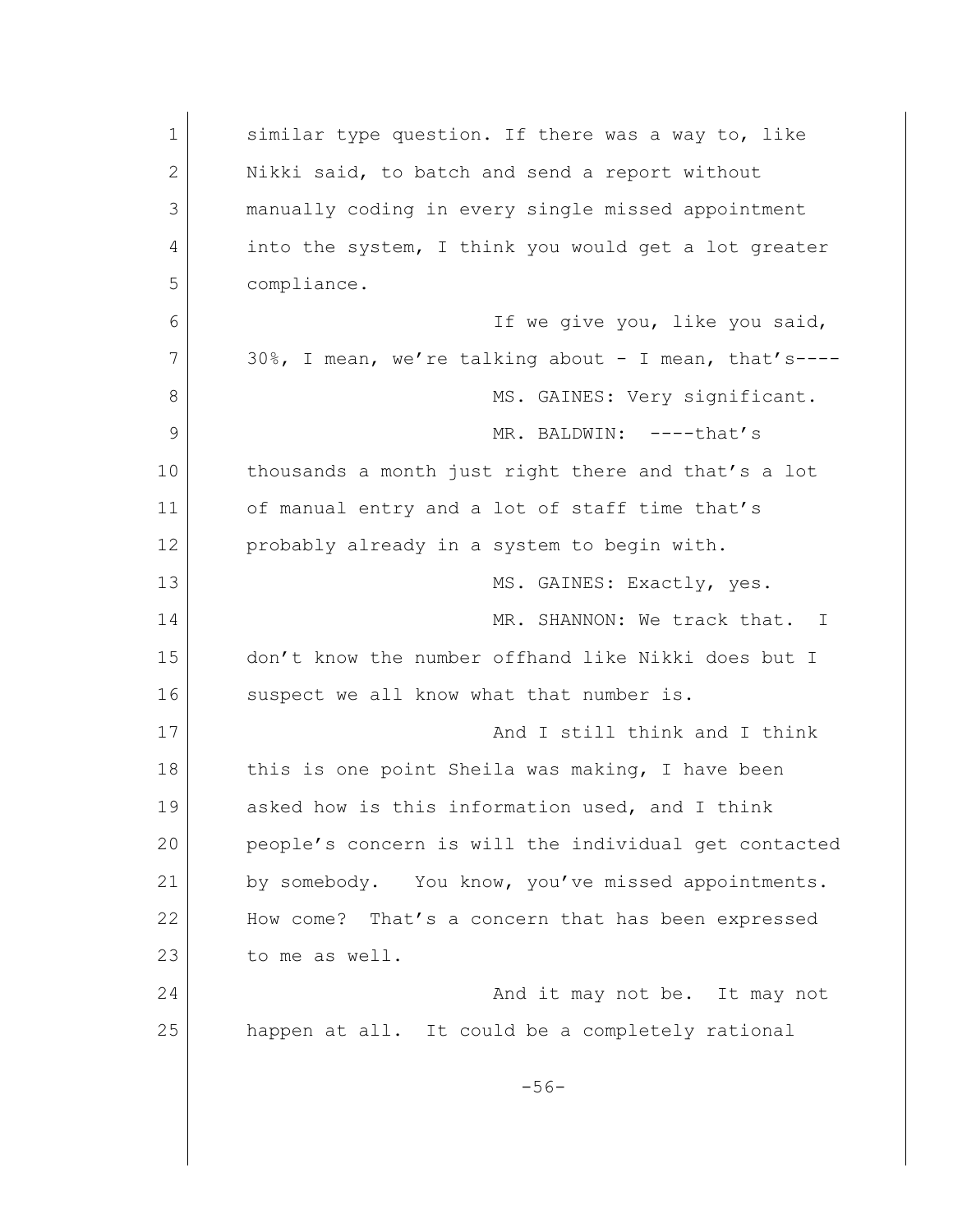similar type question. If there was a way to, like Nikki said, to batch and send a report without manually coding in every single missed appointment into the system, I think you would get a lot greater compliance.

If we give you, like you said, 30%, I mean, we're talking about - I mean, that's----

MS. GAINES: Very significant.

MR. BALDWIN: ----that's thousands a month just right there and that's a lot of manual entry and a lot of staff time that's probably already in a system to begin with.

MS. GAINES: Exactly, yes.

MR. SHANNON: We track that. I don't know the number offhand like Nikki does but I suspect we all know what that number is.

And I still think and I think this is one point Sheila was making, I have been asked how is this information used, and I think people's concern is will the individual get contacted by somebody. You know, you've missed appointments. How come? That's a concern that has been expressed to me as well.

And it may not be. It may not happen at all. It could be a completely rational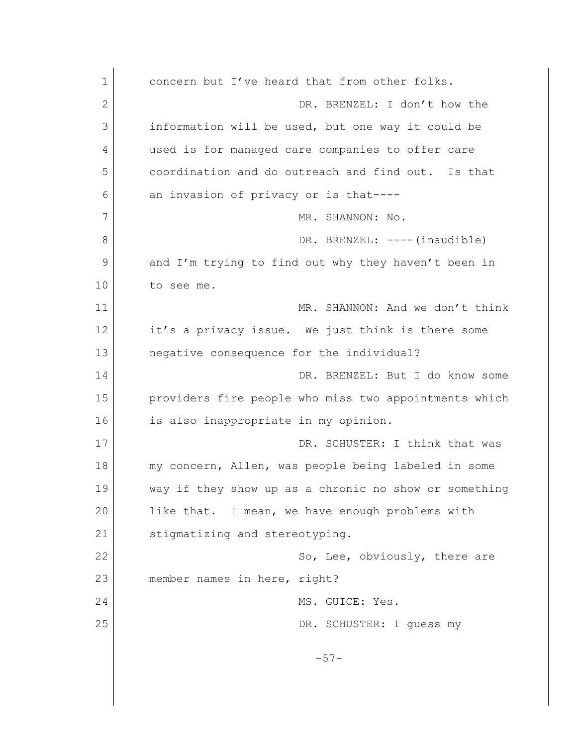concern but I've heard that from other folks.

DR. BRENZEL: I don't how the information will be used, but one way it could be used is for managed care companies to offer care coordination and do outreach and find out. Is that an invasion of privacy or is that----

MR. SHANNON: No.

DR. BRENZEL: ----(inaudible) and I'm trying to find out why they haven't been in to see me.

MR. SHANNON: And we don't think it's a privacy issue. We just think is there some negative consequence for the individual?

DR. BRENZEL: But I do know some providers fire people who miss two appointments which is also inappropriate in my opinion.

DR. SCHUSTER: I think that was my concern, Allen, was people being labeled in some way if they show up as a chronic no show or something like that. I mean, we have enough problems with stigmatizing and stereotyping.

So, Lee, obviously, there are member names in here, right?

MS. GUICE: Yes.

DR. SCHUSTER: I guess my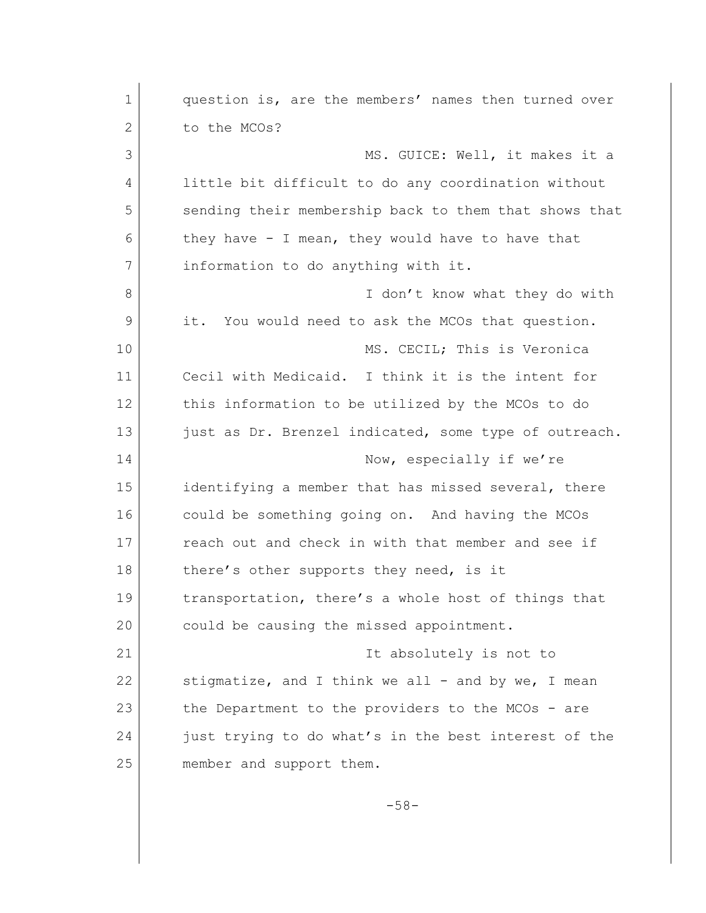question is, are the members' names then turned over to the MCOs?

MS. GUICE: Well, it makes it a little bit difficult to do any coordination without sending their membership back to them that shows that they have - I mean, they would have to have that information to do anything with it.

I don't know what they do with it. You would need to ask the MCOs that question.

MS. CECIL; This is Veronica Cecil with Medicaid. I think it is the intent for this information to be utilized by the MCOs to do just as Dr. Brenzel indicated, some type of outreach.

Now, especially if we're identifying a member that has missed several, there could be something going on. And having the MCOs reach out and check in with that member and see if there's other supports they need, is it transportation, there's a whole host of things that could be causing the missed appointment.

It absolutely is not to stigmatize, and I think we all - and by we, I mean the Department to the providers to the MCOs - are just trying to do what's in the best interest of the member and support them.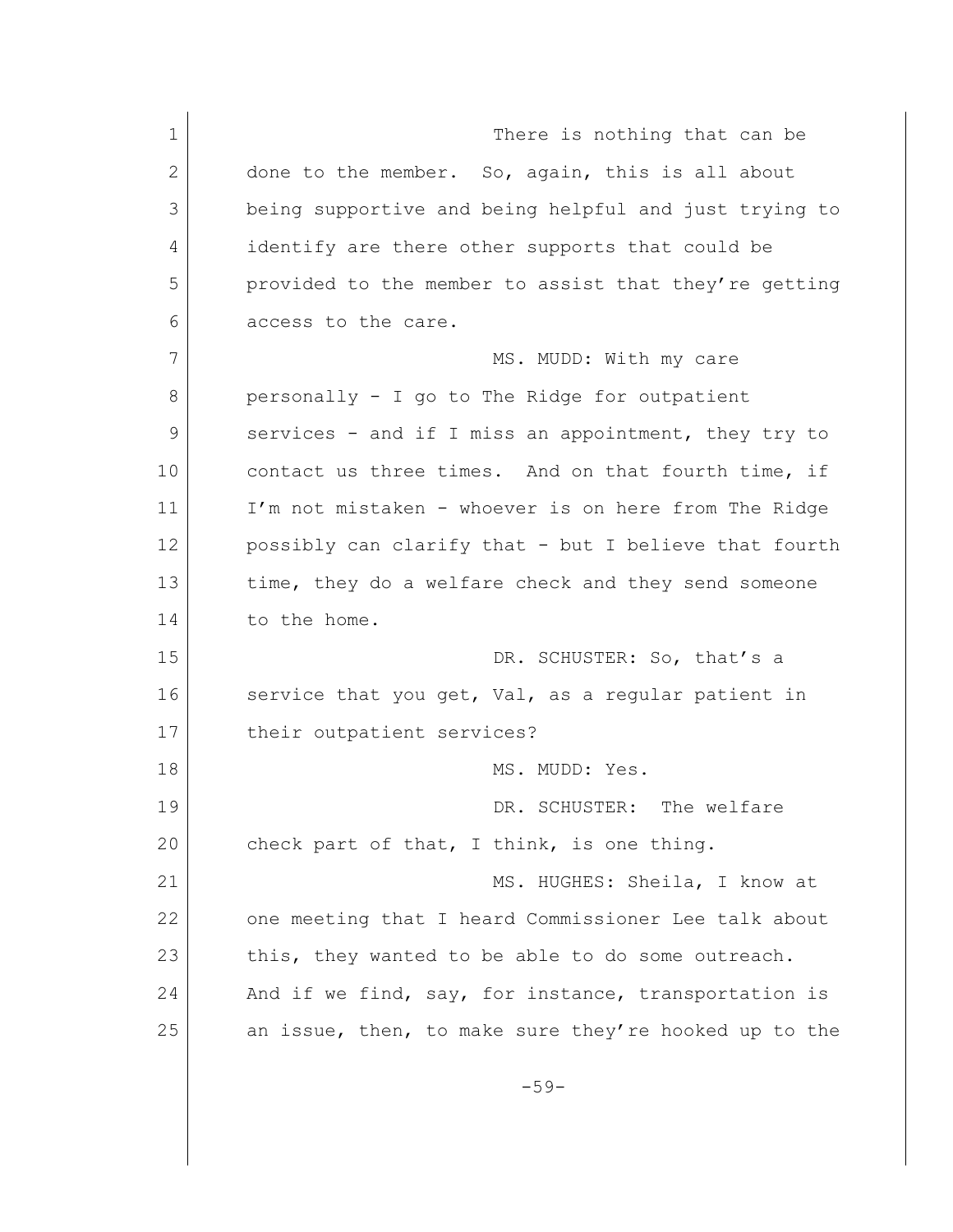There is nothing that can be done to the member. So, again, this is all about being supportive and being helpful and just trying to identify are there other supports that could be provided to the member to assist that they're getting access to the care.

MS. MUDD: With my care personally - I go to The Ridge for outpatient services - and if I miss an appointment, they try to contact us three times. And on that fourth time, if I'm not mistaken - whoever is on here from The Ridge possibly can clarify that - but I believe that fourth time, they do a welfare check and they send someone to the home.

DR. SCHUSTER: So, that's a service that you get, Val, as a regular patient in their outpatient services?

MS. MUDD: Yes.

DR. SCHUSTER: The welfare check part of that, I think, is one thing.

MS. HUGHES: Sheila, I know at one meeting that I heard Commissioner Lee talk about this, they wanted to be able to do some outreach. And if we find, say, for instance, transportation is an issue, then, to make sure they're hooked up to the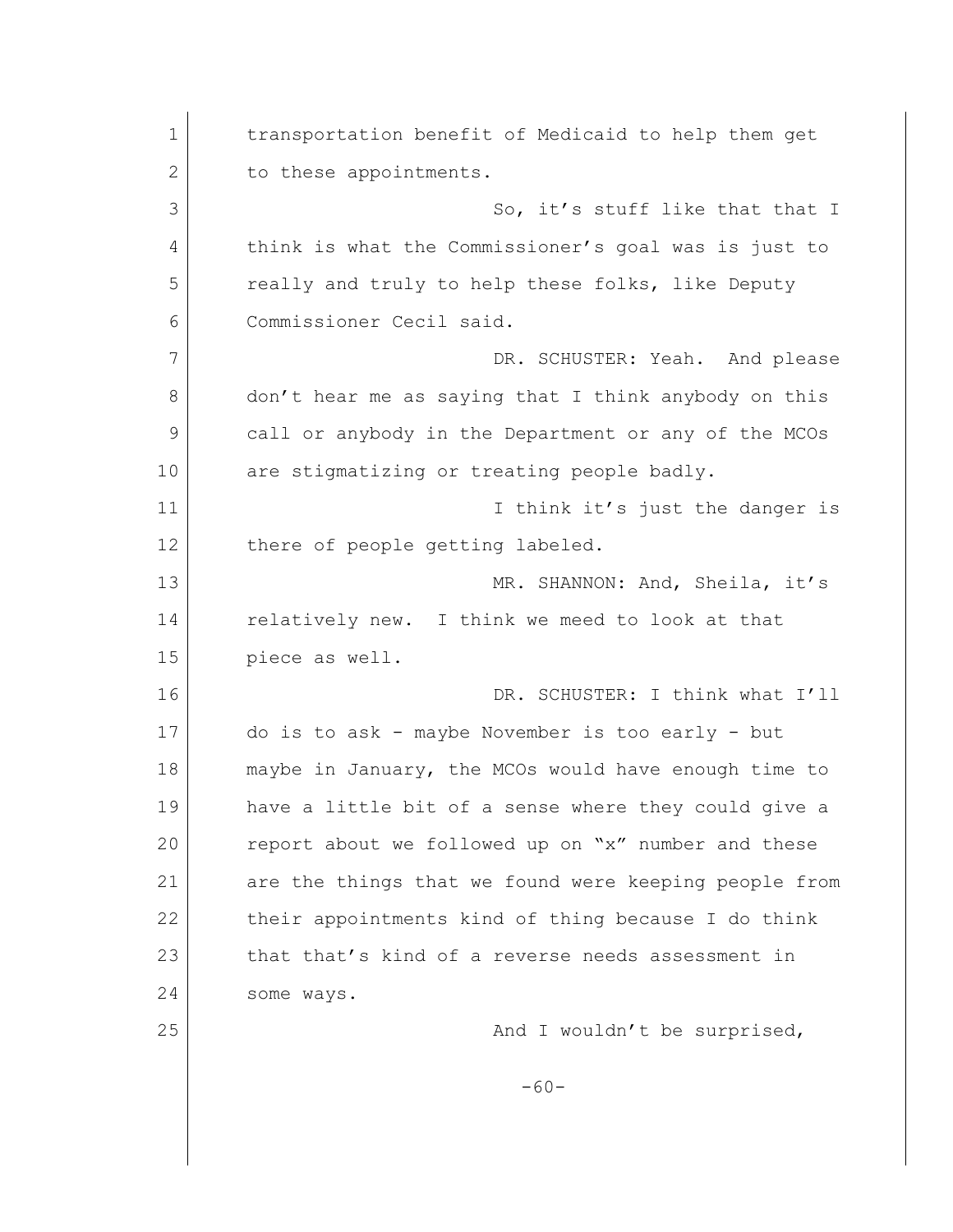transportation benefit of Medicaid to help them get to these appointments.

So, it's stuff like that that I think is what the Commissioner's goal was is just to really and truly to help these folks, like Deputy Commissioner Cecil said.

DR. SCHUSTER: Yeah. And please don't hear me as saying that I think anybody on this call or anybody in the Department or any of the MCOs are stigmatizing or treating people badly.

I think it's just the danger is there of people getting labeled.

MR. SHANNON: And, Sheila, it's relatively new. I think we meed to look at that piece as well.

DR. SCHUSTER: I think what I'll do is to ask - maybe November is too early - but maybe in January, the MCOs would have enough time to have a little bit of a sense where they could give a report about we followed up on "x" number and these are the things that we found were keeping people from their appointments kind of thing because I do think that that's kind of a reverse needs assessment in some ways.

And I wouldn't be surprised,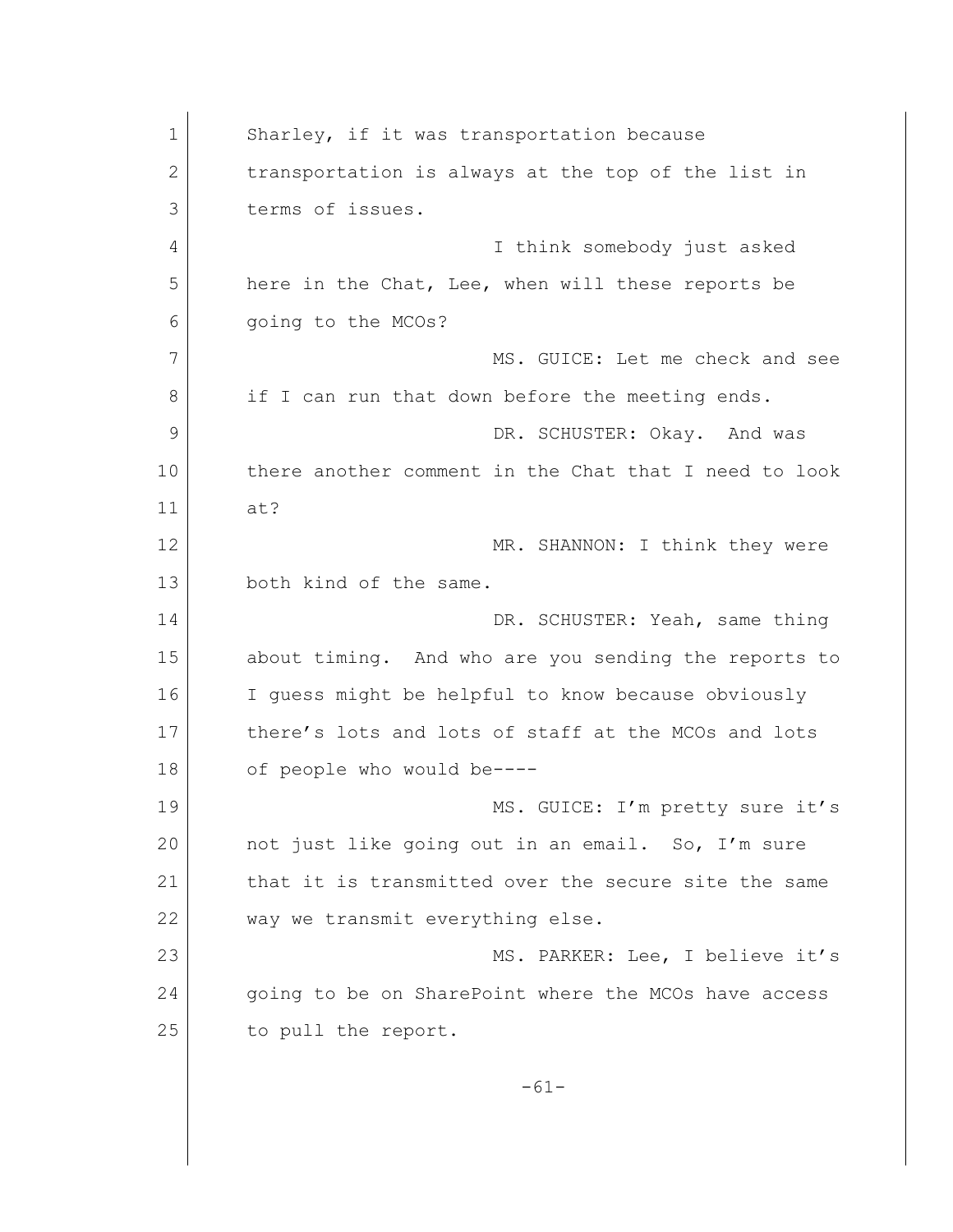Sharley, if it was transportation because transportation is always at the top of the list in terms of issues.

I think somebody just asked here in the Chat, Lee, when will these reports be going to the MCOs?

MS. GUICE: Let me check and see if I can run that down before the meeting ends.

DR. SCHUSTER: Okay. And was there another comment in the Chat that I need to look at?

MR. SHANNON: I think they were both kind of the same.

DR. SCHUSTER: Yeah, same thing about timing. And who are you sending the reports to I guess might be helpful to know because obviously there's lots and lots of staff at the MCOs and lots of people who would be----

MS. GUICE: I'm pretty sure it's not just like going out in an email. So, I'm sure that it is transmitted over the secure site the same way we transmit everything else.

MS. PARKER: Lee, I believe it's going to be on SharePoint where the MCOs have access to pull the report.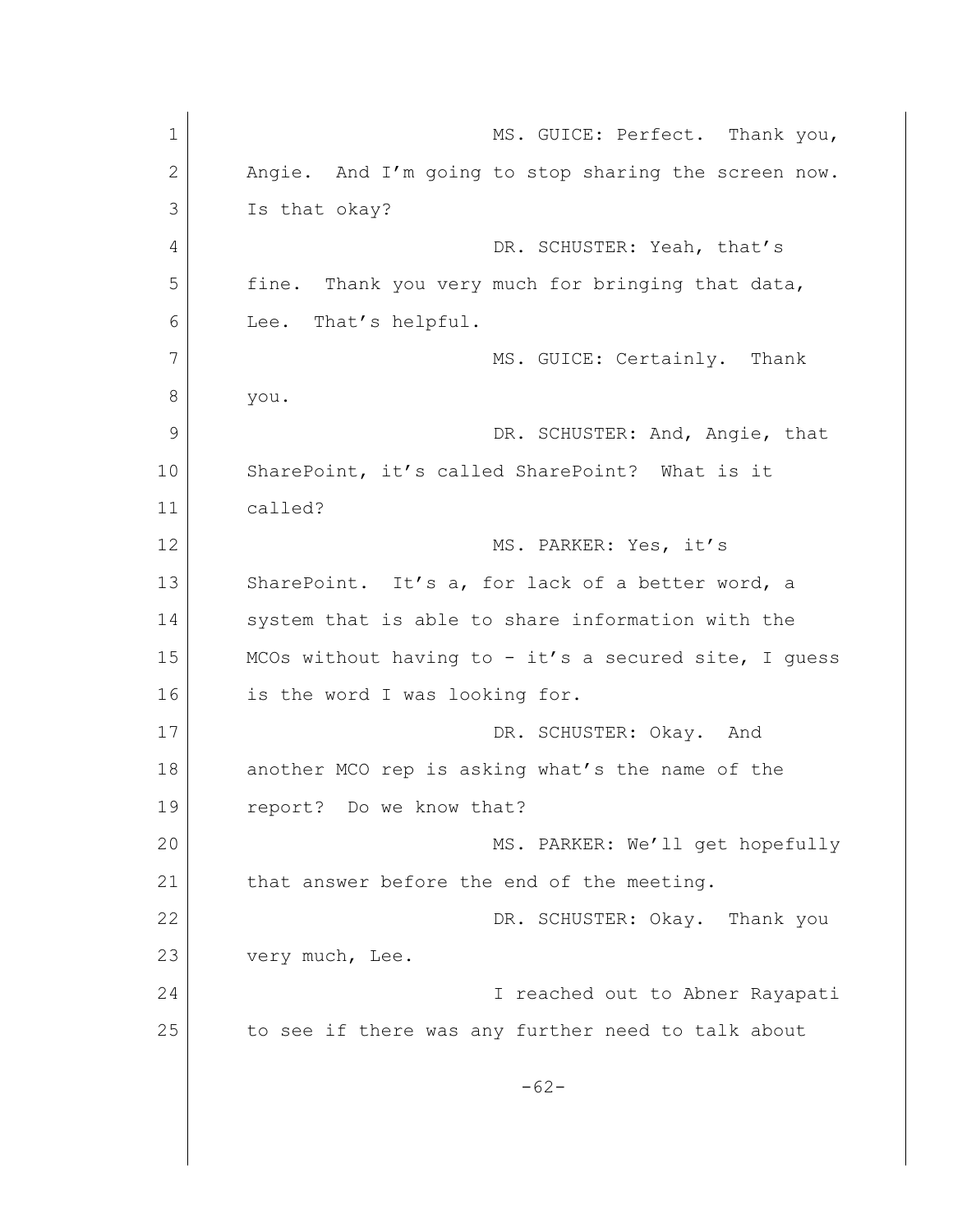MS. GUICE: Perfect. Thank you, Angie. And I'm going to stop sharing the screen now. Is that okay?

DR. SCHUSTER: Yeah, that's fine. Thank you very much for bringing that data, Lee. That's helpful.

MS. GUICE: Certainly. Thank you.

DR. SCHUSTER: And, Angie, that SharePoint, it's called SharePoint? What is it called?

MS. PARKER: Yes, it's SharePoint. It's a, for lack of a better word, a system that is able to share information with the MCOs without having to - it's a secured site, I guess is the word I was looking for.

DR. SCHUSTER: Okay. And another MCO rep is asking what's the name of the report? Do we know that?

MS. PARKER: We'll get hopefully that answer before the end of the meeting.

DR. SCHUSTER: Okay. Thank you very much, Lee.

I reached out to Abner Rayapati to see if there was any further need to talk about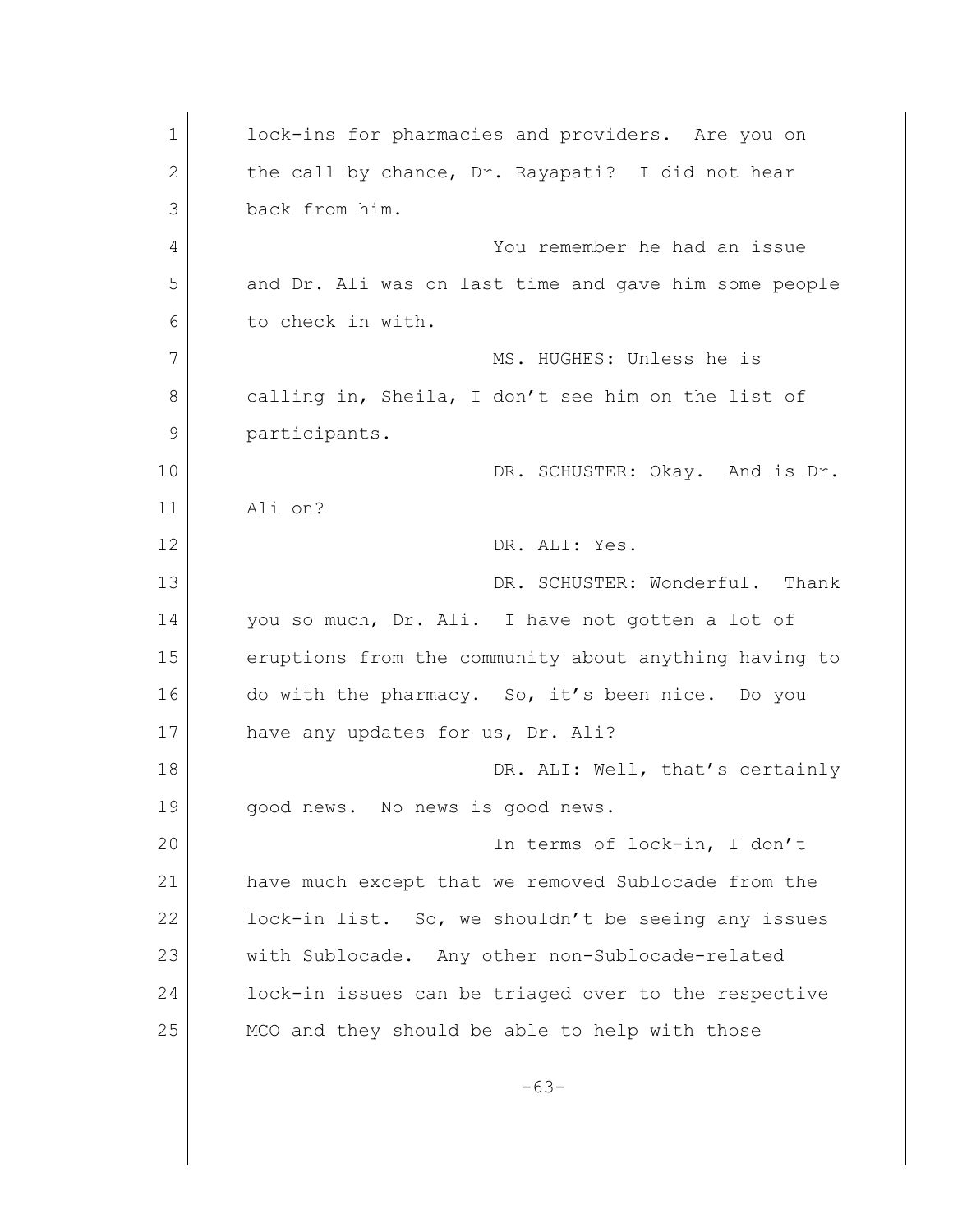lock-ins for pharmacies and providers. Are you on the call by chance, Dr. Rayapati? I did not hear back from him.

You remember he had an issue and Dr. Ali was on last time and gave him some people to check in with.

MS. HUGHES: Unless he is calling in, Sheila, I don't see him on the list of participants.

DR. SCHUSTER: Okay. And is Dr. Ali on?

DR. ALI: Yes.

DR. SCHUSTER: Wonderful. Thank you so much, Dr. Ali. I have not gotten a lot of eruptions from the community about anything having to do with the pharmacy. So, it's been nice. Do you have any updates for us, Dr. Ali?

DR. ALI: Well, that's certainly good news. No news is good news.

In terms of lock-in, I don't have much except that we removed Sublocade from the lock-in list. So, we shouldn't be seeing any issues with Sublocade. Any other non-Sublocade-related lock-in issues can be triaged over to the respective MCO and they should be able to help with those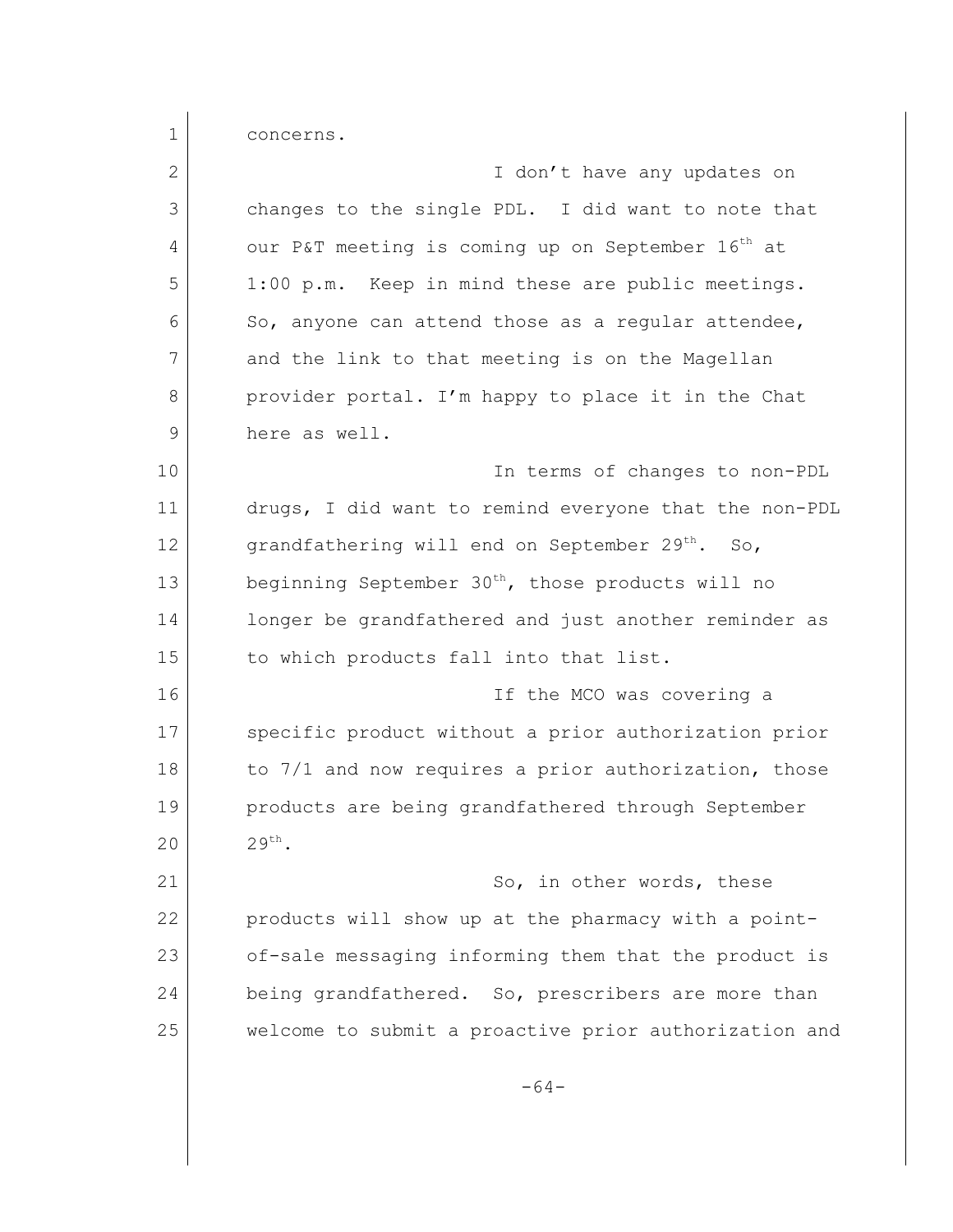concerns.

I don't have any updates on changes to the single PDL. I did want to note that our P&T meeting is coming up on September 16th at 1:00 p.m. Keep in mind these are public meetings. So, anyone can attend those as a regular attendee, and the link to that meeting is on the Magellan provider portal. I'm happy to place it in the Chat here as well.

In terms of changes to non-PDL drugs, I did want to remind everyone that the non-PDL grandfathering will end on September 29th. So, beginning September 30th, those products will no longer be grandfathered and just another reminder as to which products fall into that list.

If the MCO was covering a specific product without a prior authorization prior to 7/1 and now requires a prior authorization, those products are being grandfathered through September 29th.

So, in other words, these products will show up at the pharmacy with a point-of-sale messaging informing them that the product is being grandfathered. So, prescribers are more than welcome to submit a proactive prior authorization and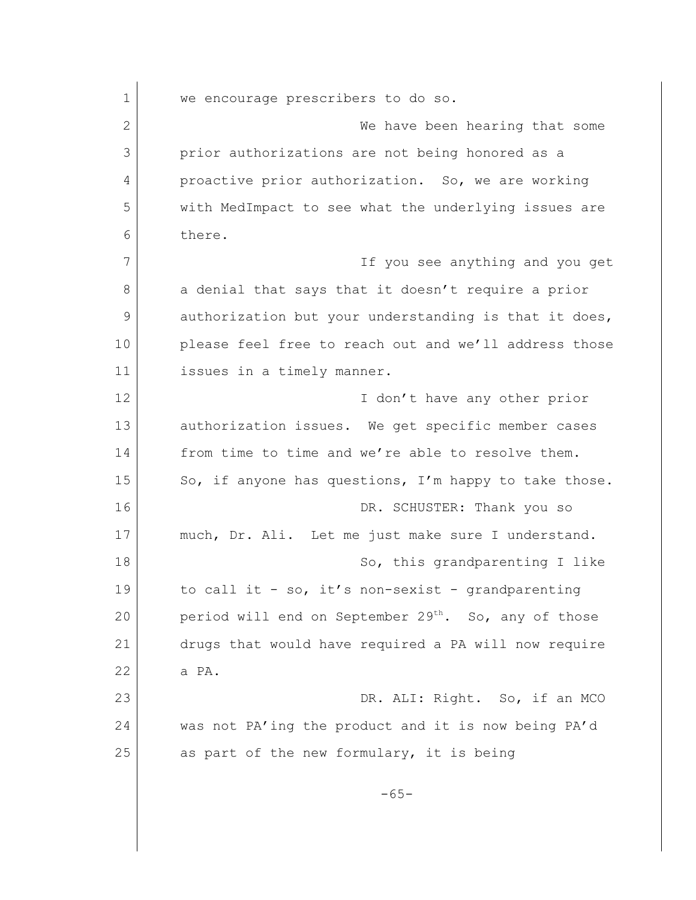we encourage prescribers to do so.

We have been hearing that some prior authorizations are not being honored as a proactive prior authorization. So, we are working with MedImpact to see what the underlying issues are there.

If you see anything and you get a denial that says that it doesn't require a prior authorization but your understanding is that it does, please feel free to reach out and we'll address those issues in a timely manner.

I don't have any other prior authorization issues. We get specific member cases from time to time and we're able to resolve them. So, if anyone has questions, I'm happy to take those.

DR. SCHUSTER: Thank you so much, Dr. Ali. Let me just make sure I understand.

So, this grandparenting I like to call it - so, it's non-sexist - grandparenting period will end on September 29th. So, any of those drugs that would have required a PA will now require a PA.

DR. ALI: Right. So, if an MCO was not PA'ing the product and it is now being PA'd as part of the new formulary, it is being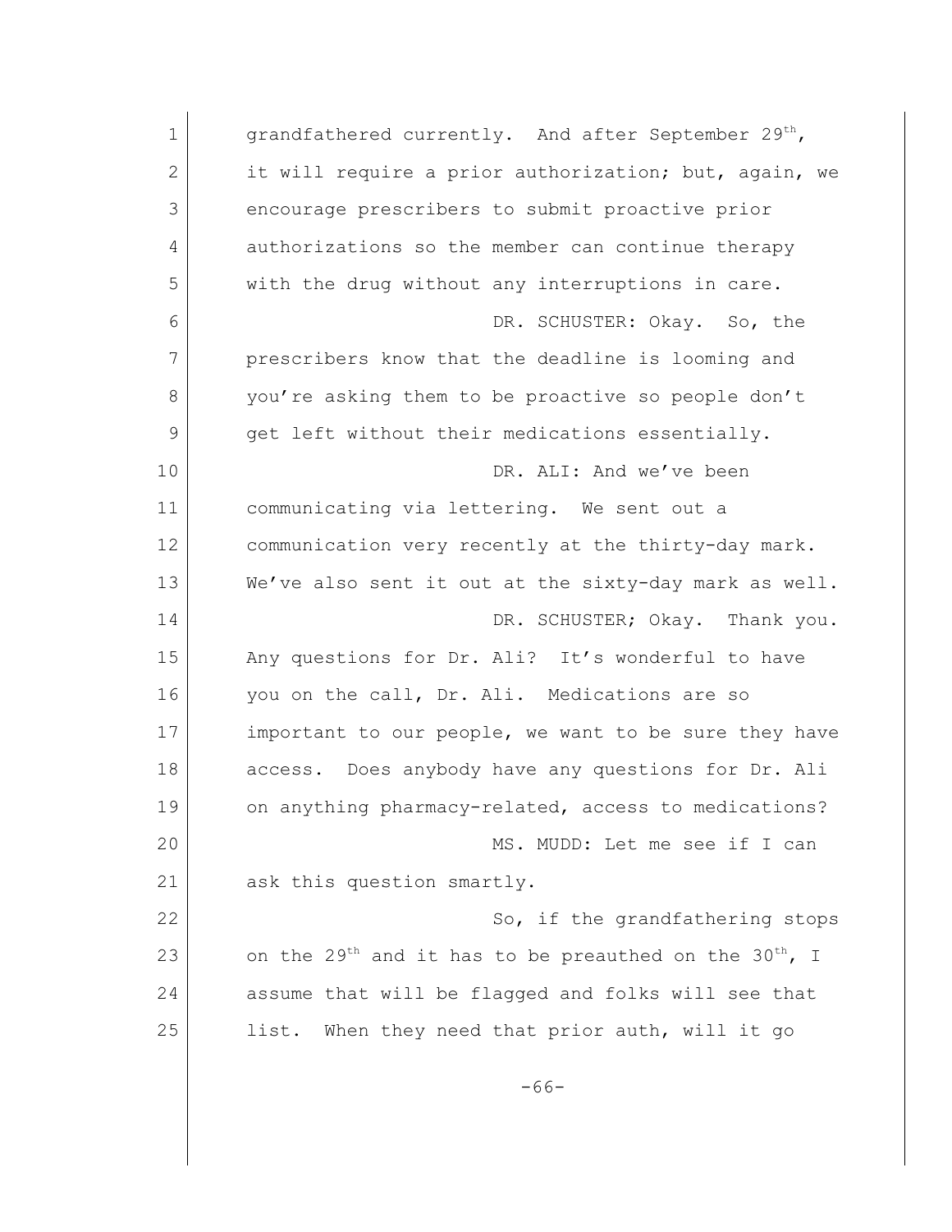grandfathered currently. And after September 29th, it will require a prior authorization; but, again, we encourage prescribers to submit proactive prior authorizations so the member can continue therapy with the drug without any interruptions in care.

DR. SCHUSTER: Okay. So, the prescribers know that the deadline is looming and you're asking them to be proactive so people don't get left without their medications essentially.

DR. ALI: And we've been communicating via lettering. We sent out a communication very recently at the thirty-day mark. We've also sent it out at the sixty-day mark as well.

DR. SCHUSTER; Okay. Thank you. Any questions for Dr. Ali? It's wonderful to have you on the call, Dr. Ali. Medications are so important to our people, we want to be sure they have access. Does anybody have any questions for Dr. Ali on anything pharmacy-related, access to medications?

MS. MUDD: Let me see if I can ask this question smartly.

So, if the grandfathering stops on the 29th and it has to be preauthed on the 30th, I assume that will be flagged and folks will see that list. When they need that prior auth, will it go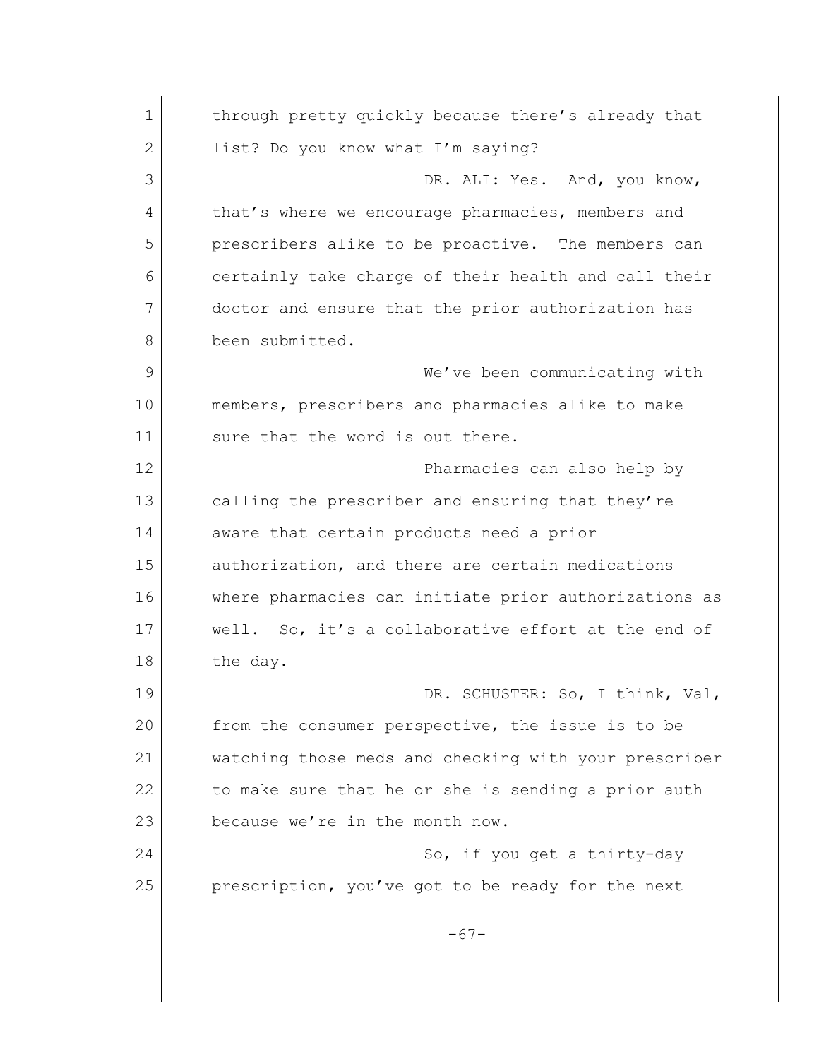through pretty quickly because there's already that list? Do you know what I'm saying?

DR. ALI: Yes. And, you know, that's where we encourage pharmacies, members and prescribers alike to be proactive. The members can certainly take charge of their health and call their doctor and ensure that the prior authorization has been submitted.

We've been communicating with members, prescribers and pharmacies alike to make sure that the word is out there.

Pharmacies can also help by calling the prescriber and ensuring that they're aware that certain products need a prior authorization, and there are certain medications where pharmacies can initiate prior authorizations as well. So, it's a collaborative effort at the end of the day.

DR. SCHUSTER: So, I think, Val, from the consumer perspective, the issue is to be watching those meds and checking with your prescriber to make sure that he or she is sending a prior auth because we're in the month now.

So, if you get a thirty-day prescription, you've got to be ready for the next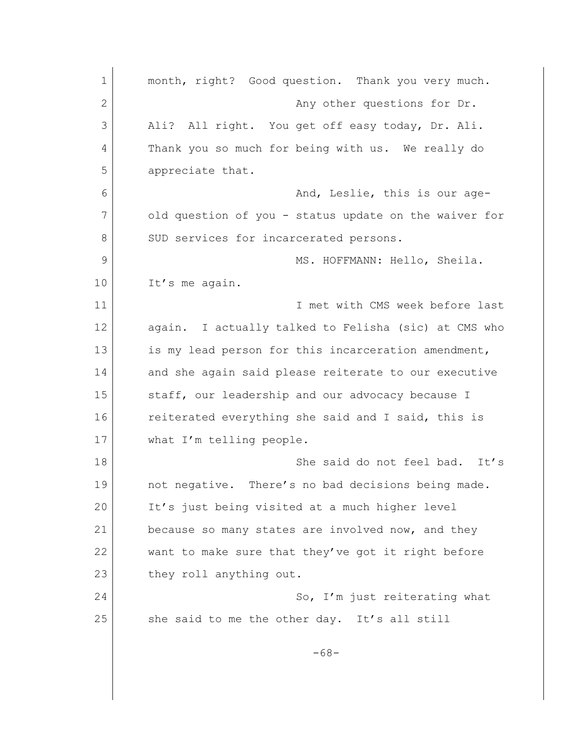month, right? Good question. Thank you very much.

Any other questions for Dr. Ali? All right. You get off easy today, Dr. Ali. Thank you so much for being with us. We really do appreciate that.

And, Leslie, this is our age-old question of you - status update on the waiver for SUD services for incarcerated persons.

MS. HOFFMANN: Hello, Sheila. It's me again.

I met with CMS week before last again. I actually talked to Felisha (sic) at CMS who is my lead person for this incarceration amendment, and she again said please reiterate to our executive staff, our leadership and our advocacy because I reiterated everything she said and I said, this is what I'm telling people.

She said do not feel bad. It's not negative. There's no bad decisions being made. It's just being visited at a much higher level because so many states are involved now, and they want to make sure that they've got it right before they roll anything out.

So, I'm just reiterating what she said to me the other day. It's all still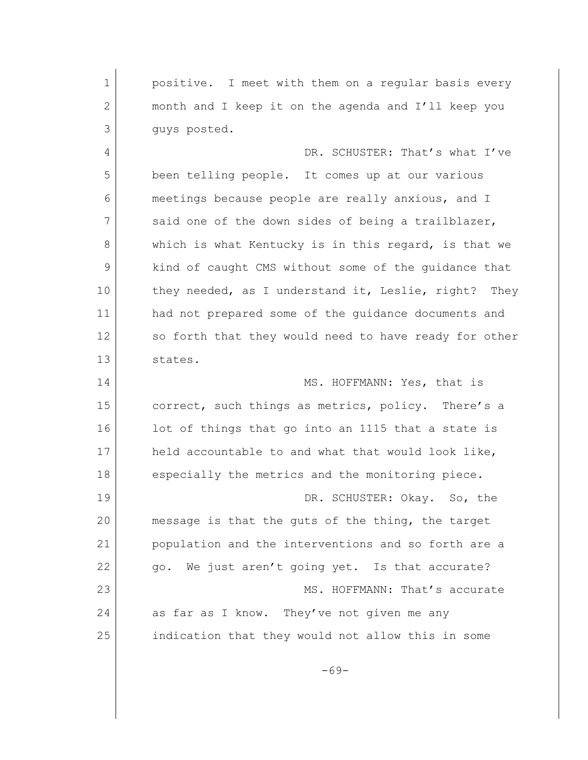positive. I meet with them on a regular basis every month and I keep it on the agenda and I'll keep you guys posted.

DR. SCHUSTER: That's what I've been telling people. It comes up at our various meetings because people are really anxious, and I said one of the down sides of being a trailblazer, which is what Kentucky is in this regard, is that we kind of caught CMS without some of the guidance that they needed, as I understand it, Leslie, right? They had not prepared some of the guidance documents and so forth that they would need to have ready for other states.

MS. HOFFMANN: Yes, that is correct, such things as metrics, policy. There's a lot of things that go into an 1115 that a state is held accountable to and what that would look like, especially the metrics and the monitoring piece.

DR. SCHUSTER: Okay. So, the message is that the guts of the thing, the target population and the interventions and so forth are a go. We just aren't going yet. Is that accurate?

MS. HOFFMANN: That's accurate as far as I know. They've not given me any indication that they would not allow this in some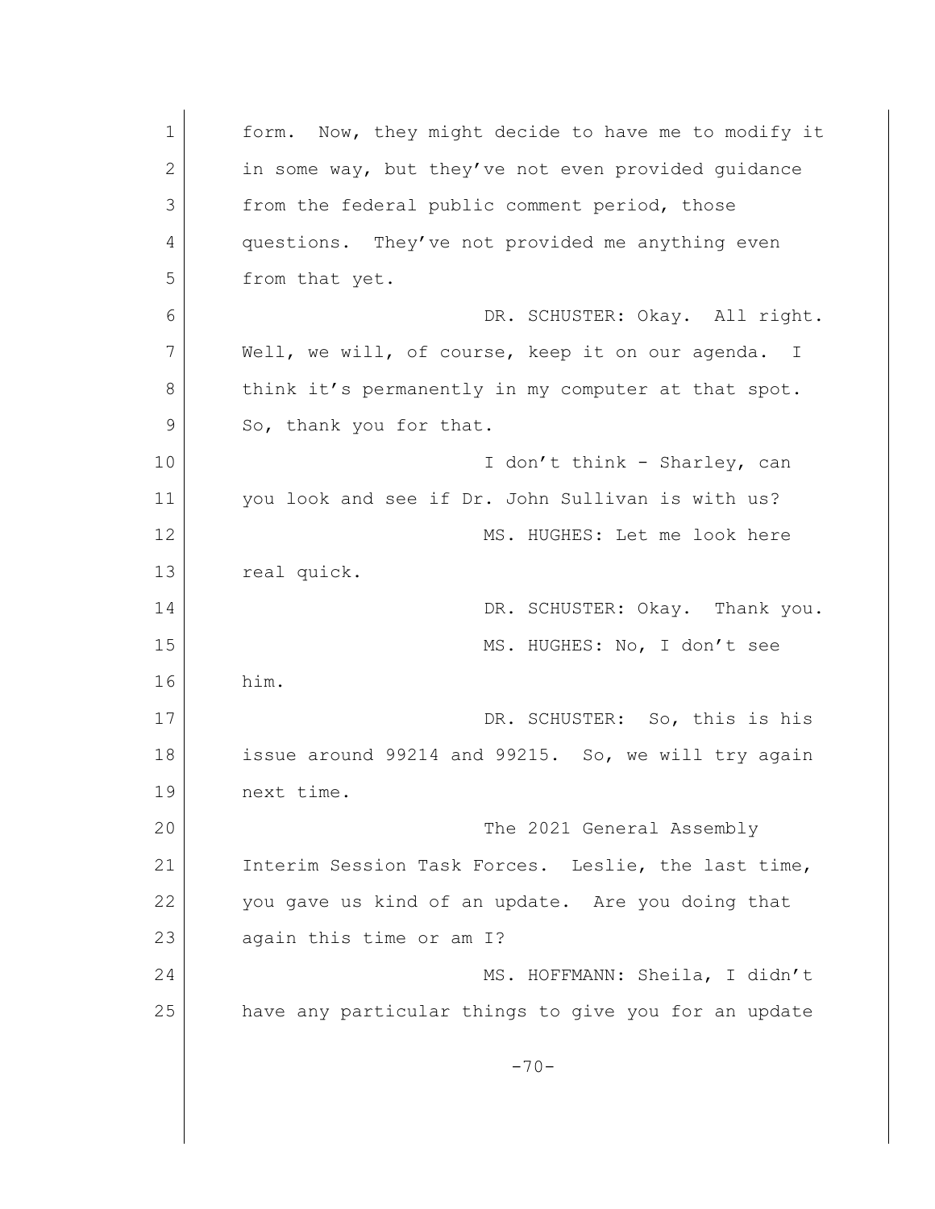form. Now, they might decide to have me to modify it in some way, but they've not even provided guidance from the federal public comment period, those questions. They've not provided me anything even from that yet.

DR. SCHUSTER: Okay. All right. Well, we will, of course, keep it on our agenda. I think it's permanently in my computer at that spot. So, thank you for that.

I don't think - Sharley, can you look and see if Dr. John Sullivan is with us?

MS. HUGHES: Let me look here real quick.

DR. SCHUSTER: Okay. Thank you.

MS. HUGHES: No, I don't see him.

DR. SCHUSTER: So, this is his issue around 99214 and 99215. So, we will try again next time.

The 2021 General Assembly Interim Session Task Forces. Leslie, the last time, you gave us kind of an update. Are you doing that again this time or am I?

MS. HOFFMANN: Sheila, I didn't have any particular things to give you for an update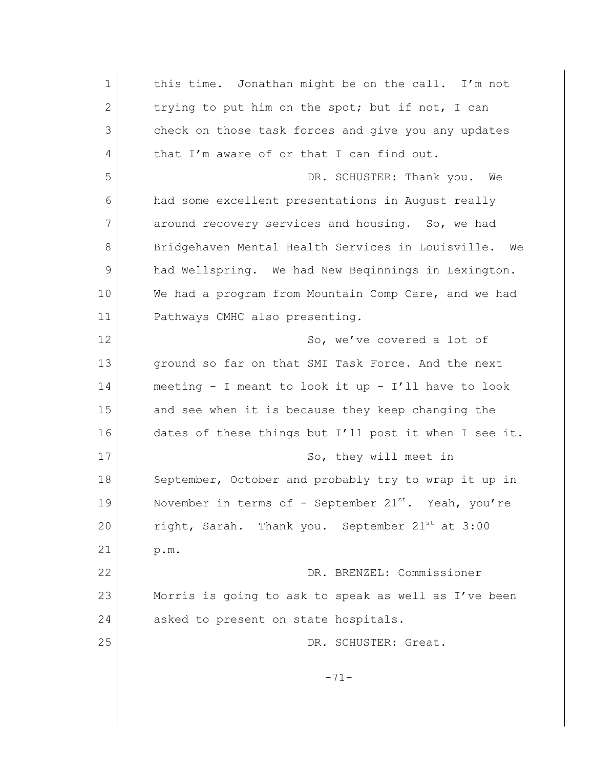this time. Jonathan might be on the call. I'm not trying to put him on the spot; but if not, I can check on those task forces and give you any updates that I'm aware of or that I can find out.

DR. SCHUSTER: Thank you. We had some excellent presentations in August really around recovery services and housing. So, we had Bridgehaven Mental Health Services in Louisville. We had Wellspring. We had New Beqinnings in Lexington. We had a program from Mountain Comp Care, and we had Pathways CMHC also presenting.

So, we've covered a lot of ground so far on that SMI Task Force. And the next meeting - I meant to look it up - I'll have to look and see when it is because they keep changing the dates of these things but I'll post it when I see it.

So, they will meet in September, October and probably try to wrap it up in November in terms of - September 21st. Yeah, you're right, Sarah. Thank you. September 21st at 3:00 p.m.

DR. BRENZEL: Commissioner Morris is going to ask to speak as well as I've been asked to present on state hospitals.

DR. SCHUSTER: Great.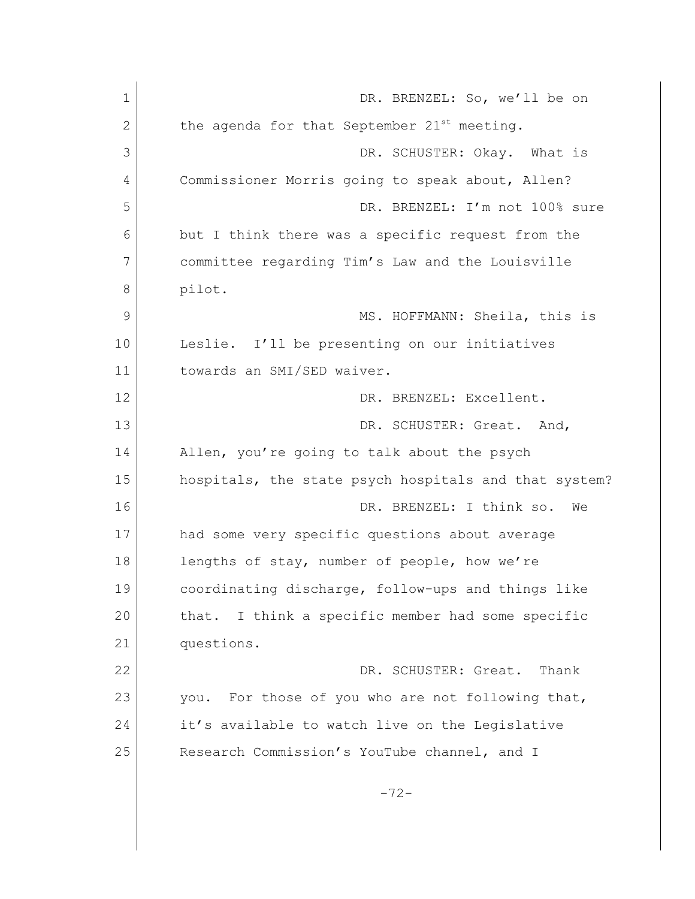DR. BRENZEL: So, we'll be on the agenda for that September 21st meeting.

DR. SCHUSTER: Okay. What is Commissioner Morris going to speak about, Allen?

DR. BRENZEL: I'm not 100% sure but I think there was a specific request from the committee regarding Tim's Law and the Louisville pilot.

MS. HOFFMANN: Sheila, this is Leslie. I'll be presenting on our initiatives towards an SMI/SED waiver.

DR. BRENZEL: Excellent.

DR. SCHUSTER: Great. And, Allen, you're going to talk about the psych hospitals, the state psych hospitals and that system?

DR. BRENZEL: I think so. We had some very specific questions about average lengths of stay, number of people, how we're coordinating discharge, follow-ups and things like that. I think a specific member had some specific questions.

DR. SCHUSTER: Great. Thank you. For those of you who are not following that, it's available to watch live on the Legislative Research Commission's YouTube channel, and I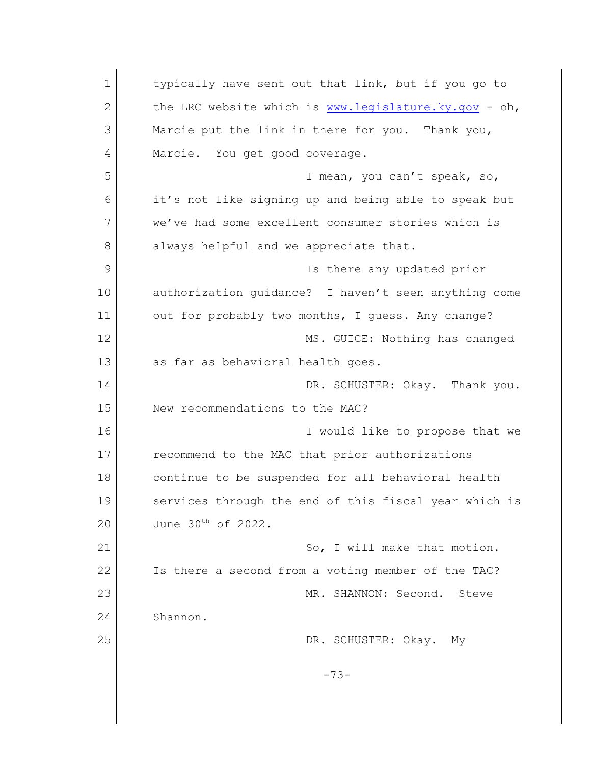typically have sent out that link, but if you go to the LRC website which is www.legislature.ky.gov - oh, Marcie put the link in there for you. Thank you, Marcie. You get good coverage.

I mean, you can't speak, so, it's not like signing up and being able to speak but we've had some excellent consumer stories which is always helpful and we appreciate that.

Is there any updated prior authorization guidance? I haven't seen anything come out for probably two months, I guess. Any change?

MS. GUICE: Nothing has changed as far as behavioral health goes.

DR. SCHUSTER: Okay. Thank you. New recommendations to the MAC?

I would like to propose that we recommend to the MAC that prior authorizations continue to be suspended for all behavioral health services through the end of this fiscal year which is June 30th of 2022.

So, I will make that motion. Is there a second from a voting member of the TAC?

MR. SHANNON: Second. Steve Shannon.

DR. SCHUSTER: Okay. My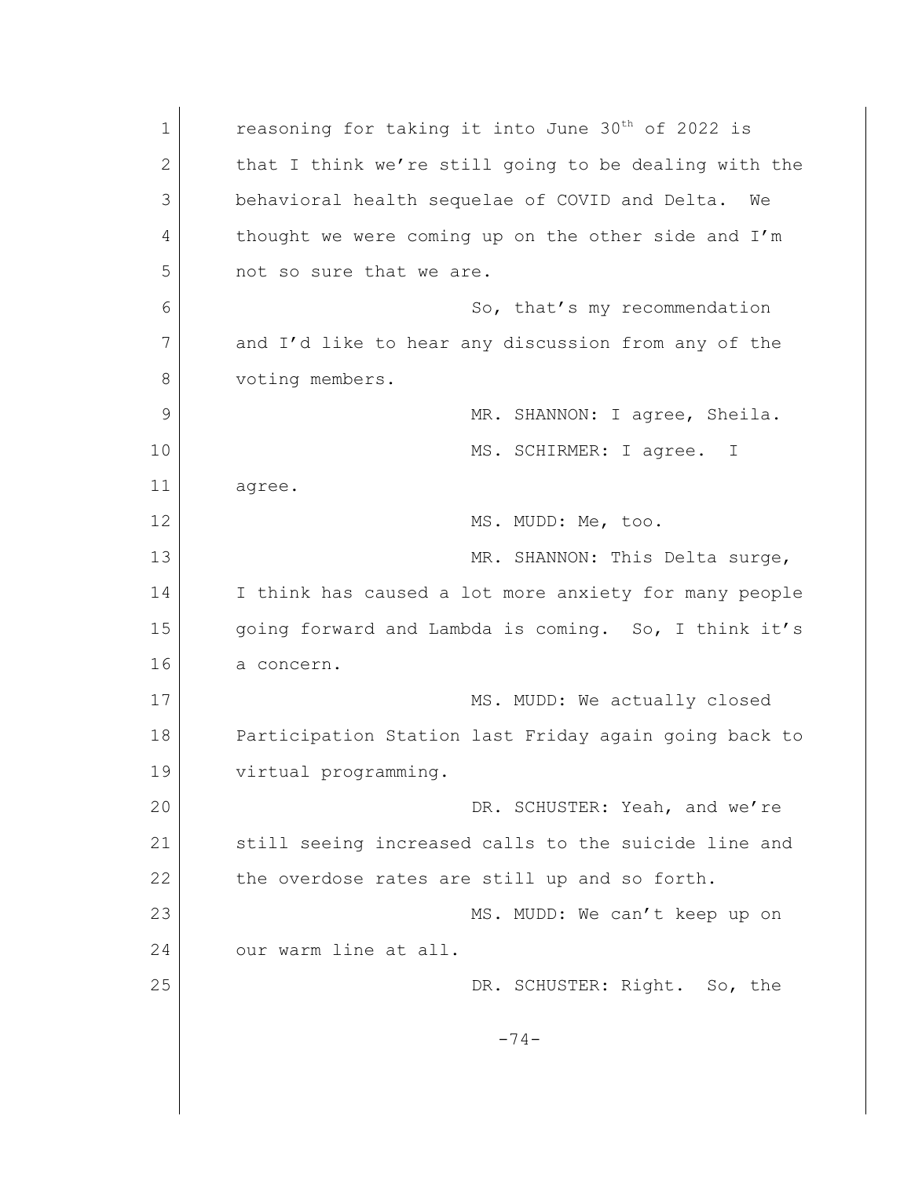reasoning for taking it into June 30th of 2022 is that I think we're still going to be dealing with the behavioral health sequelae of COVID and Delta. We thought we were coming up on the other side and I'm not so sure that we are.

So, that's my recommendation and I'd like to hear any discussion from any of the voting members.

MR. SHANNON: I agree, Sheila.

MS. SCHIRMER: I agree. I agree.

MS. MUDD: Me, too.

MR. SHANNON: This Delta surge, I think has caused a lot more anxiety for many people going forward and Lambda is coming. So, I think it's a concern.

MS. MUDD: We actually closed Participation Station last Friday again going back to virtual programming.

DR. SCHUSTER: Yeah, and we're still seeing increased calls to the suicide line and the overdose rates are still up and so forth.

MS. MUDD: We can't keep up on our warm line at all.

DR. SCHUSTER: Right. So, the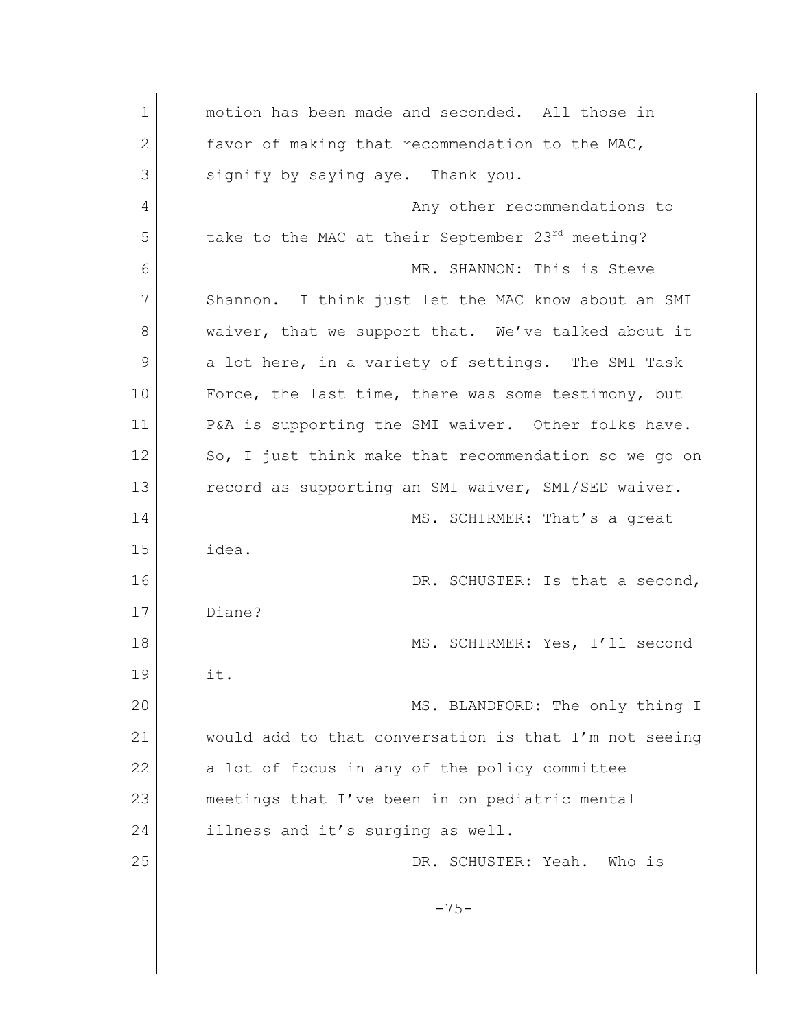motion has been made and seconded. All those in favor of making that recommendation to the MAC, signify by saying aye. Thank you.

Any other recommendations to take to the MAC at their September 23rd meeting?

MR. SHANNON: This is Steve Shannon. I think just let the MAC know about an SMI waiver, that we support that. We've talked about it a lot here, in a variety of settings. The SMI Task Force, the last time, there was some testimony, but P&A is supporting the SMI waiver. Other folks have. So, I just think make that recommendation so we go on record as supporting an SMI waiver, SMI/SED waiver.

MS. SCHIRMER: That's a great idea.

DR. SCHUSTER: Is that a second, Diane?

MS. SCHIRMER: Yes, I'll second it.

MS. BLANDFORD: The only thing I would add to that conversation is that I'm not seeing a lot of focus in any of the policy committee meetings that I've been in on pediatric mental illness and it's surging as well.

DR. SCHUSTER: Yeah. Who is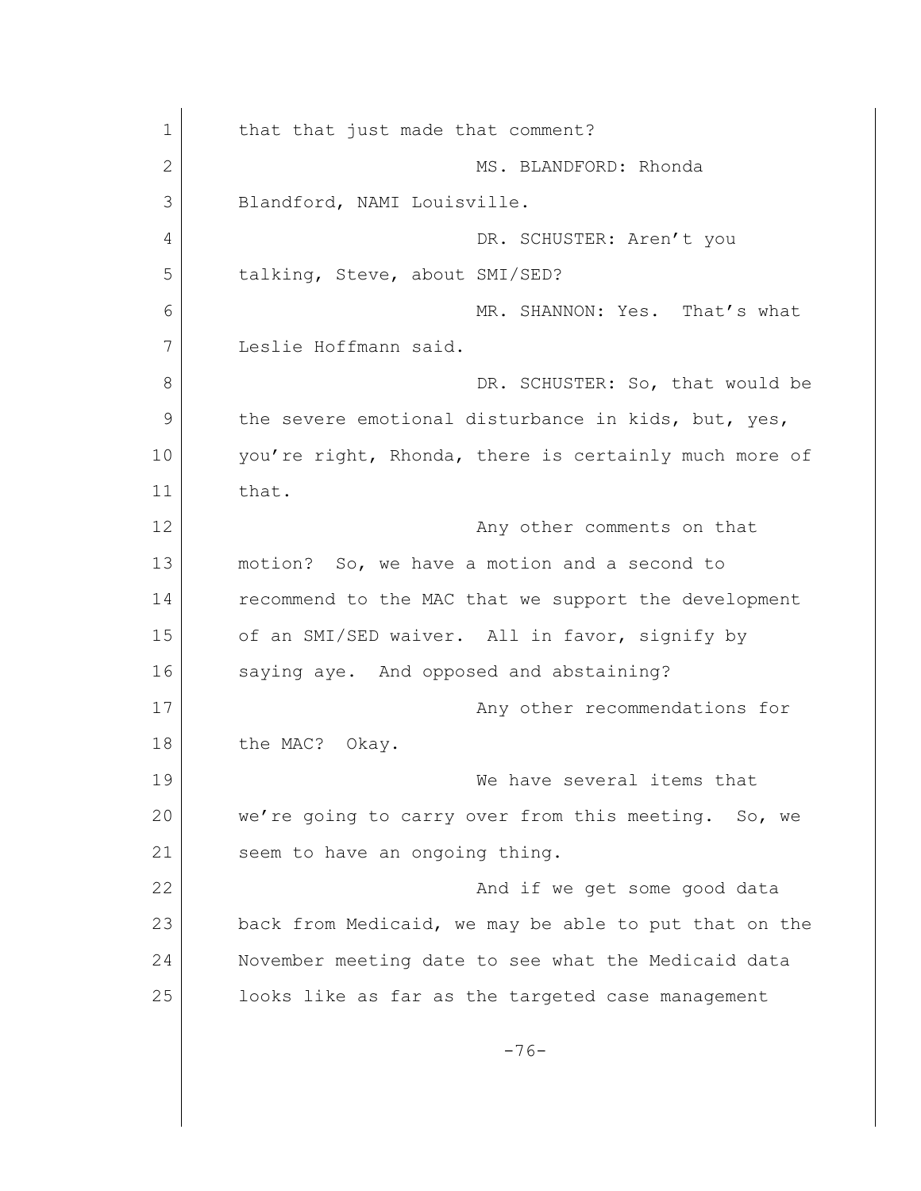that that just made that comment?

MS. BLANDFORD: Rhonda Blandford, NAMI Louisville.

DR. SCHUSTER: Aren't you talking, Steve, about SMI/SED?

MR. SHANNON: Yes. That's what Leslie Hoffmann said.

DR. SCHUSTER: So, that would be the severe emotional disturbance in kids, but, yes, you're right, Rhonda, there is certainly much more of that.

Any other comments on that motion? So, we have a motion and a second to recommend to the MAC that we support the development of an SMI/SED waiver. All in favor, signify by saying aye. And opposed and abstaining?

Any other recommendations for the MAC? Okay.

We have several items that we're going to carry over from this meeting. So, we seem to have an ongoing thing.

And if we get some good data back from Medicaid, we may be able to put that on the November meeting date to see what the Medicaid data looks like as far as the targeted case management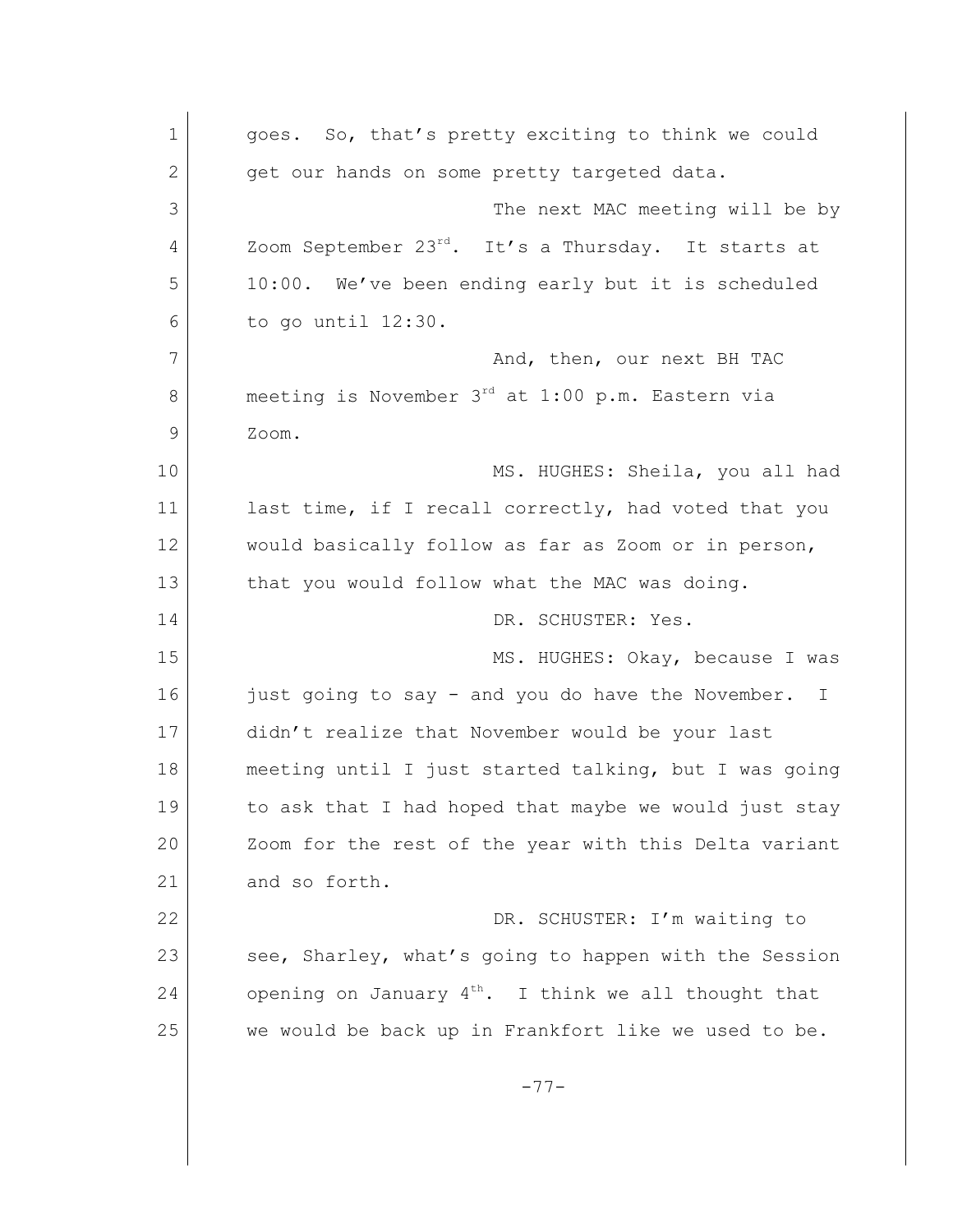goes. So, that's pretty exciting to think we could get our hands on some pretty targeted data.

The next MAC meeting will be by Zoom September 23rd. It's a Thursday. It starts at 10:00. We've been ending early but it is scheduled to go until 12:30.

And, then, our next BH TAC meeting is November 3rd at 1:00 p.m. Eastern via Zoom.

MS. HUGHES: Sheila, you all had last time, if I recall correctly, had voted that you would basically follow as far as Zoom or in person, that you would follow what the MAC was doing.

DR. SCHUSTER: Yes.

MS. HUGHES: Okay, because I was just going to say - and you do have the November. I didn't realize that November would be your last meeting until I just started talking, but I was going to ask that I had hoped that maybe we would just stay Zoom for the rest of the year with this Delta variant and so forth.

DR. SCHUSTER: I'm waiting to see, Sharley, what's going to happen with the Session opening on January 4th. I think we all thought that we would be back up in Frankfort like we used to be.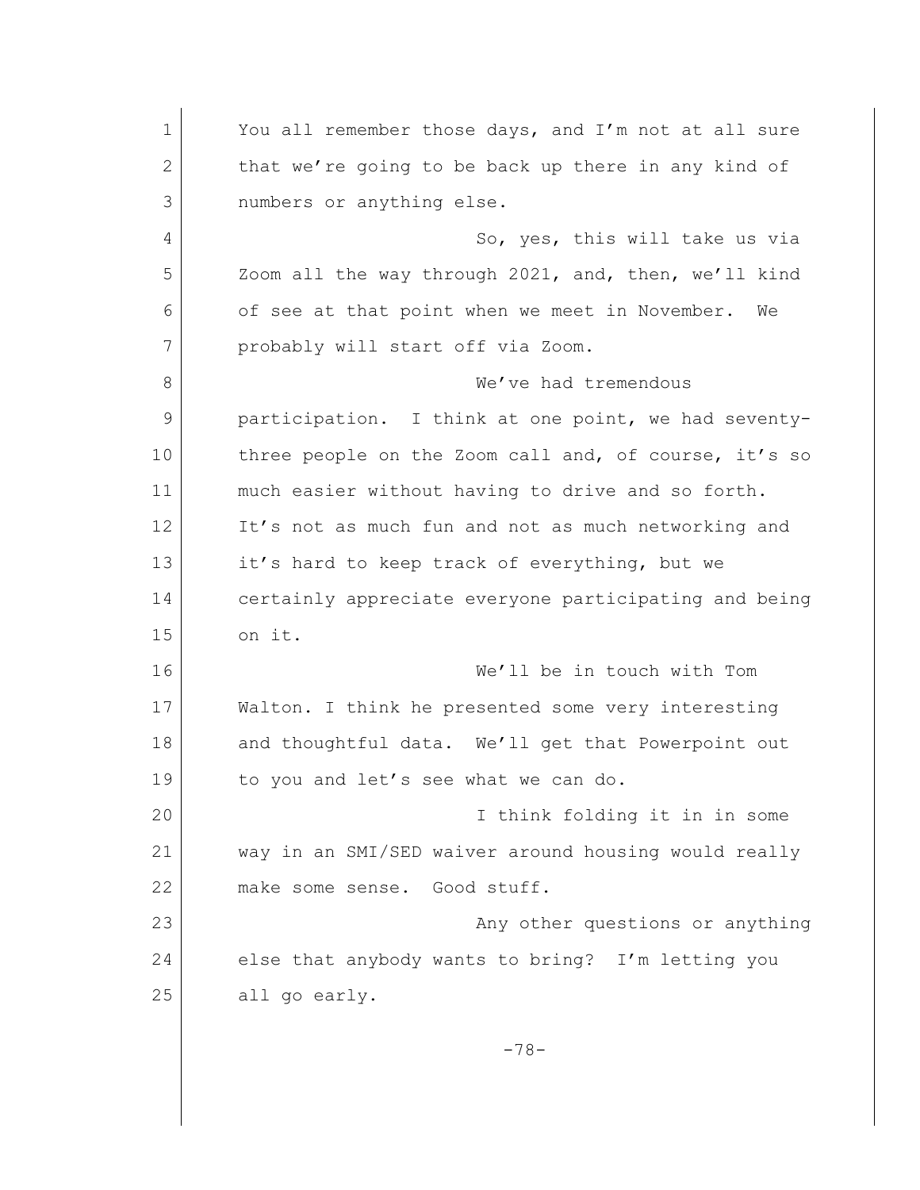You all remember those days, and I'm not at all sure that we're going to be back up there in any kind of numbers or anything else.

So, yes, this will take us via Zoom all the way through 2021, and, then, we'll kind of see at that point when we meet in November. We probably will start off via Zoom.

We've had tremendous participation. I think at one point, we had seventy-three people on the Zoom call and, of course, it's so much easier without having to drive and so forth. It's not as much fun and not as much networking and it's hard to keep track of everything, but we certainly appreciate everyone participating and being on it.

We'll be in touch with Tom Walton. I think he presented some very interesting and thoughtful data. We'll get that Powerpoint out to you and let's see what we can do.

I think folding it in in some way in an SMI/SED waiver around housing would really make some sense. Good stuff.

Any other questions or anything else that anybody wants to bring? I'm letting you all go early.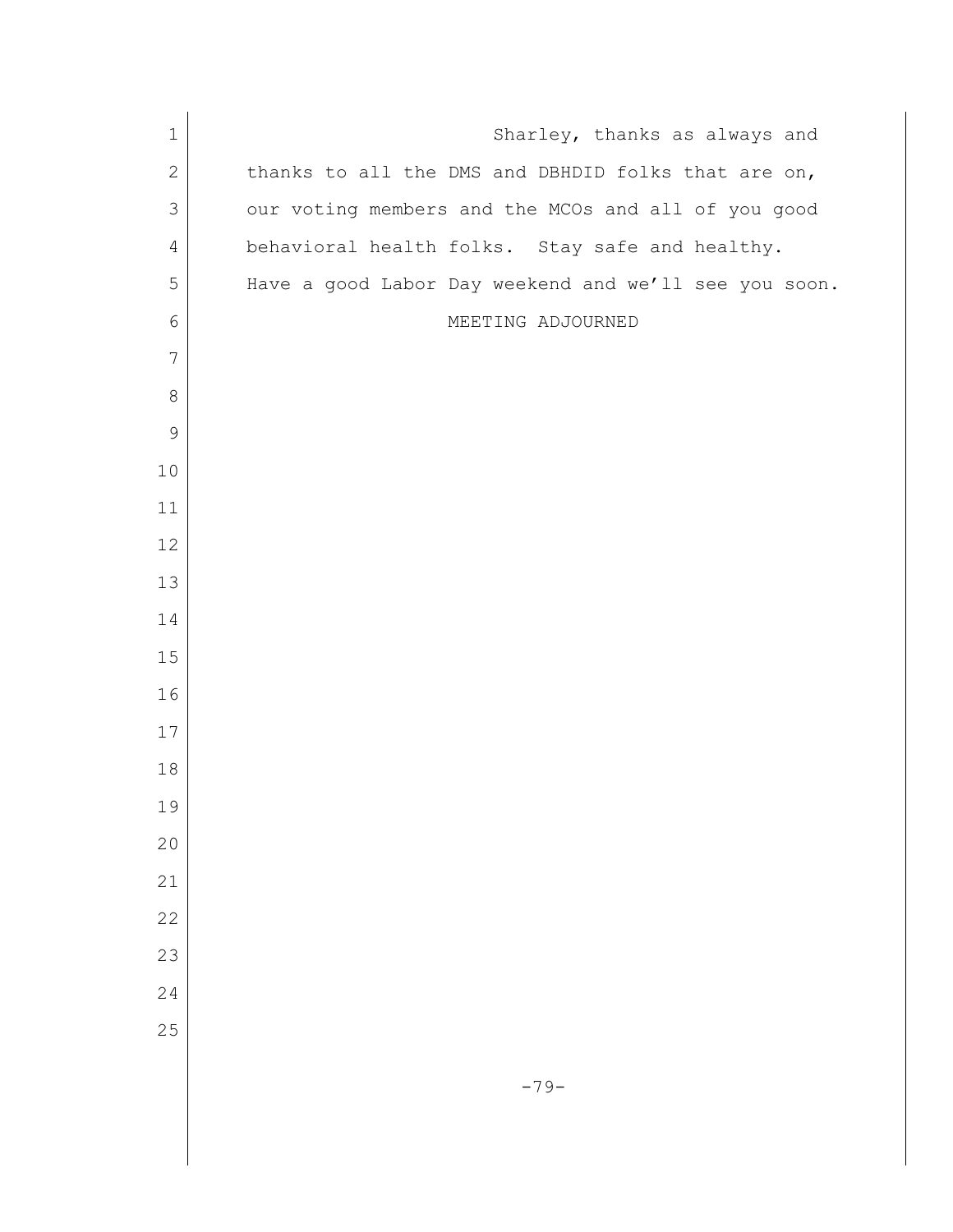Sharley, thanks as always and thanks to all the DMS and DBHDID folks that are on, our voting members and the MCOs and all of you good behavioral health folks. Stay safe and healthy. Have a good Labor Day weekend and we'll see you soon.

MEETING ADJOURNED